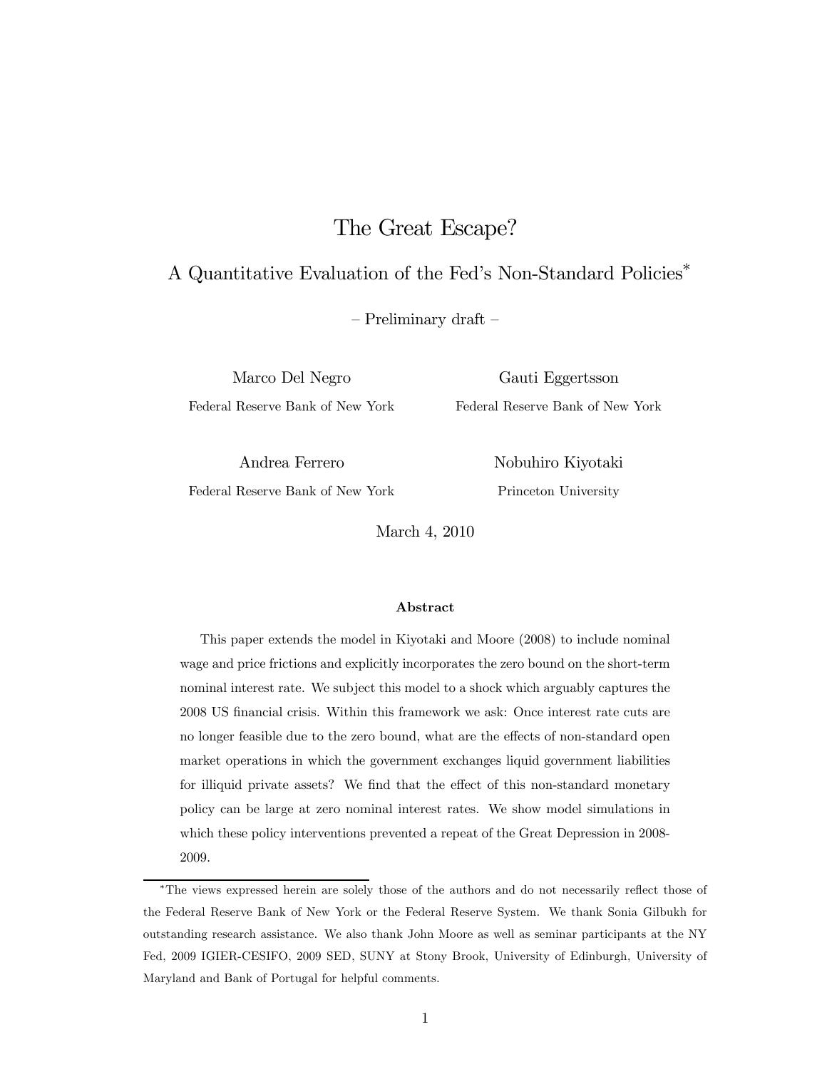# The Great Escape?

## A Quantitative Evaluation of the Fed's Non-Standard Policies[*]

– Preliminary draft –

Marco Del Negro
Federal Reserve Bank of New York

Gauti Eggertsson
Federal Reserve Bank of New York

Andrea Ferrero
Federal Reserve Bank of New York

Nobuhiro Kiyotaki
Princeton University

March 4, 2010

**Abstract**

This paper extends the model in Kiyotaki and Moore (2008) to include nominal wage and price frictions and explicitly incorporates the zero bound on the short-term nominal interest rate. We subject this model to a shock which arguably captures the 2008 US financial crisis. Within this framework we ask: Once interest rate cuts are no longer feasible due to the zero bound, what are the effects of non-standard open market operations in which the government exchanges liquid government liabilities for illiquid private assets? We find that the effect of this non-standard monetary policy can be large at zero nominal interest rates. We show model simulations in which these policy interventions prevented a repeat of the Great Depression in 2008-2009.

[*]The views expressed herein are solely those of the authors and do not necessarily reflect those of the Federal Reserve Bank of New York or the Federal Reserve System. We thank Sonia Gilbukh for outstanding research assistance. We also thank John Moore as well as seminar participants at the NY Fed, 2009 IGIER-CESIFO, 2009 SED, SUNY at Stony Brook, University of Edinburgh, University of Maryland and Bank of Portugal for helpful comments.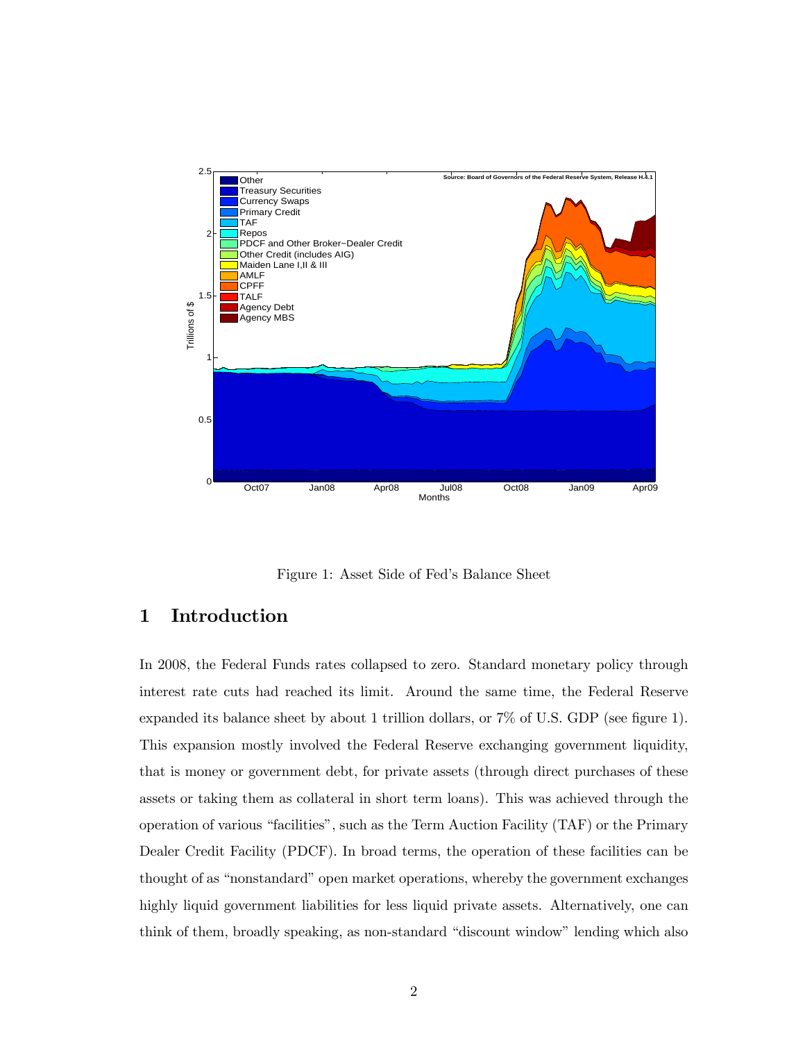Figure 1: Asset Side of Fed's Balance Sheet

## 1 Introduction

In 2008, the Federal Funds rates collapsed to zero. Standard monetary policy through interest rate cuts had reached its limit. Around the same time, the Federal Reserve expanded its balance sheet by about 1 trillion dollars, or 7% of U.S. GDP (see figure 1). This expansion mostly involved the Federal Reserve exchanging government liquidity, that is money or government debt, for private assets (through direct purchases of these assets or taking them as collateral in short term loans). This was achieved through the operation of various "facilities", such as the Term Auction Facility (TAF) or the Primary Dealer Credit Facility (PDCF). In broad terms, the operation of these facilities can be thought of as "nonstandard" open market operations, whereby the government exchanges highly liquid government liabilities for less liquid private assets. Alternatively, one can think of them, broadly speaking, as non-standard "discount window" lending which also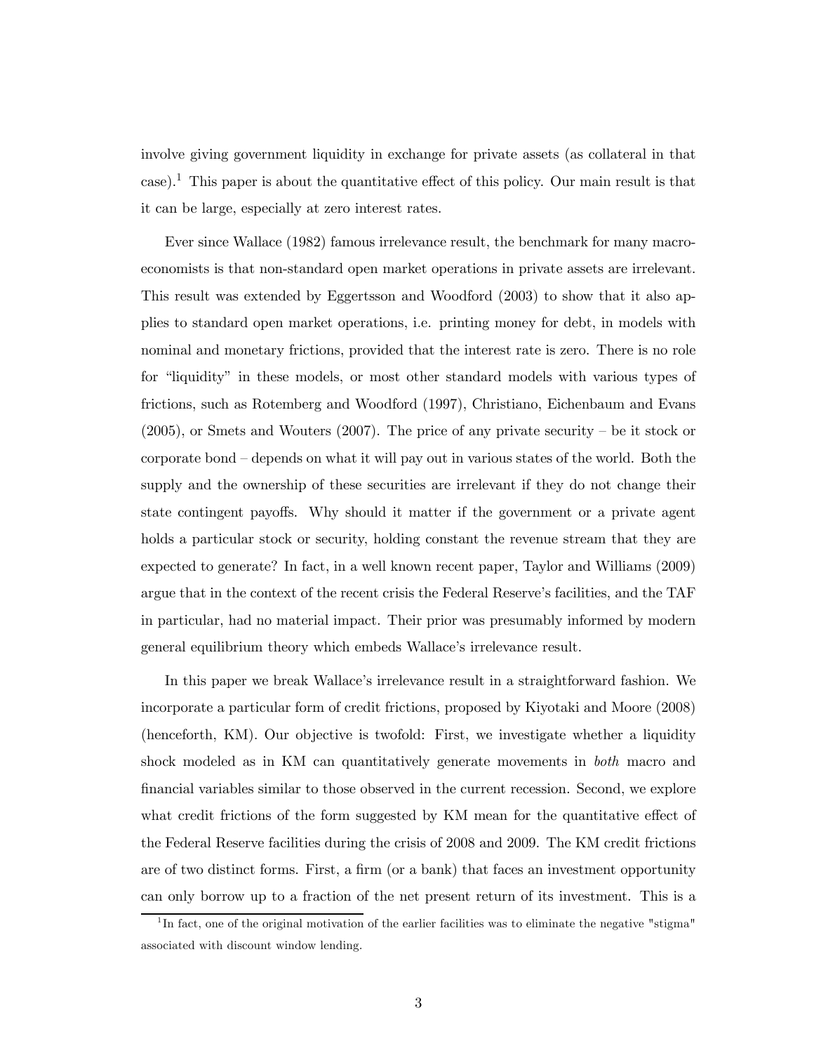involve giving government liquidity in exchange for private assets (as collateral in that case).[1] This paper is about the quantitative effect of this policy. Our main result is that it can be large, especially at zero interest rates.

Ever since Wallace (1982) famous irrelevance result, the benchmark for many macroeconomists is that non-standard open market operations in private assets are irrelevant. This result was extended by Eggertsson and Woodford (2003) to show that it also applies to standard open market operations, i.e. printing money for debt, in models with nominal and monetary frictions, provided that the interest rate is zero. There is no role for "liquidity" in these models, or most other standard models with various types of frictions, such as Rotemberg and Woodford (1997), Christiano, Eichenbaum and Evans (2005), or Smets and Wouters (2007). The price of any private security – be it stock or corporate bond – depends on what it will pay out in various states of the world. Both the supply and the ownership of these securities are irrelevant if they do not change their state contingent payoffs. Why should it matter if the government or a private agent holds a particular stock or security, holding constant the revenue stream that they are expected to generate? In fact, in a well known recent paper, Taylor and Williams (2009) argue that in the context of the recent crisis the Federal Reserve's facilities, and the TAF in particular, had no material impact. Their prior was presumably informed by modern general equilibrium theory which embeds Wallace's irrelevance result.

In this paper we break Wallace's irrelevance result in a straightforward fashion. We incorporate a particular form of credit frictions, proposed by Kiyotaki and Moore (2008) (henceforth, KM). Our objective is twofold: First, we investigate whether a liquidity shock modeled as in KM can quantitatively generate movements in *both* macro and financial variables similar to those observed in the current recession. Second, we explore what credit frictions of the form suggested by KM mean for the quantitative effect of the Federal Reserve facilities during the crisis of 2008 and 2009. The KM credit frictions are of two distinct forms. First, a firm (or a bank) that faces an investment opportunity can only borrow up to a fraction of the net present return of its investment. This is a

[1] In fact, one of the original motivation of the earlier facilities was to eliminate the negative "stigma" associated with discount window lending.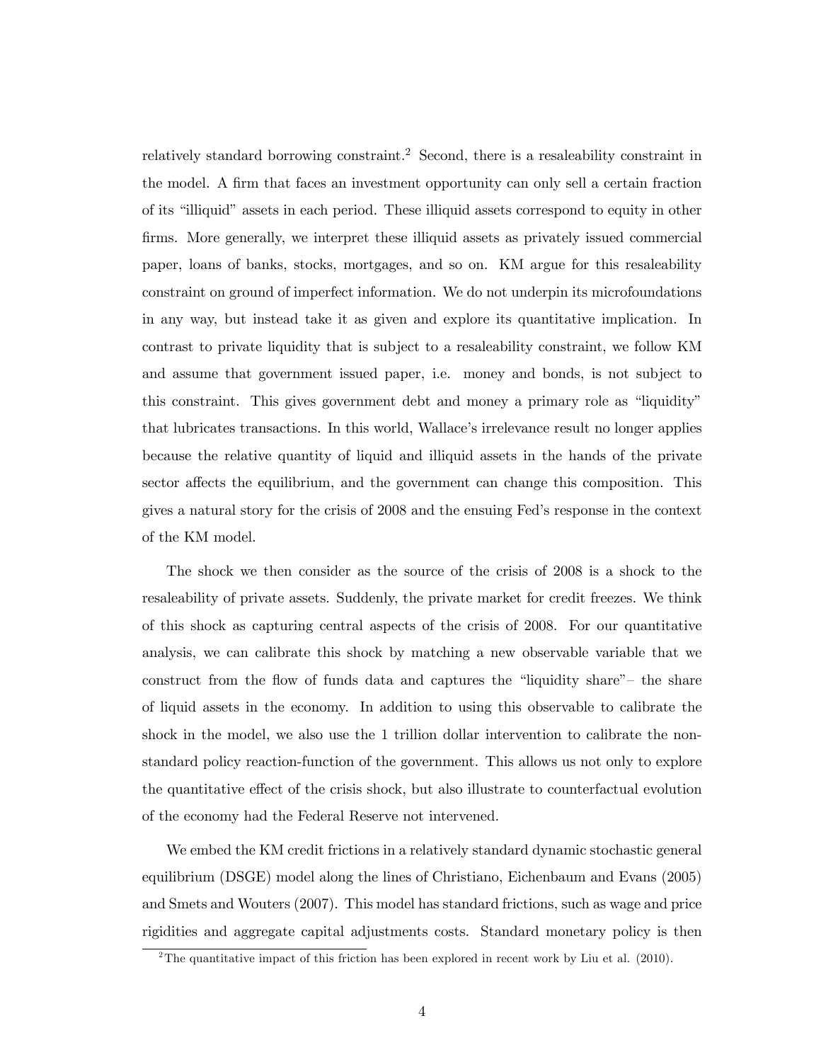relatively standard borrowing constraint.[2] Second, there is a resaleability constraint in the model. A firm that faces an investment opportunity can only sell a certain fraction of its "illiquid" assets in each period. These illiquid assets correspond to equity in other firms. More generally, we interpret these illiquid assets as privately issued commercial paper, loans of banks, stocks, mortgages, and so on. KM argue for this resaleability constraint on ground of imperfect information. We do not underpin its microfoundations in any way, but instead take it as given and explore its quantitative implication. In contrast to private liquidity that is subject to a resaleability constraint, we follow KM and assume that government issued paper, i.e. money and bonds, is not subject to this constraint. This gives government debt and money a primary role as "liquidity" that lubricates transactions. In this world, Wallace's irrelevance result no longer applies because the relative quantity of liquid and illiquid assets in the hands of the private sector affects the equilibrium, and the government can change this composition. This gives a natural story for the crisis of 2008 and the ensuing Fed's response in the context of the KM model.

The shock we then consider as the source of the crisis of 2008 is a shock to the resaleability of private assets. Suddenly, the private market for credit freezes. We think of this shock as capturing central aspects of the crisis of 2008. For our quantitative analysis, we can calibrate this shock by matching a new observable variable that we construct from the flow of funds data and captures the "liquidity share"– the share of liquid assets in the economy. In addition to using this observable to calibrate the shock in the model, we also use the 1 trillion dollar intervention to calibrate the non-standard policy reaction-function of the government. This allows us not only to explore the quantitative effect of the crisis shock, but also illustrate to counterfactual evolution of the economy had the Federal Reserve not intervened.

We embed the KM credit frictions in a relatively standard dynamic stochastic general equilibrium (DSGE) model along the lines of Christiano, Eichenbaum and Evans (2005) and Smets and Wouters (2007). This model has standard frictions, such as wage and price rigidities and aggregate capital adjustments costs. Standard monetary policy is then

[2] The quantitative impact of this friction has been explored in recent work by Liu et al. (2010).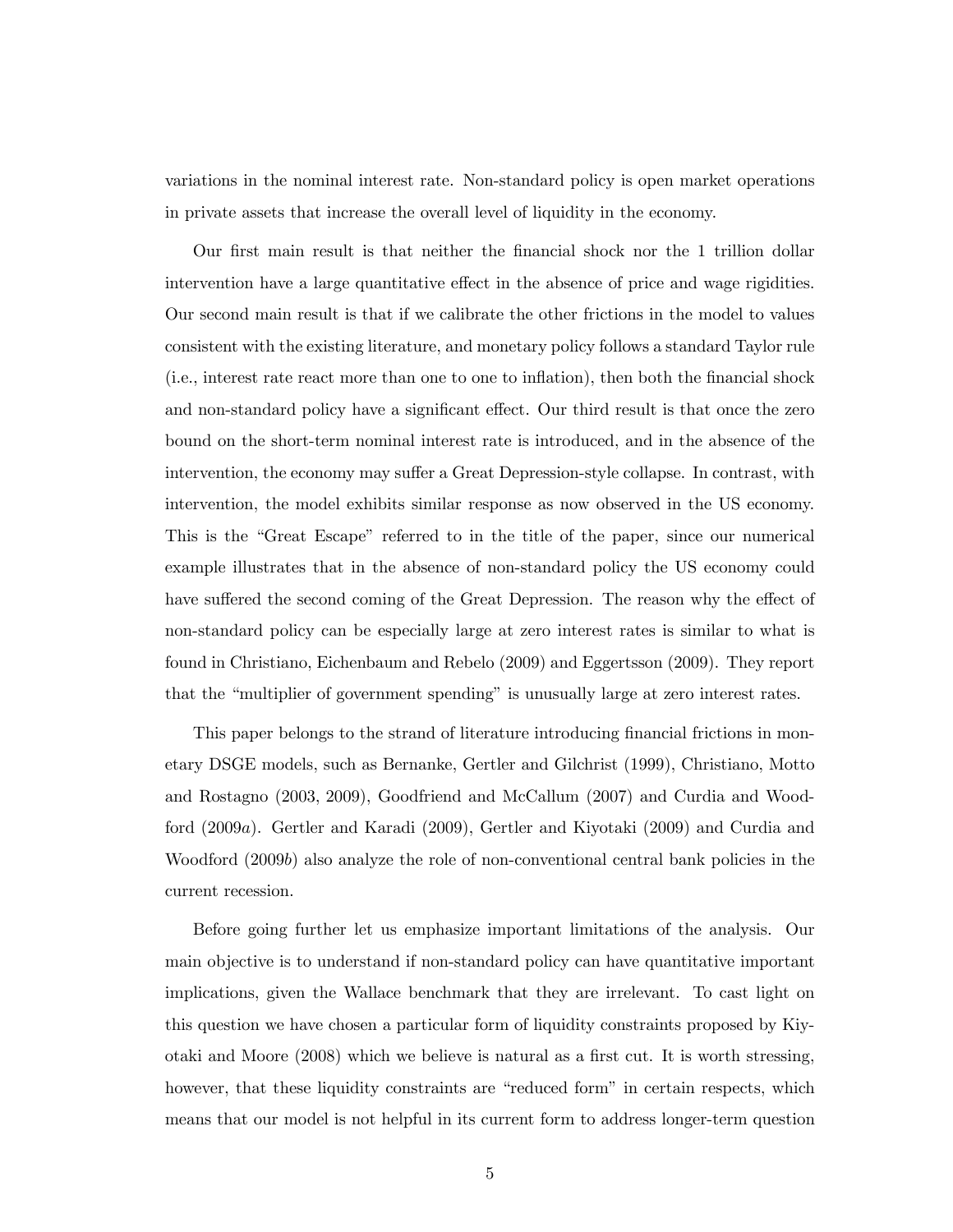variations in the nominal interest rate. Non-standard policy is open market operations in private assets that increase the overall level of liquidity in the economy.

Our first main result is that neither the financial shock nor the 1 trillion dollar intervention have a large quantitative effect in the absence of price and wage rigidities. Our second main result is that if we calibrate the other frictions in the model to values consistent with the existing literature, and monetary policy follows a standard Taylor rule (i.e., interest rate react more than one to one to inflation), then both the financial shock and non-standard policy have a significant effect. Our third result is that once the zero bound on the short-term nominal interest rate is introduced, and in the absence of the intervention, the economy may suffer a Great Depression-style collapse. In contrast, with intervention, the model exhibits similar response as now observed in the US economy. This is the "Great Escape" referred to in the title of the paper, since our numerical example illustrates that in the absence of non-standard policy the US economy could have suffered the second coming of the Great Depression. The reason why the effect of non-standard policy can be especially large at zero interest rates is similar to what is found in Christiano, Eichenbaum and Rebelo (2009) and Eggertsson (2009). They report that the "multiplier of government spending" is unusually large at zero interest rates.

This paper belongs to the strand of literature introducing financial frictions in monetary DSGE models, such as Bernanke, Gertler and Gilchrist (1999), Christiano, Motto and Rostagno (2003, 2009), Goodfriend and McCallum (2007) and Curdia and Woodford (2009*a*). Gertler and Karadi (2009), Gertler and Kiyotaki (2009) and Curdia and Woodford (2009*b*) also analyze the role of non-conventional central bank policies in the current recession.

Before going further let us emphasize important limitations of the analysis. Our main objective is to understand if non-standard policy can have quantitative important implications, given the Wallace benchmark that they are irrelevant. To cast light on this question we have chosen a particular form of liquidity constraints proposed by Kiyotaki and Moore (2008) which we believe is natural as a first cut. It is worth stressing, however, that these liquidity constraints are "reduced form" in certain respects, which means that our model is not helpful in its current form to address longer-term question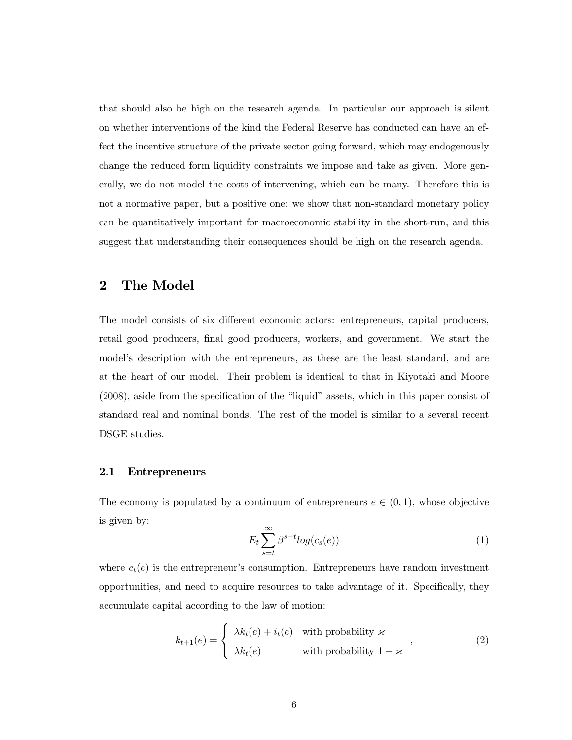that should also be high on the research agenda. In particular our approach is silent on whether interventions of the kind the Federal Reserve has conducted can have an effect the incentive structure of the private sector going forward, which may endogenously change the reduced form liquidity constraints we impose and take as given. More generally, we do not model the costs of intervening, which can be many. Therefore this is not a normative paper, but a positive one: we show that non-standard monetary policy can be quantitatively important for macroeconomic stability in the short-run, and this suggest that understanding their consequences should be high on the research agenda.

## 2 The Model

The model consists of six different economic actors: entrepreneurs, capital producers, retail good producers, final good producers, workers, and government. We start the model's description with the entrepreneurs, as these are the least standard, and are at the heart of our model. Their problem is identical to that in Kiyotaki and Moore (2008), aside from the specification of the "liquid" assets, which in this paper consist of standard real and nominal bonds. The rest of the model is similar to a several recent DSGE studies.

### 2.1 Entrepreneurs

The economy is populated by a continuum of entrepreneurs $e \in (0, 1)$, whose objective is given by:

$$E_t \sum_{s=t}^{\infty} \beta^{s-t} log(c_s(e)) \tag{1}$$

where $c_t(e)$ is the entrepreneur's consumption. Entrepreneurs have random investment opportunities, and need to acquire resources to take advantage of it. Specifically, they accumulate capital according to the law of motion:

$$k_{t+1}(e) = \begin{cases} \lambda k_t(e) + i_t(e) & \text{with probability } \varkappa \\ \lambda k_t(e) & \text{with probability } 1 - \varkappa \end{cases}, \tag{2}$$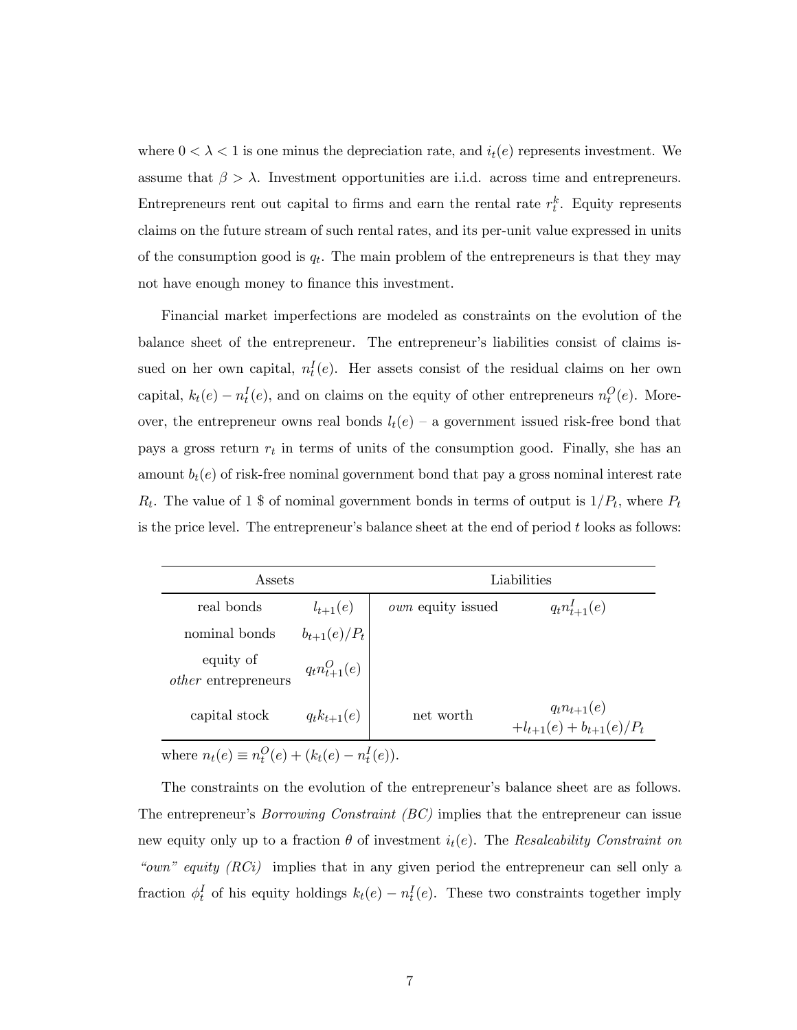where $0 < \lambda < 1$ is one minus the depreciation rate, and $i_t(e)$ represents investment. We assume that $\beta > \lambda$. Investment opportunities are i.i.d. across time and entrepreneurs. Entrepreneurs rent out capital to firms and earn the rental rate $r_t^k$. Equity represents claims on the future stream of such rental rates, and its per-unit value expressed in units of the consumption good is $q_t$. The main problem of the entrepreneurs is that they may not have enough money to finance this investment.

Financial market imperfections are modeled as constraints on the evolution of the balance sheet of the entrepreneur. The entrepreneur's liabilities consist of claims issued on her own capital, $n_t^I(e)$. Her assets consist of the residual claims on her own capital, $k_t(e) - n_t^I(e)$, and on claims on the equity of other entrepreneurs $n_t^O(e)$. Moreover, the entrepreneur owns real bonds $l_t(e)$ – a government issued risk-free bond that pays a gross return $r_t$ in terms of units of the consumption good. Finally, she has an amount $b_t(e)$ of risk-free nominal government bond that pay a gross nominal interest rate $R_t$. The value of 1 \$ of nominal government bonds in terms of output is $1/P_t$, where $P_t$ is the price level. The entrepreneur's balance sheet at the end of period $t$ looks as follows:

| Assets | | Liabilities | |
|---|---|---|---|
| real bonds | $l_{t+1}(e)$ | *own* equity issued | $q_t n_{t+1}^I(e)$ |
| nominal bonds | $b_{t+1}(e)/P_t$ | | |
| equity of *other* entrepreneurs | $q_t n_{t+1}^O(e)$ | | |
| capital stock | $q_t k_{t+1}(e)$ | net worth | $q_t n_{t+1}(e)$ $+ l_{t+1}(e) + b_{t+1}(e)/P_t$ |

where $n_t(e) \equiv n_t^O(e) + (k_t(e) - n_t^I(e))$.

The constraints on the evolution of the entrepreneur's balance sheet are as follows. The entrepreneur's *Borrowing Constraint (BC)* implies that the entrepreneur can issue new equity only up to a fraction $\theta$ of investment $i_t(e)$. The *Resaleability Constraint on "own" equity (RCi)* implies that in any given period the entrepreneur can sell only a fraction $\phi_t^I$ of his equity holdings $k_t(e) - n_t^I(e)$. These two constraints together imply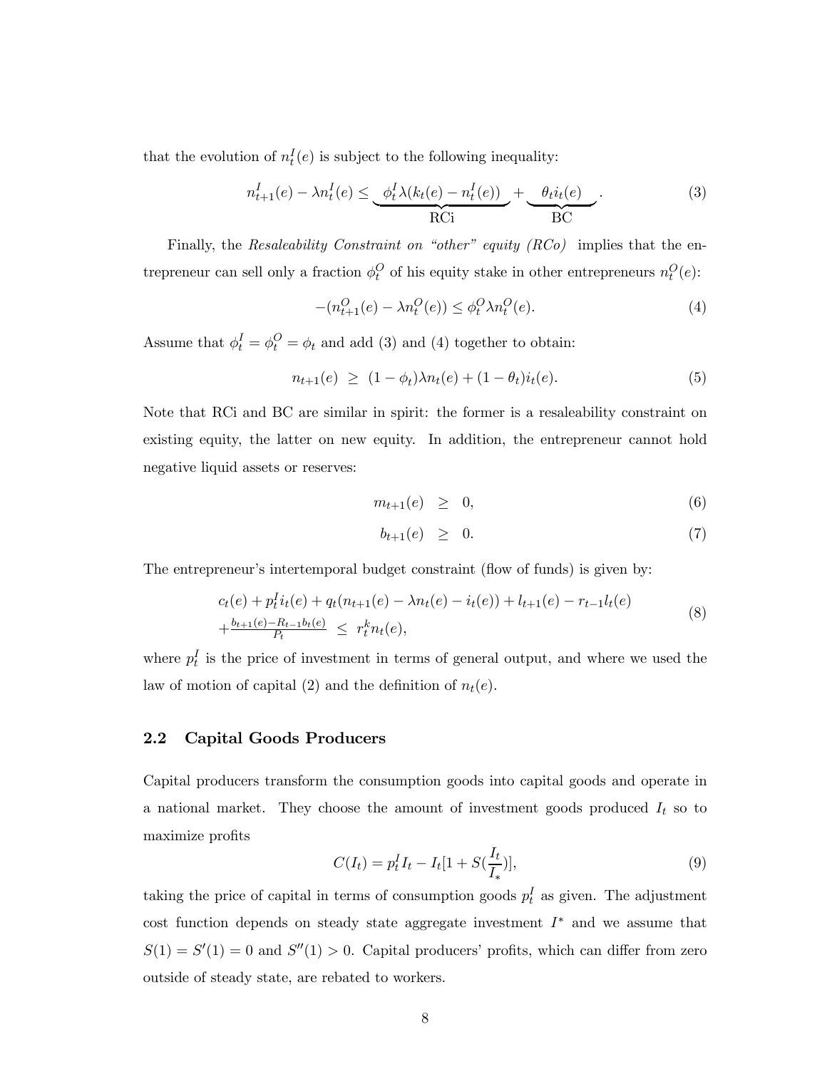that the evolution of $n_t^I(e)$ is subject to the following inequality:

$$n_{t+1}^I(e) - \lambda n_t^I(e) \leq \underbrace{\phi_t^I \lambda (k_t(e) - n_t^I(e))}_{\text{RCi}} + \underbrace{\theta_t i_t(e)}_{\text{BC}}. \tag{3}$$

Finally, the *Resaleability Constraint on "other" equity (RCo)* implies that the entrepreneur can sell only a fraction $\phi_t^O$ of his equity stake in other entrepreneurs $n_t^O(e)$:

$$-(n_{t+1}^O(e) - \lambda n_t^O(e)) \leq \phi_t^O \lambda n_t^O(e). \tag{4}$$

Assume that $\phi_t^I = \phi_t^O = \phi_t$ and add (3) and (4) together to obtain:

$$n_{t+1}(e) \;\geq\; (1 - \phi_t)\lambda n_t(e) + (1 - \theta_t) i_t(e). \tag{5}$$

Note that RCi and BC are similar in spirit: the former is a resaleability constraint on existing equity, the latter on new equity. In addition, the entrepreneur cannot hold negative liquid assets or reserves:

$$m_{t+1}(e) \;\geq\; 0, \tag{6}$$

$$b_{t+1}(e) \;\geq\; 0. \tag{7}$$

The entrepreneur's intertemporal budget constraint (flow of funds) is given by:

$$\begin{aligned} &c_t(e) + p_t^I i_t(e) + q_t(n_{t+1}(e) - \lambda n_t(e) - i_t(e)) + l_{t+1}(e) - r_{t-1} l_t(e) \\ &+ \tfrac{b_{t+1}(e) - R_{t-1} b_t(e)}{P_t} \;\leq\; r_t^k n_t(e), \end{aligned} \tag{8}$$

where $p_t^I$ is the price of investment in terms of general output, and where we used the law of motion of capital (2) and the definition of $n_t(e)$.

## 2.2 Capital Goods Producers

Capital producers transform the consumption goods into capital goods and operate in a national market. They choose the amount of investment goods produced $I_t$ so to maximize profits

$$C(I_t) = p_t^I I_t - I_t[1 + S(\frac{I_t}{I_*})], \tag{9}$$

taking the price of capital in terms of consumption goods $p_t^I$ as given. The adjustment cost function depends on steady state aggregate investment $I^*$ and we assume that $S(1) = S'(1) = 0$ and $S''(1) > 0$. Capital producers' profits, which can differ from zero outside of steady state, are rebated to workers.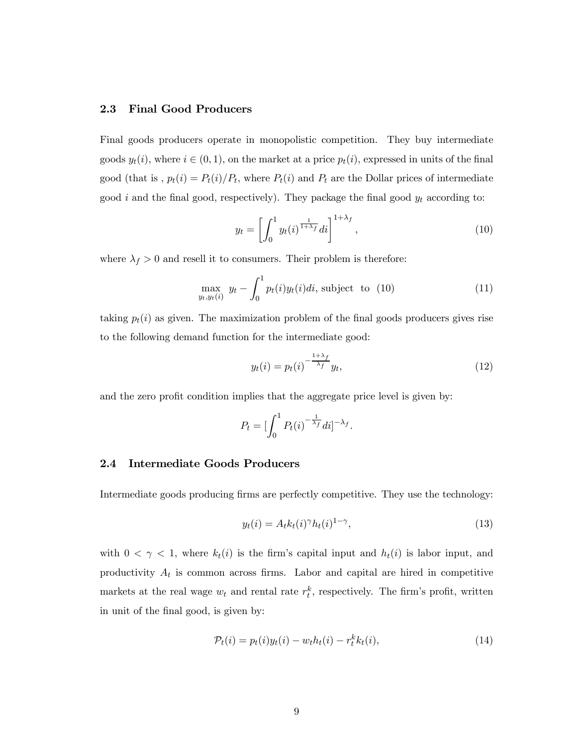### 2.3 Final Good Producers

Final goods producers operate in monopolistic competition. They buy intermediate goods $y_t(i)$, where $i \in (0, 1)$, on the market at a price $p_t(i)$, expressed in units of the final good (that is , $p_t(i) = P_t(i)/P_t$, where $P_t(i)$ and $P_t$ are the Dollar prices of intermediate good $i$ and the final good, respectively). They package the final good $y_t$ according to:

$$y_t = \left[ \int_0^1 y_t(i)^{\frac{1}{1+\lambda_f}} di \right]^{1+\lambda_f}, \tag{10}$$

where $\lambda_f > 0$ and resell it to consumers. Their problem is therefore:

$$\max_{y_t, y_t(i)} \; y_t - \int_0^1 p_t(i) y_t(i) di, \text{ subject to } (10) \tag{11}$$

taking $p_t(i)$ as given. The maximization problem of the final goods producers gives rise to the following demand function for the intermediate good:

$$y_t(i) = p_t(i)^{-\frac{1+\lambda_f}{\lambda_f}} y_t, \tag{12}$$

and the zero profit condition implies that the aggregate price level is given by:

$$P_t = [\int_0^1 P_t(i)^{-\frac{1}{\lambda_f}} di]^{-\lambda_f}.$$

### 2.4 Intermediate Goods Producers

Intermediate goods producing firms are perfectly competitive. They use the technology:

$$y_t(i) = A_t k_t(i)^{\gamma} h_t(i)^{1-\gamma}, \tag{13}$$

with $0 < \gamma < 1$, where $k_t(i)$ is the firm's capital input and $h_t(i)$ is labor input, and productivity $A_t$ is common across firms. Labor and capital are hired in competitive markets at the real wage $w_t$ and rental rate $r_t^k$, respectively. The firm's profit, written in unit of the final good, is given by:

$$\mathcal{P}_t(i) = p_t(i) y_t(i) - w_t h_t(i) - r_t^k k_t(i), \tag{14}$$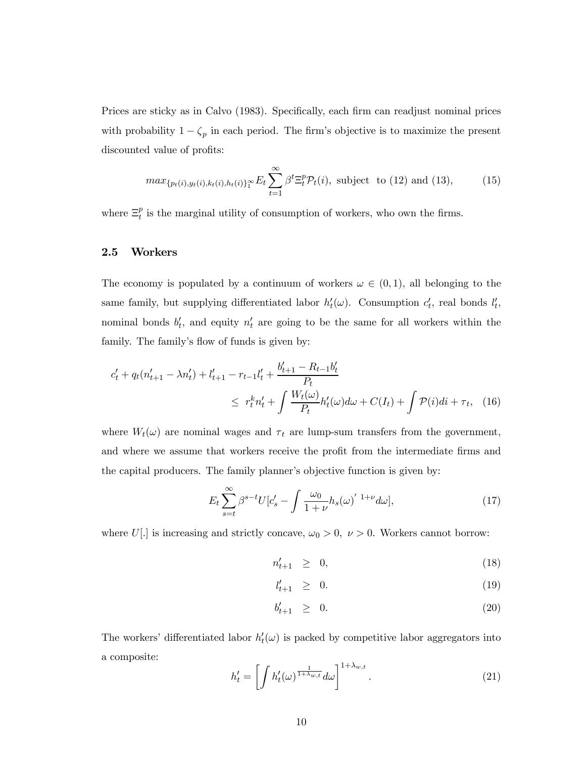Prices are sticky as in Calvo (1983). Specifically, each firm can readjust nominal prices with probability $1 - \zeta_p$ in each period. The firm's objective is to maximize the present discounted value of profits:

$$max_{\{p_t(i), y_t(i), k_t(i), h_t(i)\}_1^\infty} E_t \sum_{t=1}^{\infty} \beta^t \Xi_t^p \mathcal{P}_t(i), \text{ subject to (12) and (13),} \tag{15}$$

where $\Xi_t^p$ is the marginal utility of consumption of workers, who own the firms.

## 2.5 Workers

The economy is populated by a continuum of workers $\omega \in (0,1)$, all belonging to the same family, but supplying differentiated labor $h_t'(\omega)$. Consumption $c_t'$, real bonds $l_t'$, nominal bonds $b_t'$, and equity $n_t'$ are going to be the same for all workers within the family. The family's flow of funds is given by:

$$c_t' + q_t(n_{t+1}' - \lambda n_t') + l_{t+1}' - r_{t-1} l_t' + \frac{b_{t+1}' - R_{t-1} b_t'}{P_t} \\ \leq \; r_t^k n_t' + \int \frac{W_t(\omega)}{P_t} h_t'(\omega) d\omega + C(I_t) + \int \mathcal{P}(i) di + \tau_t, \tag{16}$$

where $W_t(\omega)$ are nominal wages and $\tau_t$ are lump-sum transfers from the government, and where we assume that workers receive the profit from the intermediate firms and the capital producers. The family planner's objective function is given by:

$$E_t \sum_{s=t}^{\infty} \beta^{s-t} U[c_s' - \int \frac{\omega_0}{1+\nu} h_s(\omega)'^{\,1+\nu} d\omega], \tag{17}$$

where $U[.]$ is increasing and strictly concave, $\omega_0 > 0$, $\nu > 0$. Workers cannot borrow:

$$n_{t+1}' \;\geq\; 0, \tag{18}$$

$$l_{t+1}' \;\geq\; 0. \tag{19}$$

$$b_{t+1}' \;\geq\; 0. \tag{20}$$

The workers' differentiated labor $h_t'(\omega)$ is packed by competitive labor aggregators into a composite:

$$h_t' = \left[ \int h_t'(\omega)^{\frac{1}{1+\lambda_{w,t}}} d\omega \right]^{1+\lambda_{w,t}}. \tag{21}$$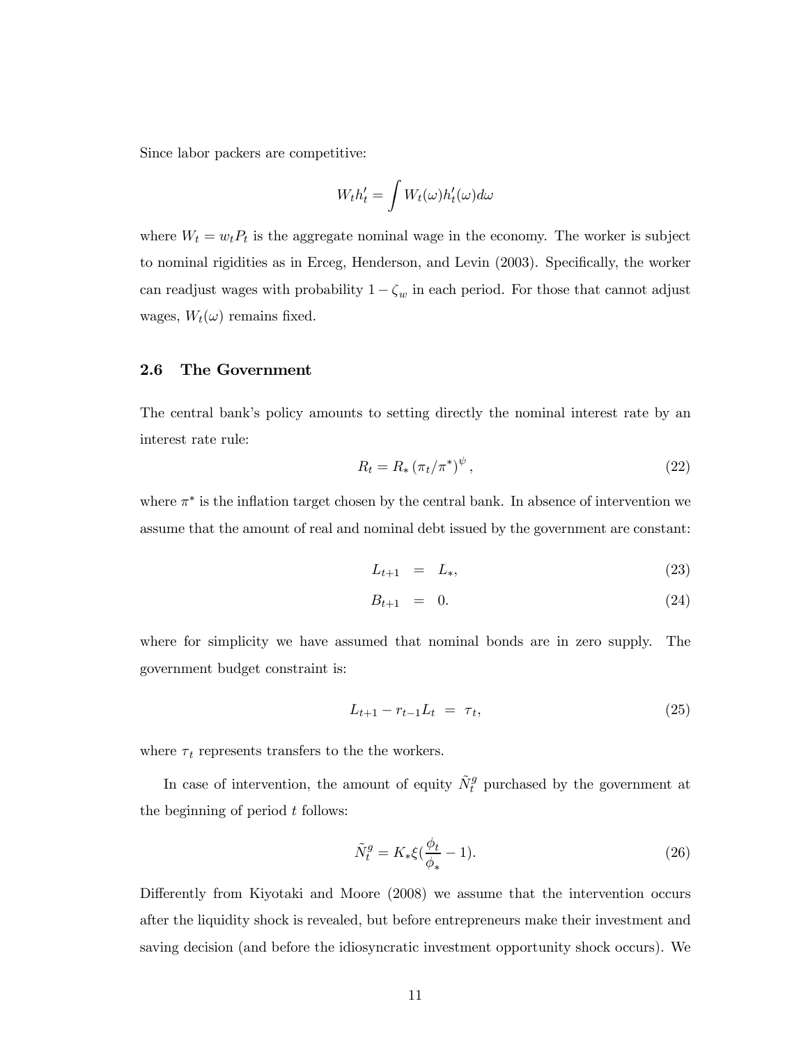Since labor packers are competitive:

$$W_t h'_t = \int W_t(\omega) h'_t(\omega) d\omega$$

where $W_t = w_t P_t$ is the aggregate nominal wage in the economy. The worker is subject to nominal rigidities as in Erceg, Henderson, and Levin (2003). Specifically, the worker can readjust wages with probability $1 - \zeta_w$ in each period. For those that cannot adjust wages, $W_t(\omega)$ remains fixed.

### 2.6 The Government

The central bank's policy amounts to setting directly the nominal interest rate by an interest rate rule:

$$R_t = R_* \left(\pi_t / \pi^*\right)^{\psi}, \tag{22}$$

where $\pi^*$ is the inflation target chosen by the central bank. In absence of intervention we assume that the amount of real and nominal debt issued by the government are constant:

$$L_{t+1} = L_*, \tag{23}$$

$$B_{t+1} = 0. \tag{24}$$

where for simplicity we have assumed that nominal bonds are in zero supply. The government budget constraint is:

$$L_{t+1} - r_{t-1} L_t = \tau_t, \tag{25}$$

where $\tau_t$ represents transfers to the the workers.

In case of intervention, the amount of equity $\tilde{N}_t^g$ purchased by the government at the beginning of period $t$ follows:

$$\tilde{N}_t^g = K_* \xi (\frac{\phi_t}{\phi_*} - 1). \tag{26}$$

Differently from Kiyotaki and Moore (2008) we assume that the intervention occurs after the liquidity shock is revealed, but before entrepreneurs make their investment and saving decision (and before the idiosyncratic investment opportunity shock occurs). We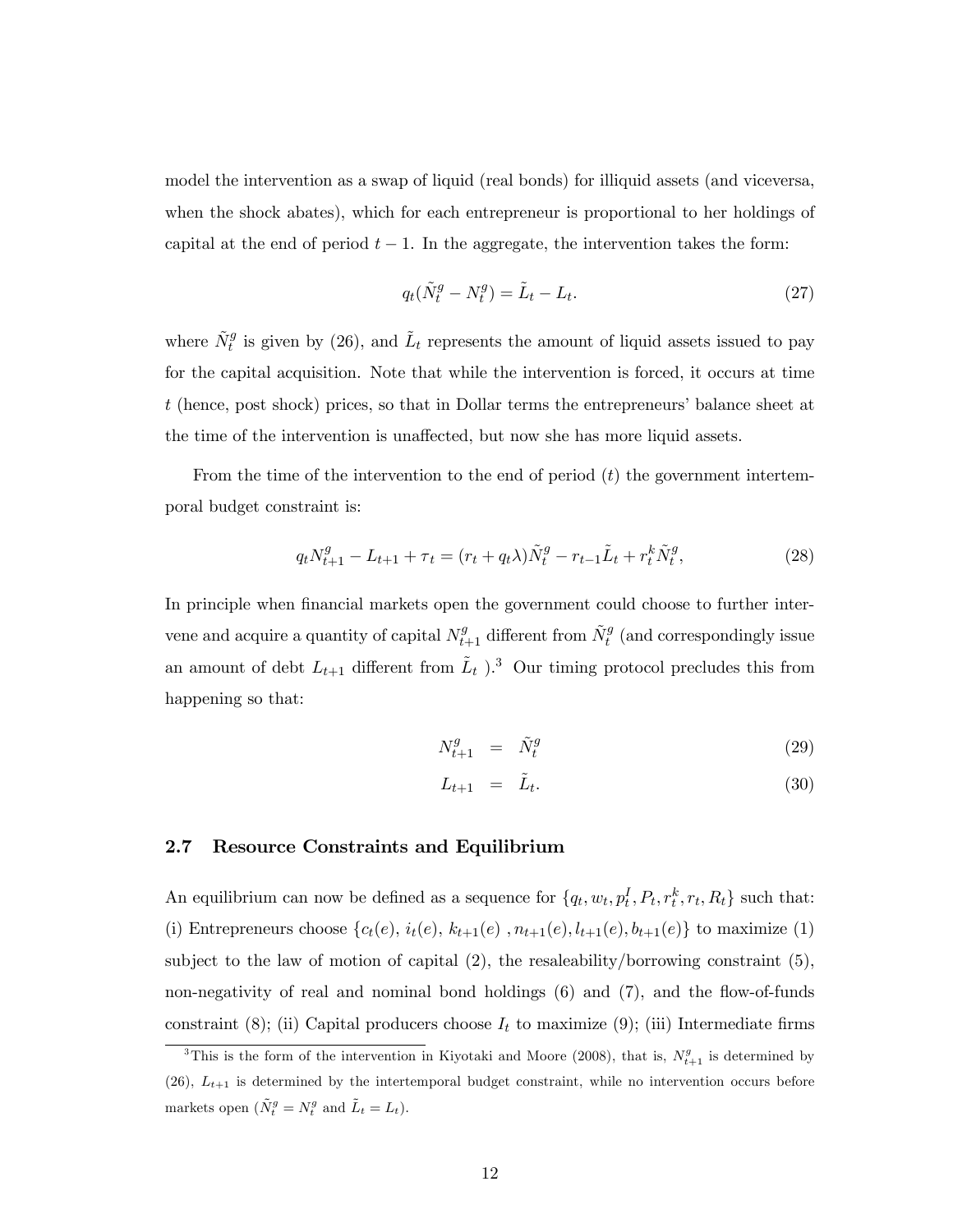model the intervention as a swap of liquid (real bonds) for illiquid assets (and viceversa, when the shock abates), which for each entrepreneur is proportional to her holdings of capital at the end of period $t-1$. In the aggregate, the intervention takes the form:

$$q_t(\tilde{N}_t^g - N_t^g) = \tilde{L}_t - L_t. \tag{27}$$

where $\tilde{N}_t^g$ is given by (26), and $\tilde{L}_t$ represents the amount of liquid assets issued to pay for the capital acquisition. Note that while the intervention is forced, it occurs at time $t$ (hence, post shock) prices, so that in Dollar terms the entrepreneurs' balance sheet at the time of the intervention is unaffected, but now she has more liquid assets.

From the time of the intervention to the end of period $(t)$ the government intertemporal budget constraint is:

$$q_t N_{t+1}^g - L_{t+1} + \tau_t = (r_t + q_t \lambda)\tilde{N}_t^g - r_{t-1}\tilde{L}_t + r_t^k \tilde{N}_t^g, \tag{28}$$

In principle when financial markets open the government could choose to further intervene and acquire a quantity of capital $N_{t+1}^g$ different from $\tilde{N}_t^g$ (and correspondingly issue an amount of debt $L_{t+1}$ different from $\tilde{L}_t$ ).[3] Our timing protocol precludes this from happening so that:

$$N_{t+1}^g = \tilde{N}_t^g \tag{29}$$

$$L_{t+1} = \tilde{L}_t. \tag{30}$$

### 2.7 Resource Constraints and Equilibrium

An equilibrium can now be defined as a sequence for $\{q_t, w_t, p_t^I, P_t, r_t^k, r_t, R_t\}$ such that: (i) Entrepreneurs choose $\{c_t(e),\, i_t(e),\, k_{t+1}(e)\, ,n_{t+1}(e), l_{t+1}(e), b_{t+1}(e)\}$ to maximize (1) subject to the law of motion of capital (2), the resaleability/borrowing constraint (5), non-negativity of real and nominal bond holdings (6) and (7), and the flow-of-funds constraint (8); (ii) Capital producers choose $I_t$ to maximize (9); (iii) Intermediate firms

[3] This is the form of the intervention in Kiyotaki and Moore (2008), that is, $N_{t+1}^g$ is determined by (26), $L_{t+1}$ is determined by the intertemporal budget constraint, while no intervention occurs before markets open ($\tilde{N}_t^g = N_t^g$ and $\tilde{L}_t = L_t$).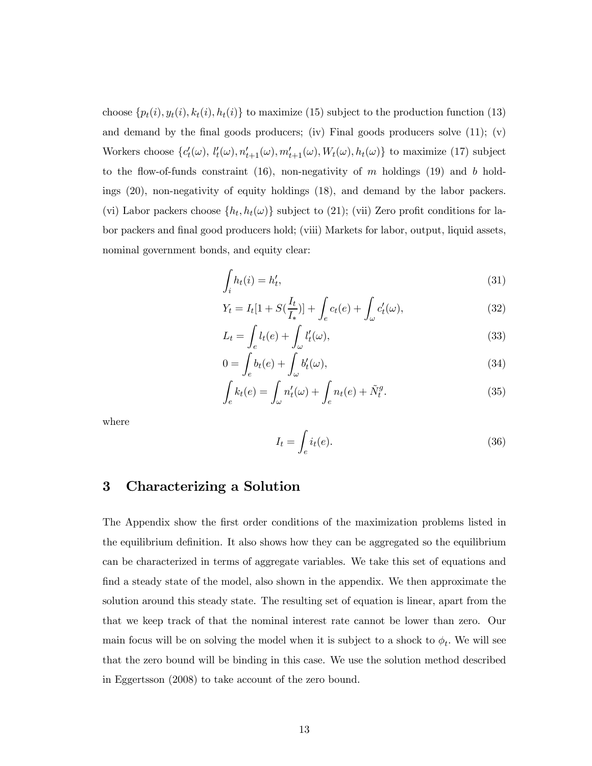choose $\{p_t(i), y_t(i), k_t(i), h_t(i)\}$ to maximize (15) subject to the production function (13) and demand by the final goods producers; (iv) Final goods producers solve (11); (v) Workers choose $\{c_t'(\omega),\ l_t'(\omega), n_{t+1}'(\omega), m_{t+1}'(\omega), W_t(\omega), h_t(\omega)\}$ to maximize (17) subject to the flow-of-funds constraint (16), non-negativity of $m$ holdings (19) and $b$ holdings (20), non-negativity of equity holdings (18), and demand by the labor packers. (vi) Labor packers choose $\{h_t, h_t(\omega)\}$ subject to (21); (vii) Zero profit conditions for labor packers and final good producers hold; (viii) Markets for labor, output, liquid assets, nominal government bonds, and equity clear:

$$\int_i h_t(i) = h_t', \tag{31}$$

$$Y_t = I_t[1 + S(\frac{I_t}{I_*})] + \int_e c_t(e) + \int_\omega c_t'(\omega), \tag{32}$$

$$L_t = \int_e l_t(e) + \int_\omega l_t'(\omega), \tag{33}$$

$$0 = \int_e b_t(e) + \int_\omega b_t'(\omega), \tag{34}$$

$$\int_e k_t(e) = \int_\omega n_t'(\omega) + \int_e n_t(e) + \tilde{N}_t^g. \tag{35}$$

where

$$I_t = \int_e i_t(e). \tag{36}$$

# 3 Characterizing a Solution

The Appendix show the first order conditions of the maximization problems listed in the equilibrium definition. It also shows how they can be aggregated so the equilibrium can be characterized in terms of aggregate variables. We take this set of equations and find a steady state of the model, also shown in the appendix. We then approximate the solution around this steady state. The resulting set of equation is linear, apart from the that we keep track of that the nominal interest rate cannot be lower than zero. Our main focus will be on solving the model when it is subject to a shock to $\phi_t$. We will see that the zero bound will be binding in this case. We use the solution method described in Eggertsson (2008) to take account of the zero bound.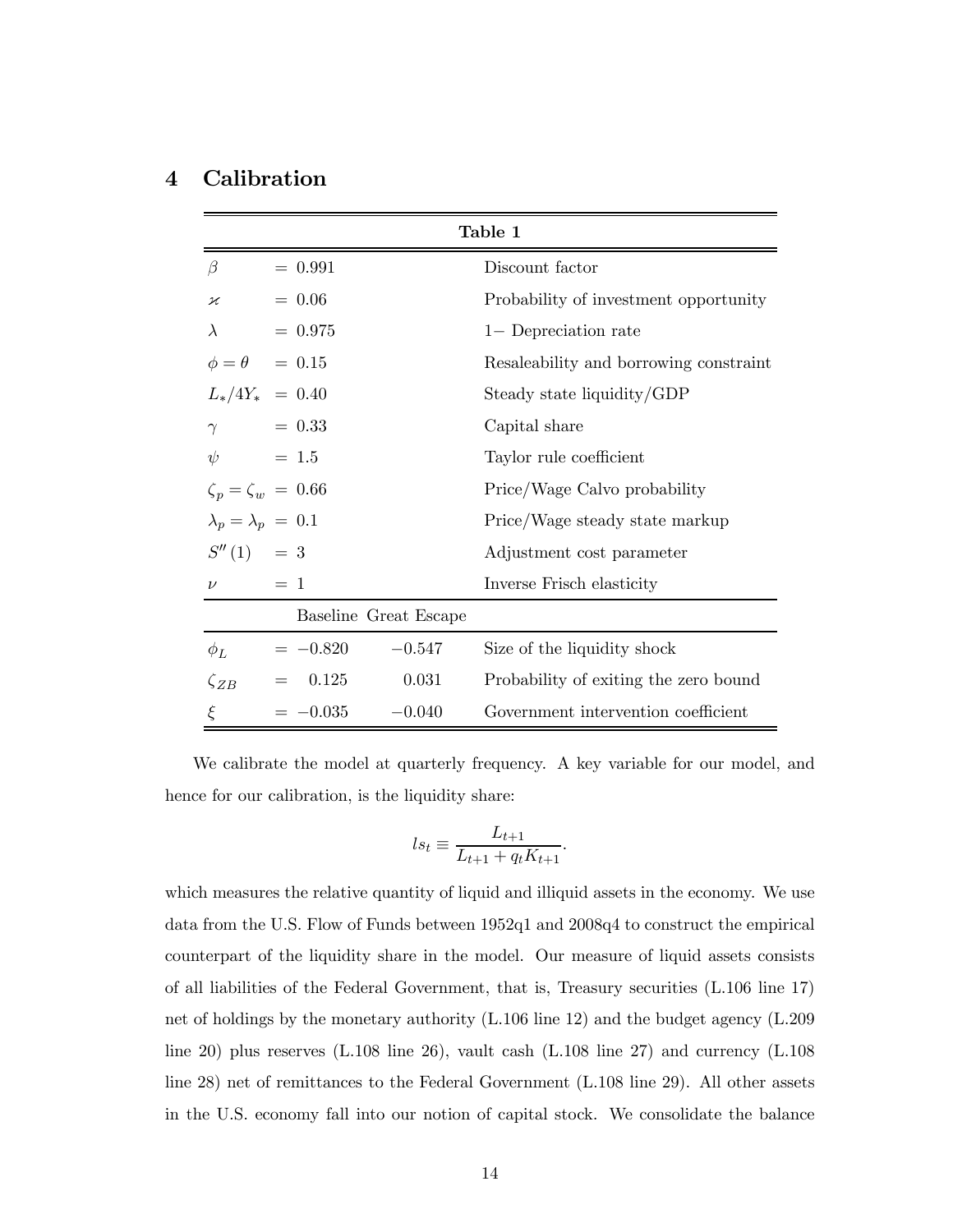## 4 Calibration

| **Table 1** | | | |
|---|---|---|---|
| $\beta$ | $= 0.991$ | | Discount factor |
| $\varkappa$ | $= 0.06$ | | Probability of investment opportunity |
| $\lambda$ | $= 0.975$ | | $1-$ Depreciation rate |
| $\phi = \theta$ | $= 0.15$ | | Resaleability and borrowing constraint |
| $L_*/4Y_*$ | $= 0.40$ | | Steady state liquidity/GDP |
| $\gamma$ | $= 0.33$ | | Capital share |
| $\psi$ | $= 1.5$ | | Taylor rule coefficient |
| $\zeta_p = \zeta_w$ | $= 0.66$ | | Price/Wage Calvo probability |
| $\lambda_p = \lambda_p$ | $= 0.1$ | | Price/Wage steady state markup |
| $S''(1)$ | $= 3$ | | Adjustment cost parameter |
| $\nu$ | $= 1$ | | Inverse Frisch elasticity |
| | Baseline | Great Escape | |
| $\phi_L$ | $= -0.820$ | $-0.547$ | Size of the liquidity shock |
| $\zeta_{ZB}$ | $= 0.125$ | $0.031$ | Probability of exiting the zero bound |
| $\xi$ | $= -0.035$ | $-0.040$ | Government intervention coefficient |

We calibrate the model at quarterly frequency. A key variable for our model, and hence for our calibration, is the liquidity share:

$$ls_t \equiv \frac{L_{t+1}}{L_{t+1} + q_t K_{t+1}}.$$

which measures the relative quantity of liquid and illiquid assets in the economy. We use data from the U.S. Flow of Funds between 1952q1 and 2008q4 to construct the empirical counterpart of the liquidity share in the model. Our measure of liquid assets consists of all liabilities of the Federal Government, that is, Treasury securities (L.106 line 17) net of holdings by the monetary authority (L.106 line 12) and the budget agency (L.209 line 20) plus reserves (L.108 line 26), vault cash (L.108 line 27) and currency (L.108 line 28) net of remittances to the Federal Government (L.108 line 29). All other assets in the U.S. economy fall into our notion of capital stock. We consolidate the balance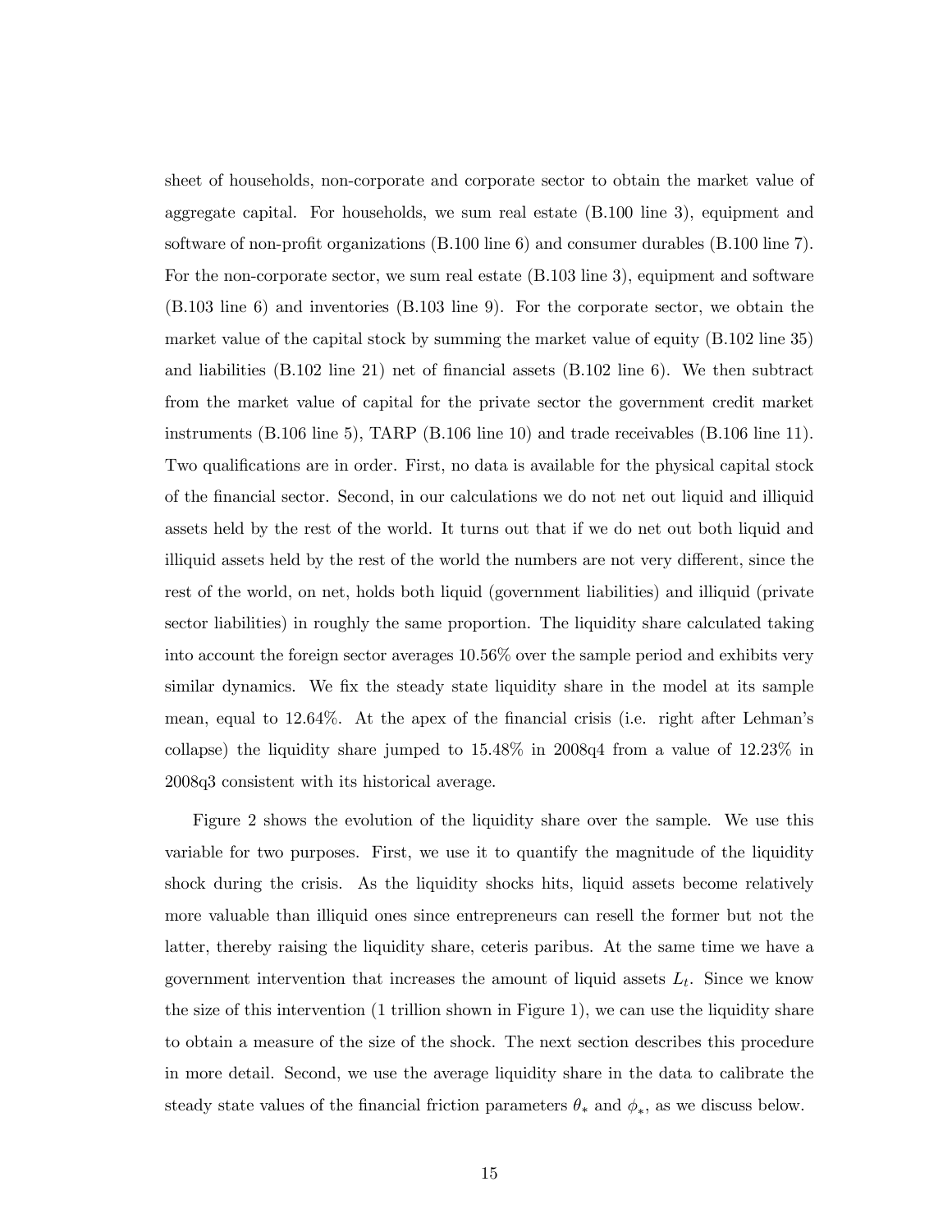sheet of households, non-corporate and corporate sector to obtain the market value of aggregate capital. For households, we sum real estate (B.100 line 3), equipment and software of non-profit organizations (B.100 line 6) and consumer durables (B.100 line 7). For the non-corporate sector, we sum real estate (B.103 line 3), equipment and software (B.103 line 6) and inventories (B.103 line 9). For the corporate sector, we obtain the market value of the capital stock by summing the market value of equity (B.102 line 35) and liabilities (B.102 line 21) net of financial assets (B.102 line 6). We then subtract from the market value of capital for the private sector the government credit market instruments (B.106 line 5), TARP (B.106 line 10) and trade receivables (B.106 line 11). Two qualifications are in order. First, no data is available for the physical capital stock of the financial sector. Second, in our calculations we do not net out liquid and illiquid assets held by the rest of the world. It turns out that if we do net out both liquid and illiquid assets held by the rest of the world the numbers are not very different, since the rest of the world, on net, holds both liquid (government liabilities) and illiquid (private sector liabilities) in roughly the same proportion. The liquidity share calculated taking into account the foreign sector averages 10.56% over the sample period and exhibits very similar dynamics. We fix the steady state liquidity share in the model at its sample mean, equal to 12.64%. At the apex of the financial crisis (i.e. right after Lehman's collapse) the liquidity share jumped to 15.48% in 2008q4 from a value of 12.23% in 2008q3 consistent with its historical average.

Figure 2 shows the evolution of the liquidity share over the sample. We use this variable for two purposes. First, we use it to quantify the magnitude of the liquidity shock during the crisis. As the liquidity shocks hits, liquid assets become relatively more valuable than illiquid ones since entrepreneurs can resell the former but not the latter, thereby raising the liquidity share, ceteris paribus. At the same time we have a government intervention that increases the amount of liquid assets $L_t$. Since we know the size of this intervention (1 trillion shown in Figure 1), we can use the liquidity share to obtain a measure of the size of the shock. The next section describes this procedure in more detail. Second, we use the average liquidity share in the data to calibrate the steady state values of the financial friction parameters $\theta_*$ and $\phi_*$, as we discuss below.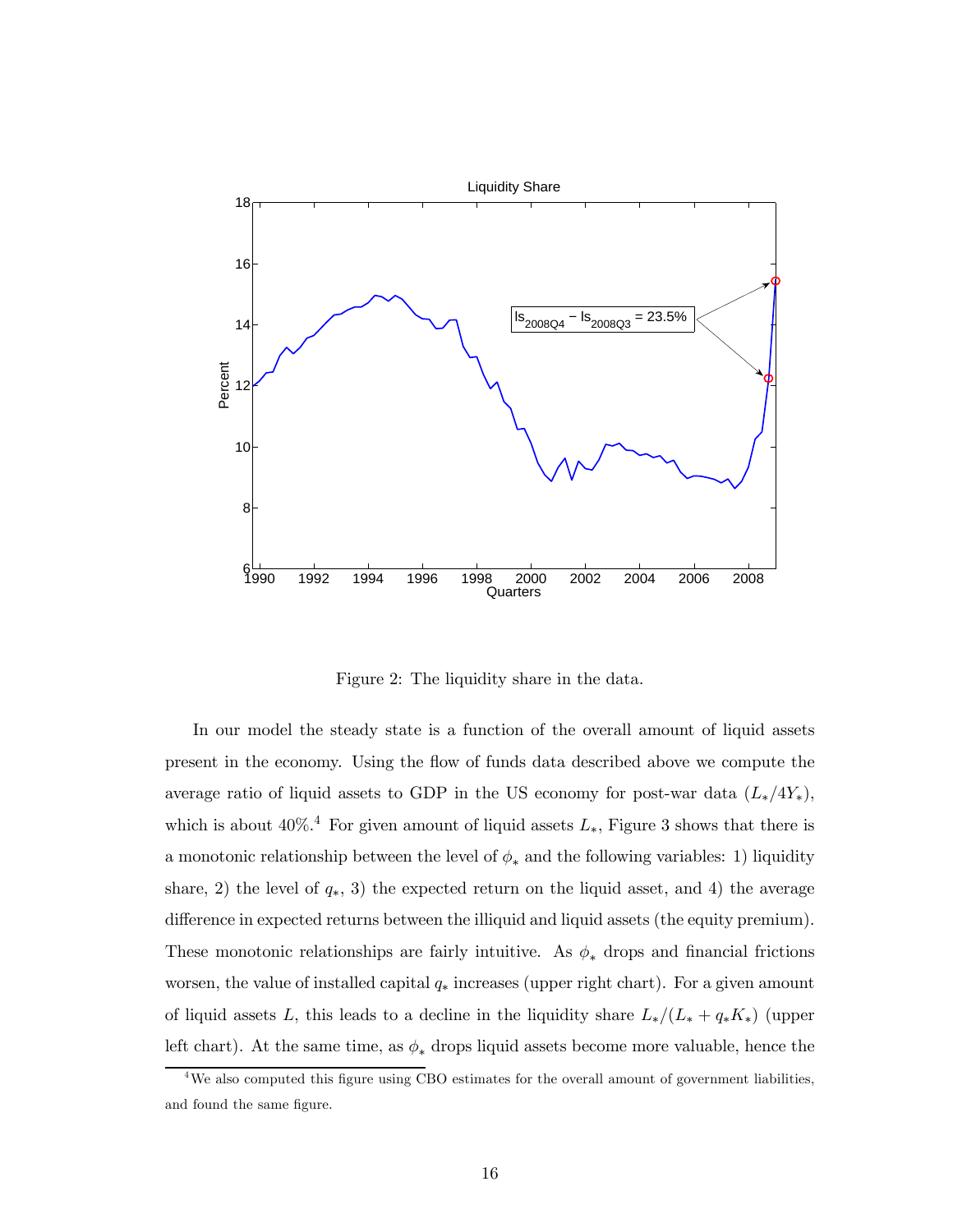Figure 2: The liquidity share in the data.

In our model the steady state is a function of the overall amount of liquid assets present in the economy. Using the flow of funds data described above we compute the average ratio of liquid assets to GDP in the US economy for post-war data ($L_*/4Y_*$), which is about 40%.[4] For given amount of liquid assets $L_*$, Figure 3 shows that there is a monotonic relationship between the level of $\phi_*$ and the following variables: 1) liquidity share, 2) the level of $q_*$, 3) the expected return on the liquid asset, and 4) the average difference in expected returns between the illiquid and liquid assets (the equity premium). These monotonic relationships are fairly intuitive. As $\phi_*$ drops and financial frictions worsen, the value of installed capital $q_*$ increases (upper right chart). For a given amount of liquid assets $L$, this leads to a decline in the liquidity share $L_*/(L_* + q_*K_*)$ (upper left chart). At the same time, as $\phi_*$ drops liquid assets become more valuable, hence the

[4] We also computed this figure using CBO estimates for the overall amount of government liabilities, and found the same figure.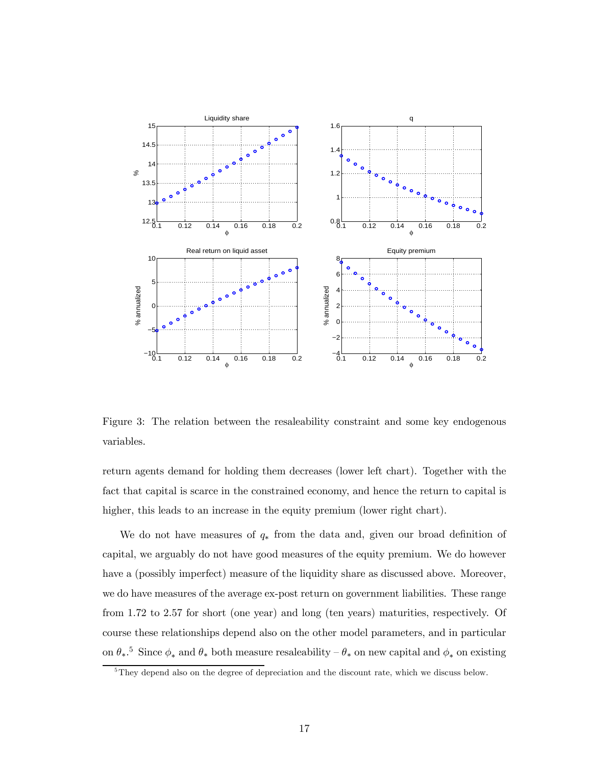Figure 3: The relation between the resaleability constraint and some key endogenous variables.

return agents demand for holding them decreases (lower left chart). Together with the fact that capital is scarce in the constrained economy, and hence the return to capital is higher, this leads to an increase in the equity premium (lower right chart).

We do not have measures of $q_*$ from the data and, given our broad definition of capital, we arguably do not have good measures of the equity premium. We do however have a (possibly imperfect) measure of the liquidity share as discussed above. Moreover, we do have measures of the average ex-post return on government liabilities. These range from 1.72 to 2.57 for short (one year) and long (ten years) maturities, respectively. Of course these relationships depend also on the other model parameters, and in particular on $\theta_*$.[5] Since $\phi_*$ and $\theta_*$ both measure resaleability – $\theta_*$ on new capital and $\phi_*$ on existing

[5] They depend also on the degree of depreciation and the discount rate, which we discuss below.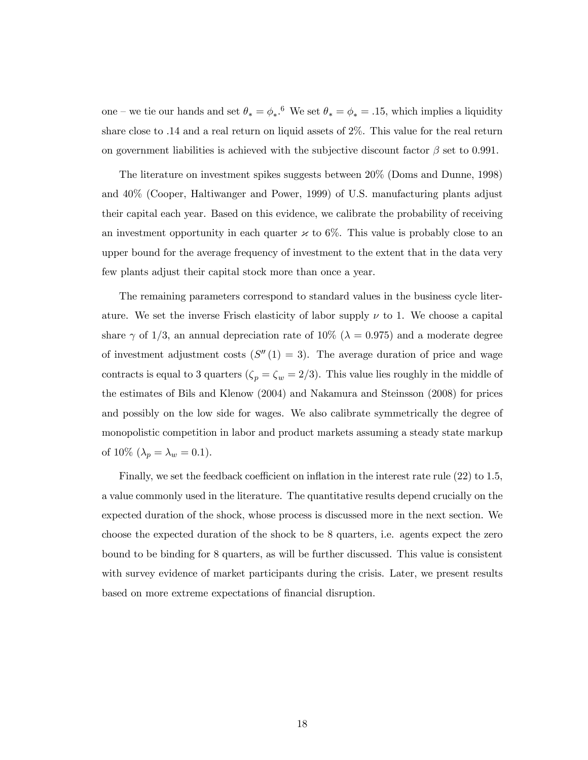one – we tie our hands and set $\theta_* = \phi_*$.[6] We set $\theta_* = \phi_* = .15$, which implies a liquidity share close to .14 and a real return on liquid assets of 2%. This value for the real return on government liabilities is achieved with the subjective discount factor $\beta$ set to 0.991.

The literature on investment spikes suggests between 20% (Doms and Dunne, 1998) and 40% (Cooper, Haltiwanger and Power, 1999) of U.S. manufacturing plants adjust their capital each year. Based on this evidence, we calibrate the probability of receiving an investment opportunity in each quarter $\varkappa$ to 6%. This value is probably close to an upper bound for the average frequency of investment to the extent that in the data very few plants adjust their capital stock more than once a year.

The remaining parameters correspond to standard values in the business cycle literature. We set the inverse Frisch elasticity of labor supply $\nu$ to 1. We choose a capital share $\gamma$ of 1/3, an annual depreciation rate of 10% ($\lambda = 0.975$) and a moderate degree of investment adjustment costs ($S''(1) = 3$). The average duration of price and wage contracts is equal to 3 quarters ($\zeta_p = \zeta_w = 2/3$). This value lies roughly in the middle of the estimates of Bils and Klenow (2004) and Nakamura and Steinsson (2008) for prices and possibly on the low side for wages. We also calibrate symmetrically the degree of monopolistic competition in labor and product markets assuming a steady state markup of 10% ($\lambda_p = \lambda_w = 0.1$).

Finally, we set the feedback coefficient on inflation in the interest rate rule (22) to 1.5, a value commonly used in the literature. The quantitative results depend crucially on the expected duration of the shock, whose process is discussed more in the next section. We choose the expected duration of the shock to be 8 quarters, i.e. agents expect the zero bound to be binding for 8 quarters, as will be further discussed. This value is consistent with survey evidence of market participants during the crisis. Later, we present results based on more extreme expectations of financial disruption.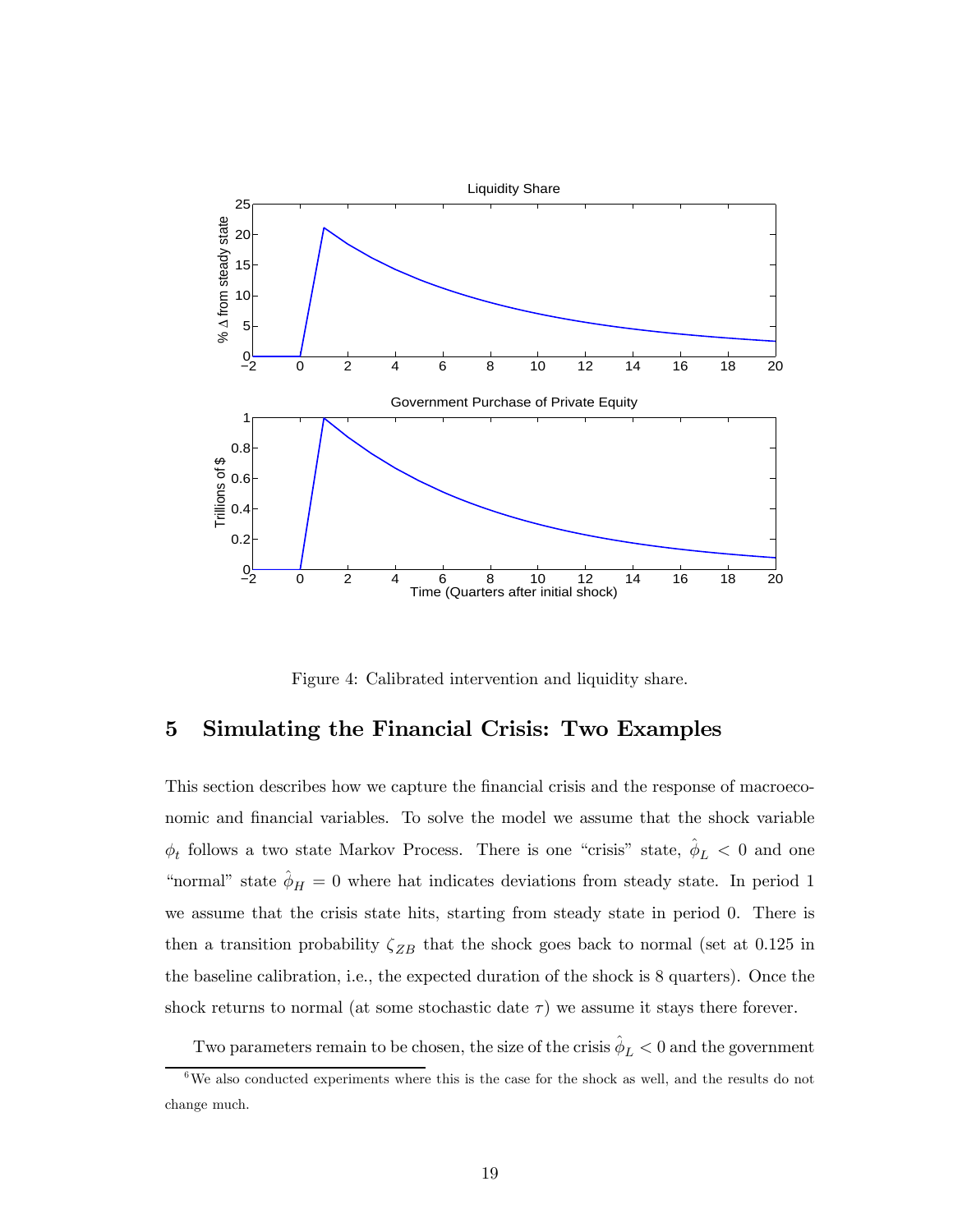Figure 4: Calibrated intervention and liquidity share.

## 5 Simulating the Financial Crisis: Two Examples

This section describes how we capture the financial crisis and the response of macroeconomic and financial variables. To solve the model we assume that the shock variable $\phi_t$ follows a two state Markov Process. There is one "crisis" state, $\hat{\phi}_L < 0$ and one "normal" state $\hat{\phi}_H = 0$ where hat indicates deviations from steady state. In period 1 we assume that the crisis state hits, starting from steady state in period 0. There is then a transition probability $\zeta_{ZB}$ that the shock goes back to normal (set at 0.125 in the baseline calibration, i.e., the expected duration of the shock is 8 quarters). Once the shock returns to normal (at some stochastic date $\tau$) we assume it stays there forever.

Two parameters remain to be chosen, the size of the crisis $\hat{\phi}_L < 0$ and the government

[6] We also conducted experiments where this is the case for the shock as well, and the results do not change much.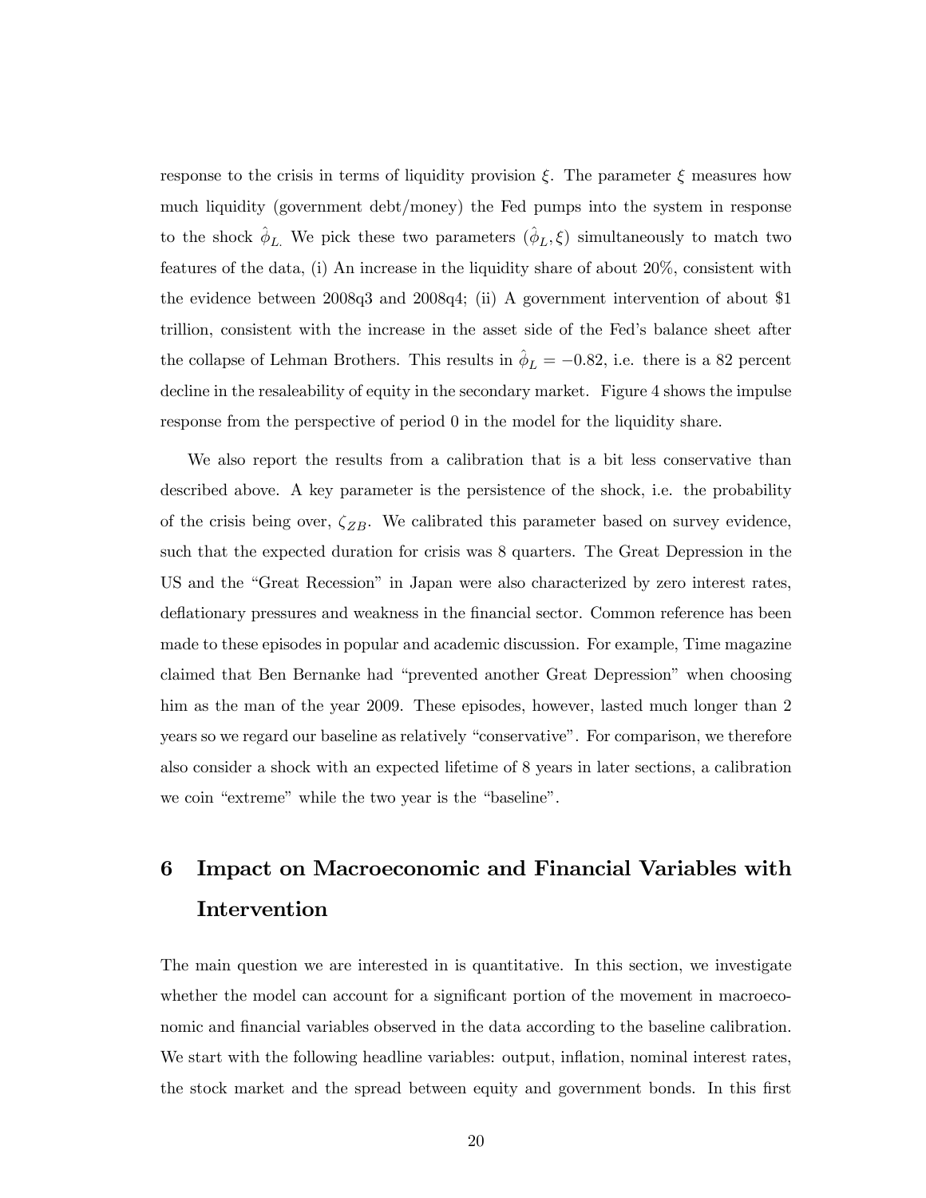response to the crisis in terms of liquidity provision $\xi$. The parameter $\xi$ measures how much liquidity (government debt/money) the Fed pumps into the system in response to the shock $\hat{\phi}_{L.}$ We pick these two parameters $(\hat{\phi}_L, \xi)$ simultaneously to match two features of the data, (i) An increase in the liquidity share of about 20%, consistent with the evidence between 2008q3 and 2008q4; (ii) A government intervention of about \$1 trillion, consistent with the increase in the asset side of the Fed's balance sheet after the collapse of Lehman Brothers. This results in $\hat{\phi}_L = -0.82$, i.e. there is a 82 percent decline in the resaleability of equity in the secondary market. Figure 4 shows the impulse response from the perspective of period 0 in the model for the liquidity share.

We also report the results from a calibration that is a bit less conservative than described above. A key parameter is the persistence of the shock, i.e. the probability of the crisis being over, $\zeta_{ZB}$. We calibrated this parameter based on survey evidence, such that the expected duration for crisis was 8 quarters. The Great Depression in the US and the "Great Recession" in Japan were also characterized by zero interest rates, deflationary pressures and weakness in the financial sector. Common reference has been made to these episodes in popular and academic discussion. For example, Time magazine claimed that Ben Bernanke had "prevented another Great Depression" when choosing him as the man of the year 2009. These episodes, however, lasted much longer than 2 years so we regard our baseline as relatively "conservative". For comparison, we therefore also consider a shock with an expected lifetime of 8 years in later sections, a calibration we coin "extreme" while the two year is the "baseline".

# 6 Impact on Macroeconomic and Financial Variables with Intervention

The main question we are interested in is quantitative. In this section, we investigate whether the model can account for a significant portion of the movement in macroeconomic and financial variables observed in the data according to the baseline calibration. We start with the following headline variables: output, inflation, nominal interest rates, the stock market and the spread between equity and government bonds. In this first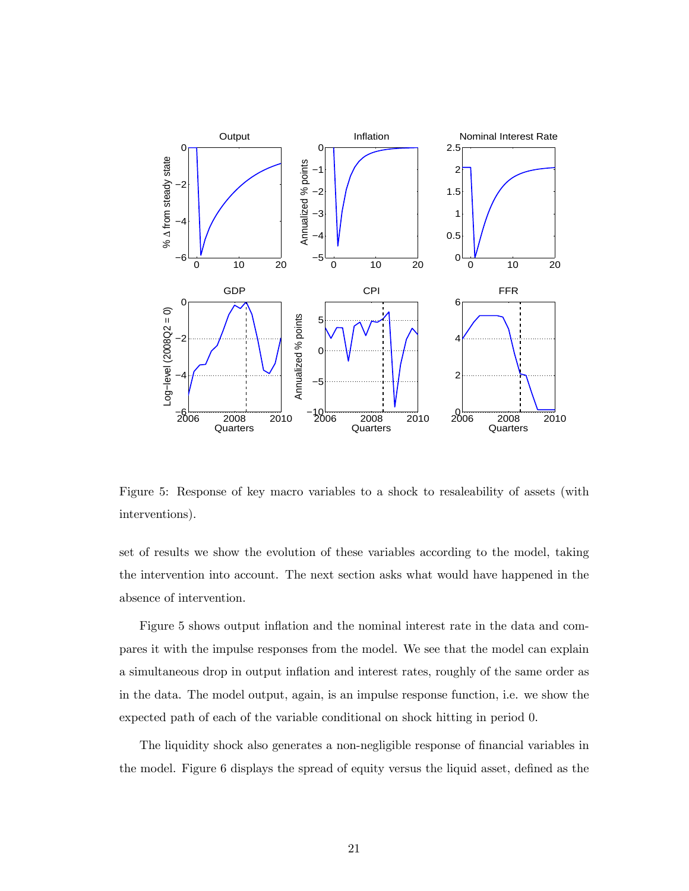Figure 5: Response of key macro variables to a shock to resaleability of assets (with interventions).

set of results we show the evolution of these variables according to the model, taking the intervention into account. The next section asks what would have happened in the absence of intervention.

Figure 5 shows output inflation and the nominal interest rate in the data and compares it with the impulse responses from the model. We see that the model can explain a simultaneous drop in output inflation and interest rates, roughly of the same order as in the data. The model output, again, is an impulse response function, i.e. we show the expected path of each of the variable conditional on shock hitting in period 0.

The liquidity shock also generates a non-negligible response of financial variables in the model. Figure 6 displays the spread of equity versus the liquid asset, defined as the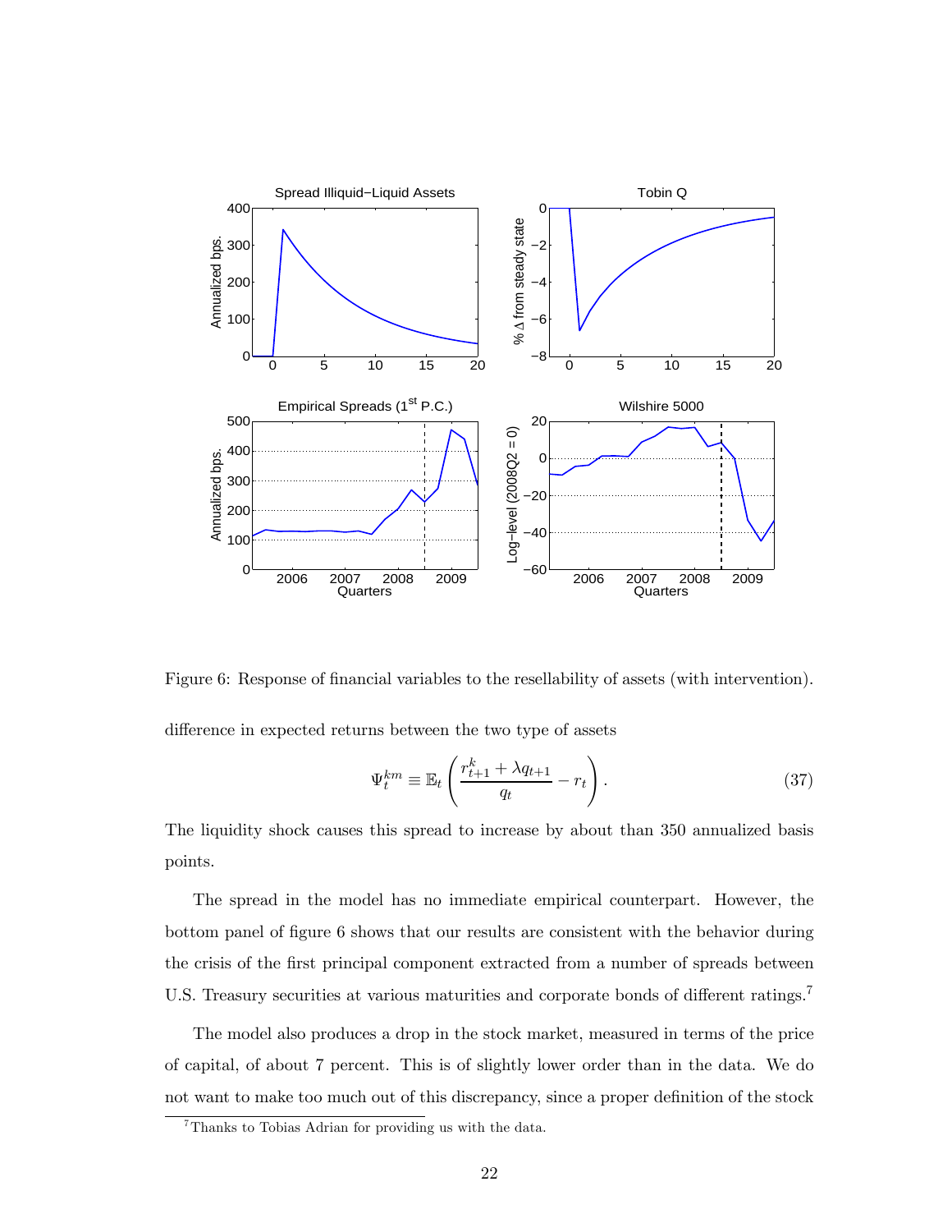Figure 6: Response of financial variables to the resellability of assets (with intervention).

difference in expected returns between the two type of assets

$$\Psi_t^{km} \equiv \mathbb{E}_t \left( \frac{r_{t+1}^k + \lambda q_{t+1}}{q_t} - r_t \right). \tag{37}$$

The liquidity shock causes this spread to increase by about than 350 annualized basis points.

The spread in the model has no immediate empirical counterpart. However, the bottom panel of figure 6 shows that our results are consistent with the behavior during the crisis of the first principal component extracted from a number of spreads between U.S. Treasury securities at various maturities and corporate bonds of different ratings.[7]

The model also produces a drop in the stock market, measured in terms of the price of capital, of about 7 percent. This is of slightly lower order than in the data. We do not want to make too much out of this discrepancy, since a proper definition of the stock

[7] Thanks to Tobias Adrian for providing us with the data.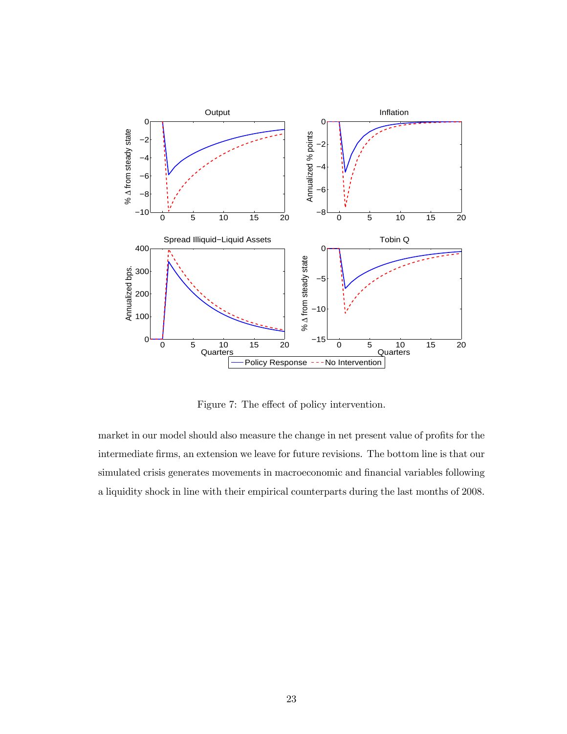Figure 7: The effect of policy intervention.

market in our model should also measure the change in net present value of profits for the intermediate firms, an extension we leave for future revisions. The bottom line is that our simulated crisis generates movements in macroeconomic and financial variables following a liquidity shock in line with their empirical counterparts during the last months of 2008.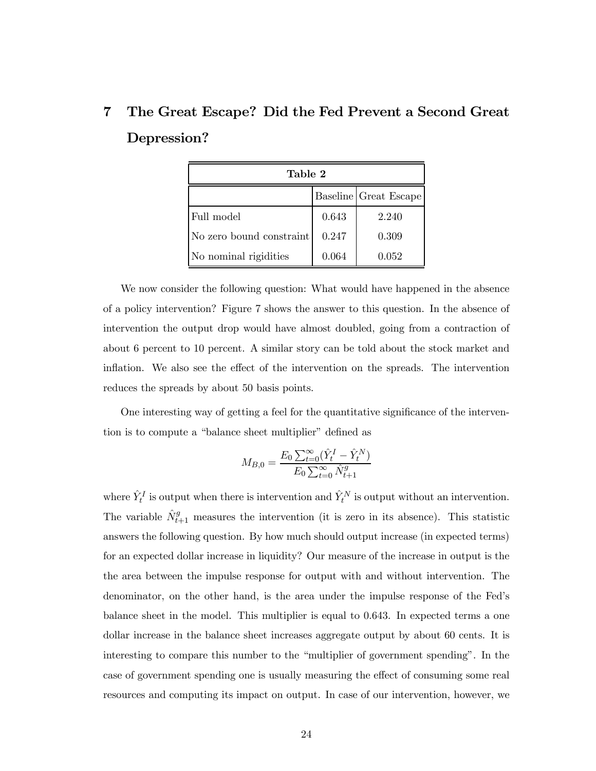# 7 The Great Escape? Did the Fed Prevent a Second Great Depression?

**Table 2**

| | Baseline | Great Escape |
|---|---|---|
| Full model | 0.643 | 2.240 |
| No zero bound constraint | 0.247 | 0.309 |
| No nominal rigidities | 0.064 | 0.052 |

We now consider the following question: What would have happened in the absence of a policy intervention? Figure 7 shows the answer to this question. In the absence of intervention the output drop would have almost doubled, going from a contraction of about 6 percent to 10 percent. A similar story can be told about the stock market and inflation. We also see the effect of the intervention on the spreads. The intervention reduces the spreads by about 50 basis points.

One interesting way of getting a feel for the quantitative significance of the intervention is to compute a "balance sheet multiplier" defined as

$$M_{B,0} = \frac{E_0 \sum_{t=0}^{\infty} (\hat{Y}_t^I - \hat{Y}_t^N)}{E_0 \sum_{t=0}^{\infty} \hat{N}_{t+1}^g}$$

where $\hat{Y}_t^I$ is output when there is intervention and $\hat{Y}_t^N$ is output without an intervention. The variable $\hat{N}_{t+1}^g$ measures the intervention (it is zero in its absence). This statistic answers the following question. By how much should output increase (in expected terms) for an expected dollar increase in liquidity? Our measure of the increase in output is the the area between the impulse response for output with and without intervention. The denominator, on the other hand, is the area under the impulse response of the Fed's balance sheet in the model. This multiplier is equal to 0.643. In expected terms a one dollar increase in the balance sheet increases aggregate output by about 60 cents. It is interesting to compare this number to the "multiplier of government spending". In the case of government spending one is usually measuring the effect of consuming some real resources and computing its impact on output. In case of our intervention, however, we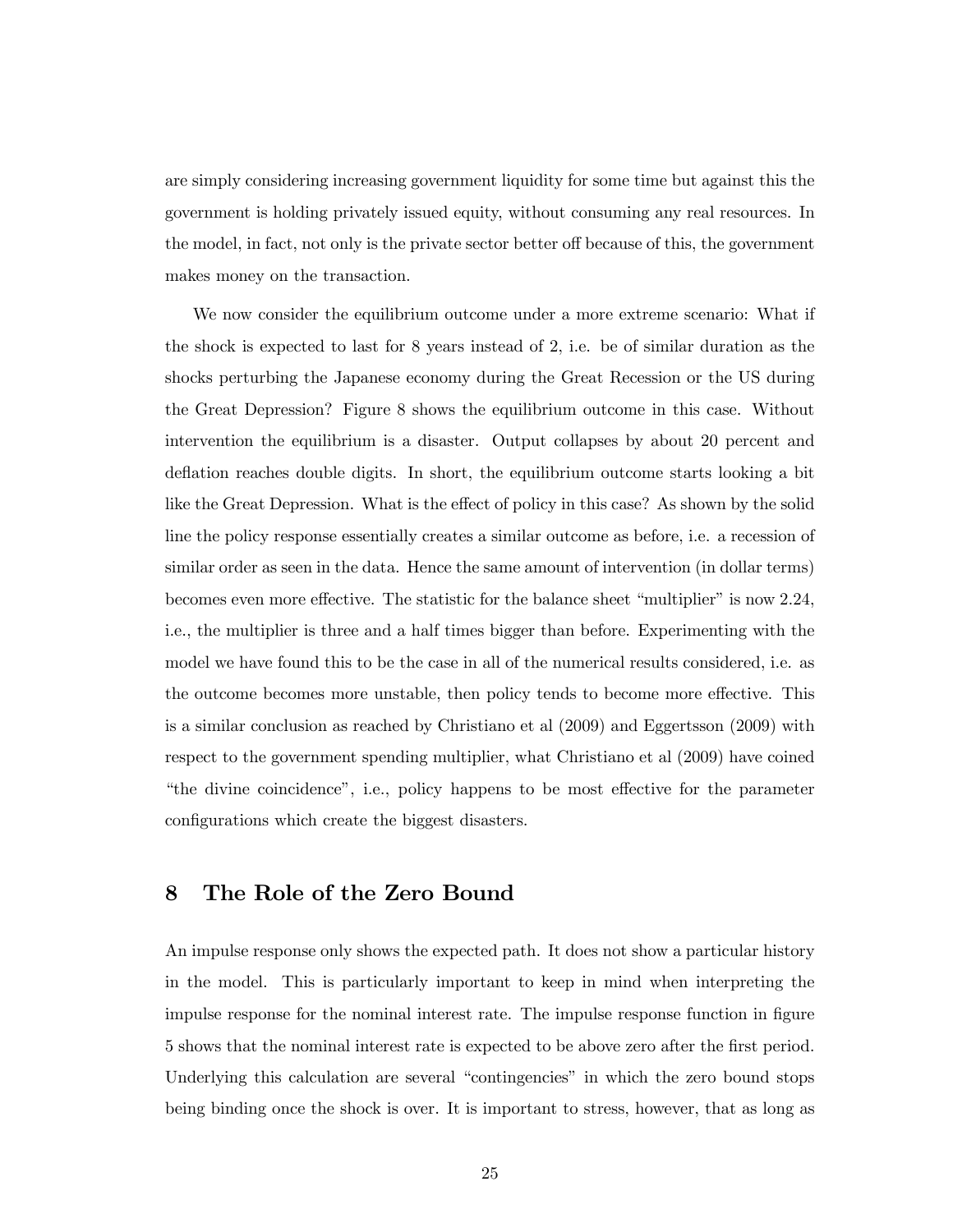are simply considering increasing government liquidity for some time but against this the government is holding privately issued equity, without consuming any real resources. In the model, in fact, not only is the private sector better off because of this, the government makes money on the transaction.

We now consider the equilibrium outcome under a more extreme scenario: What if the shock is expected to last for 8 years instead of 2, i.e. be of similar duration as the shocks perturbing the Japanese economy during the Great Recession or the US during the Great Depression? Figure 8 shows the equilibrium outcome in this case. Without intervention the equilibrium is a disaster. Output collapses by about 20 percent and deflation reaches double digits. In short, the equilibrium outcome starts looking a bit like the Great Depression. What is the effect of policy in this case? As shown by the solid line the policy response essentially creates a similar outcome as before, i.e. a recession of similar order as seen in the data. Hence the same amount of intervention (in dollar terms) becomes even more effective. The statistic for the balance sheet "multiplier" is now 2.24, i.e., the multiplier is three and a half times bigger than before. Experimenting with the model we have found this to be the case in all of the numerical results considered, i.e. as the outcome becomes more unstable, then policy tends to become more effective. This is a similar conclusion as reached by Christiano et al (2009) and Eggertsson (2009) with respect to the government spending multiplier, what Christiano et al (2009) have coined "the divine coincidence", i.e., policy happens to be most effective for the parameter configurations which create the biggest disasters.

## 8 The Role of the Zero Bound

An impulse response only shows the expected path. It does not show a particular history in the model. This is particularly important to keep in mind when interpreting the impulse response for the nominal interest rate. The impulse response function in figure 5 shows that the nominal interest rate is expected to be above zero after the first period. Underlying this calculation are several "contingencies" in which the zero bound stops being binding once the shock is over. It is important to stress, however, that as long as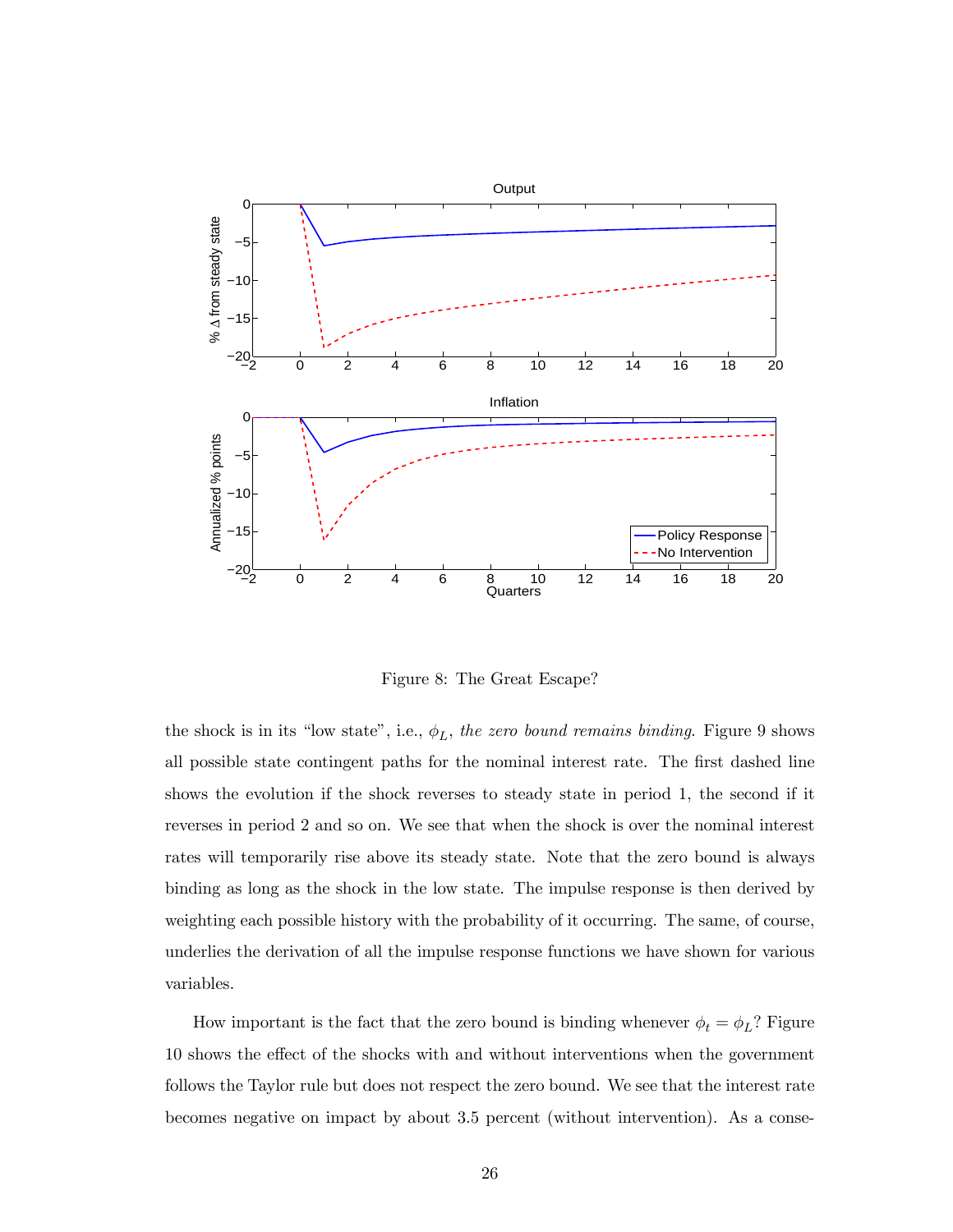Figure 8: The Great Escape?

the shock is in its "low state", i.e., $\phi_L$, *the zero bound remains binding*. Figure 9 shows all possible state contingent paths for the nominal interest rate. The first dashed line shows the evolution if the shock reverses to steady state in period 1, the second if it reverses in period 2 and so on. We see that when the shock is over the nominal interest rates will temporarily rise above its steady state. Note that the zero bound is always binding as long as the shock in the low state. The impulse response is then derived by weighting each possible history with the probability of it occurring. The same, of course, underlies the derivation of all the impulse response functions we have shown for various variables.

How important is the fact that the zero bound is binding whenever $\phi_t = \phi_L$? Figure 10 shows the effect of the shocks with and without interventions when the government follows the Taylor rule but does not respect the zero bound. We see that the interest rate becomes negative on impact by about 3.5 percent (without intervention). As a conse-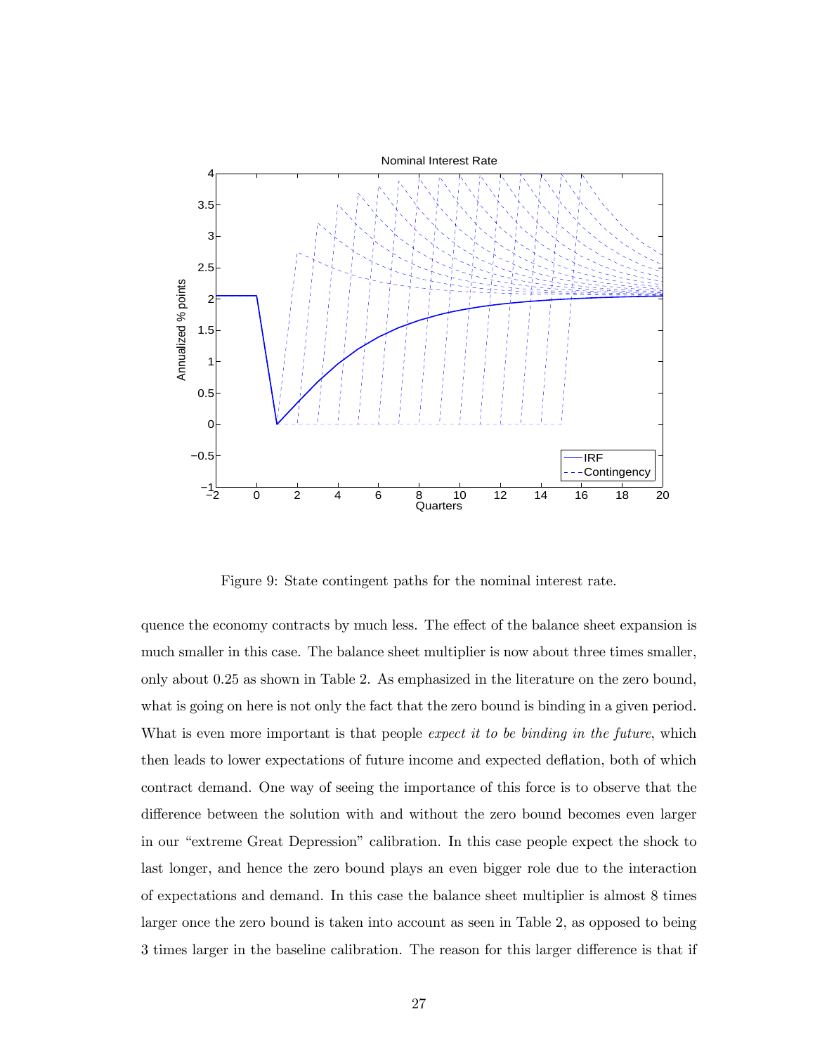Figure 9: State contingent paths for the nominal interest rate.

quence the economy contracts by much less. The effect of the balance sheet expansion is much smaller in this case. The balance sheet multiplier is now about three times smaller, only about 0.25 as shown in Table 2. As emphasized in the literature on the zero bound, what is going on here is not only the fact that the zero bound is binding in a given period. What is even more important is that people *expect it to be binding in the future*, which then leads to lower expectations of future income and expected deflation, both of which contract demand. One way of seeing the importance of this force is to observe that the difference between the solution with and without the zero bound becomes even larger in our "extreme Great Depression" calibration. In this case people expect the shock to last longer, and hence the zero bound plays an even bigger role due to the interaction of expectations and demand. In this case the balance sheet multiplier is almost 8 times larger once the zero bound is taken into account as seen in Table 2, as opposed to being 3 times larger in the baseline calibration. The reason for this larger difference is that if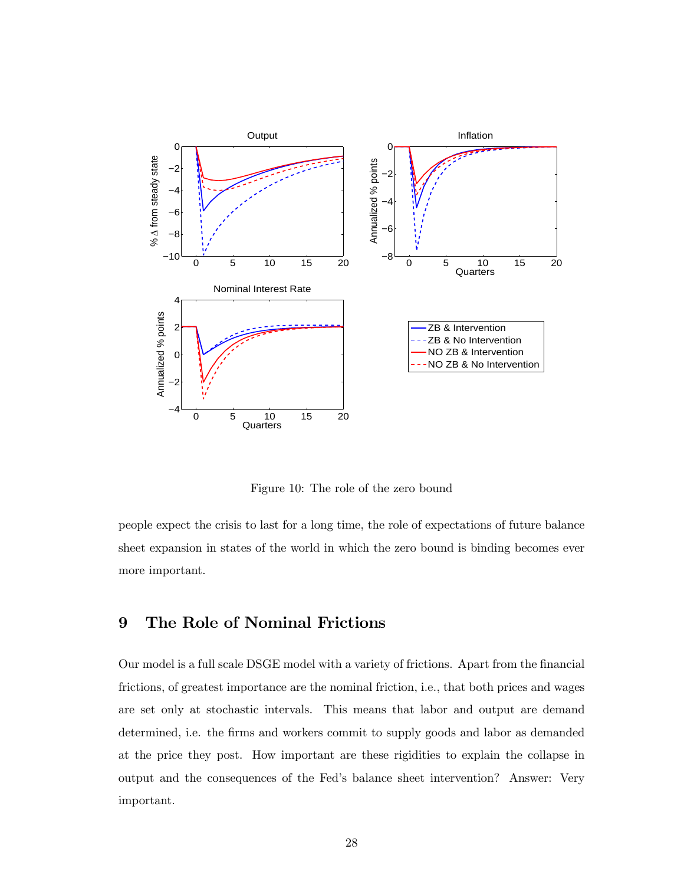Figure 10: The role of the zero bound

people expect the crisis to last for a long time, the role of expectations of future balance sheet expansion in states of the world in which the zero bound is binding becomes ever more important.

# 9 The Role of Nominal Frictions

Our model is a full scale DSGE model with a variety of frictions. Apart from the financial frictions, of greatest importance are the nominal friction, i.e., that both prices and wages are set only at stochastic intervals. This means that labor and output are demand determined, i.e. the firms and workers commit to supply goods and labor as demanded at the price they post. How important are these rigidities to explain the collapse in output and the consequences of the Fed's balance sheet intervention? Answer: Very important.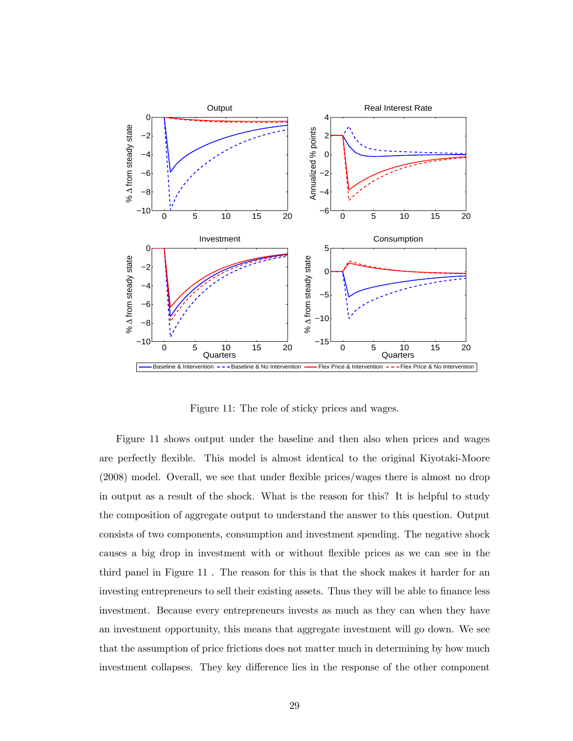Figure 11: The role of sticky prices and wages.

Figure 11 shows output under the baseline and then also when prices and wages are perfectly flexible. This model is almost identical to the original Kiyotaki-Moore (2008) model. Overall, we see that under flexible prices/wages there is almost no drop in output as a result of the shock. What is the reason for this? It is helpful to study the composition of aggregate output to understand the answer to this question. Output consists of two components, consumption and investment spending. The negative shock causes a big drop in investment with or without flexible prices as we can see in the third panel in Figure 11 . The reason for this is that the shock makes it harder for an investing entrepreneurs to sell their existing assets. Thus they will be able to finance less investment. Because every entrepreneurs invests as much as they can when they have an investment opportunity, this means that aggregate investment will go down. We see that the assumption of price frictions does not matter much in determining by how much investment collapses. They key difference lies in the response of the other component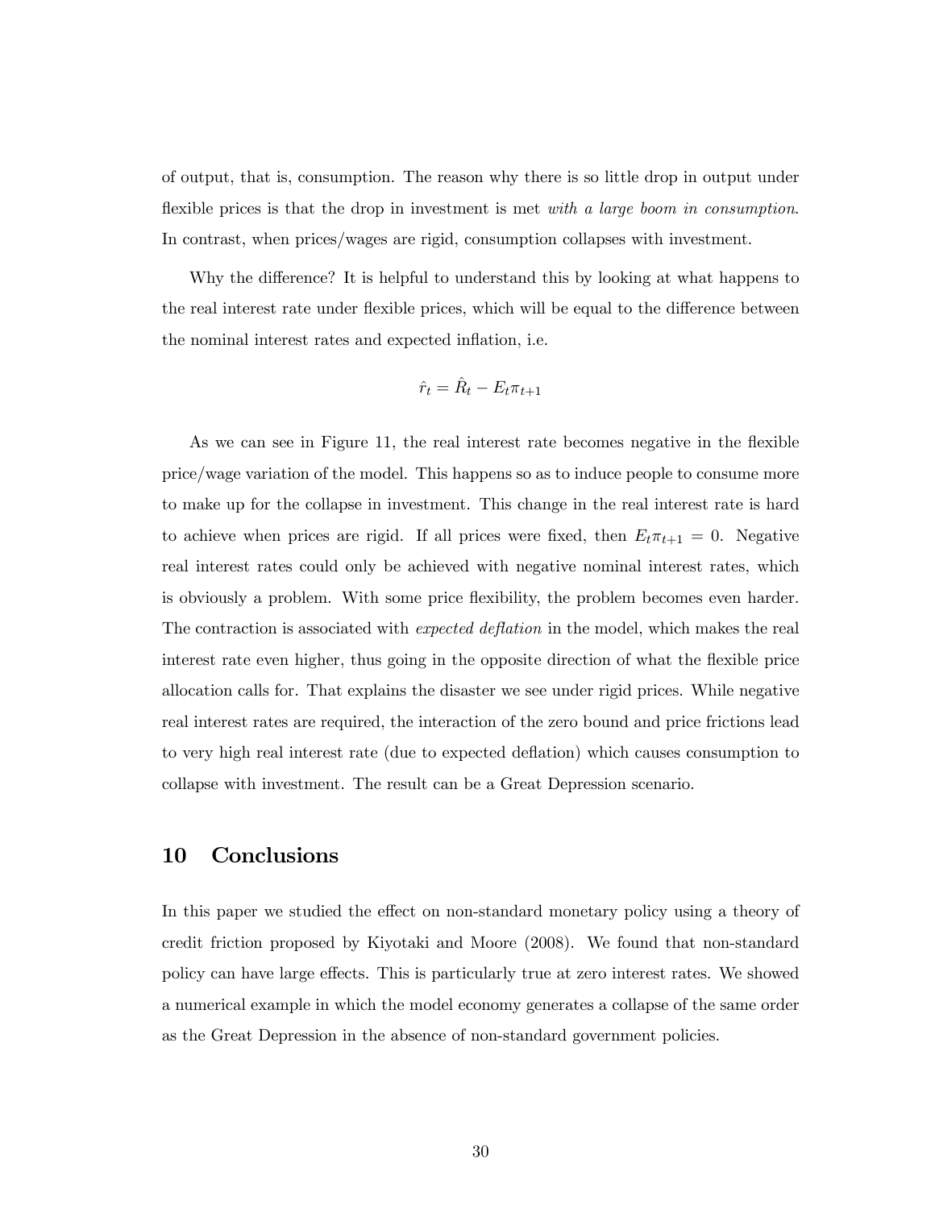of output, that is, consumption. The reason why there is so little drop in output under flexible prices is that the drop in investment is met *with a large boom in consumption*. In contrast, when prices/wages are rigid, consumption collapses with investment.

Why the difference? It is helpful to understand this by looking at what happens to the real interest rate under flexible prices, which will be equal to the difference between the nominal interest rates and expected inflation, i.e.

$$\hat{r}_t = \hat{R}_t - E_t \pi_{t+1}$$

As we can see in Figure 11, the real interest rate becomes negative in the flexible price/wage variation of the model. This happens so as to induce people to consume more to make up for the collapse in investment. This change in the real interest rate is hard to achieve when prices are rigid. If all prices were fixed, then $E_t \pi_{t+1} = 0$. Negative real interest rates could only be achieved with negative nominal interest rates, which is obviously a problem. With some price flexibility, the problem becomes even harder. The contraction is associated with *expected deflation* in the model, which makes the real interest rate even higher, thus going in the opposite direction of what the flexible price allocation calls for. That explains the disaster we see under rigid prices. While negative real interest rates are required, the interaction of the zero bound and price frictions lead to very high real interest rate (due to expected deflation) which causes consumption to collapse with investment. The result can be a Great Depression scenario.

## 10 Conclusions

In this paper we studied the effect on non-standard monetary policy using a theory of credit friction proposed by Kiyotaki and Moore (2008). We found that non-standard policy can have large effects. This is particularly true at zero interest rates. We showed a numerical example in which the model economy generates a collapse of the same order as the Great Depression in the absence of non-standard government policies.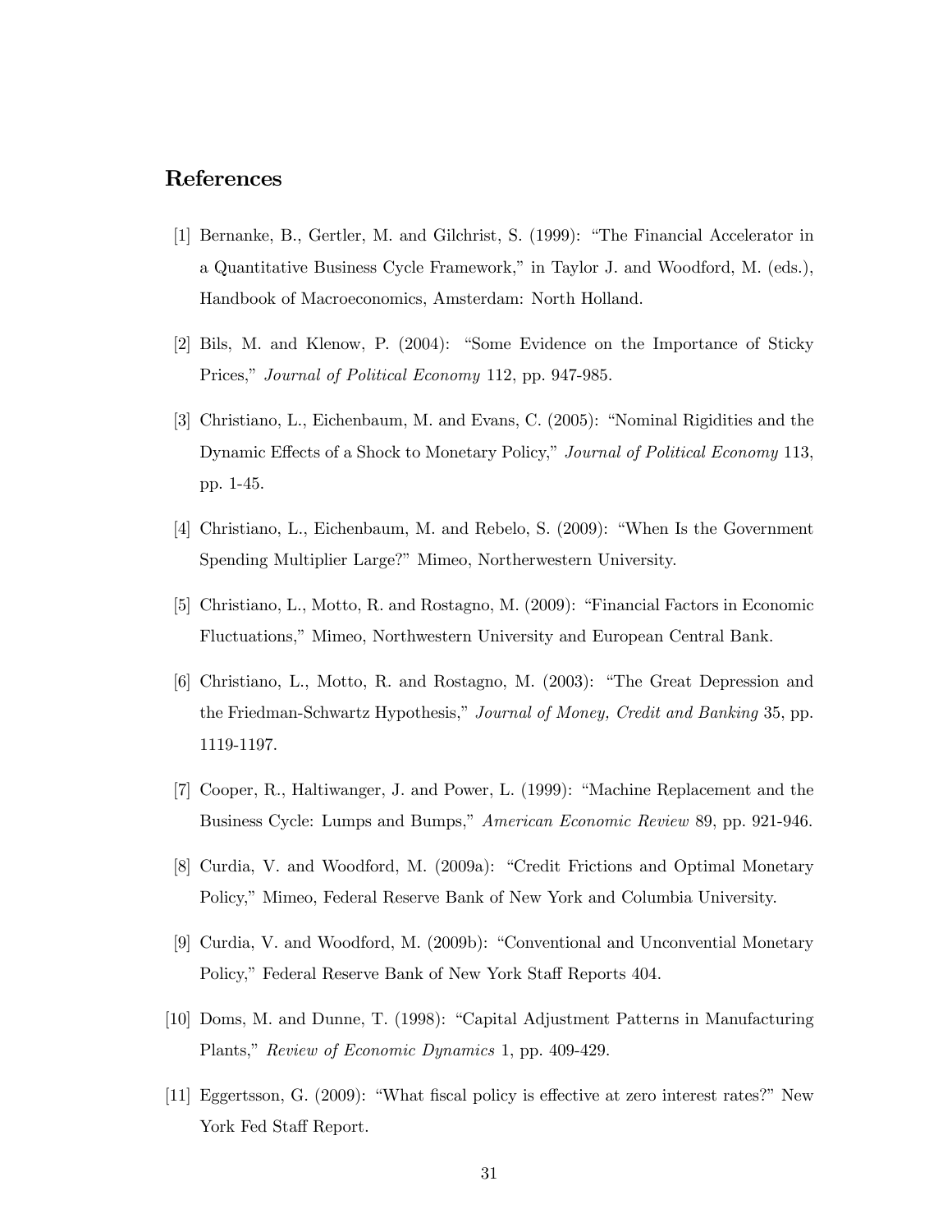## References

[1] Bernanke, B., Gertler, M. and Gilchrist, S. (1999): "The Financial Accelerator in a Quantitative Business Cycle Framework," in Taylor J. and Woodford, M. (eds.), Handbook of Macroeconomics, Amsterdam: North Holland.

[2] Bils, M. and Klenow, P. (2004): "Some Evidence on the Importance of Sticky Prices," *Journal of Political Economy* 112, pp. 947-985.

[3] Christiano, L., Eichenbaum, M. and Evans, C. (2005): "Nominal Rigidities and the Dynamic Effects of a Shock to Monetary Policy," *Journal of Political Economy* 113, pp. 1-45.

[4] Christiano, L., Eichenbaum, M. and Rebelo, S. (2009): "When Is the Government Spending Multiplier Large?" Mimeo, Northerwestern University.

[5] Christiano, L., Motto, R. and Rostagno, M. (2009): "Financial Factors in Economic Fluctuations," Mimeo, Northwestern University and European Central Bank.

[6] Christiano, L., Motto, R. and Rostagno, M. (2003): "The Great Depression and the Friedman-Schwartz Hypothesis," *Journal of Money, Credit and Banking* 35, pp. 1119-1197.

[7] Cooper, R., Haltiwanger, J. and Power, L. (1999): "Machine Replacement and the Business Cycle: Lumps and Bumps," *American Economic Review* 89, pp. 921-946.

[8] Curdia, V. and Woodford, M. (2009a): "Credit Frictions and Optimal Monetary Policy," Mimeo, Federal Reserve Bank of New York and Columbia University.

[9] Curdia, V. and Woodford, M. (2009b): "Conventional and Unconvential Monetary Policy," Federal Reserve Bank of New York Staff Reports 404.

[10] Doms, M. and Dunne, T. (1998): "Capital Adjustment Patterns in Manufacturing Plants," *Review of Economic Dynamics* 1, pp. 409-429.

[11] Eggertsson, G. (2009): "What fiscal policy is effective at zero interest rates?" New York Fed Staff Report.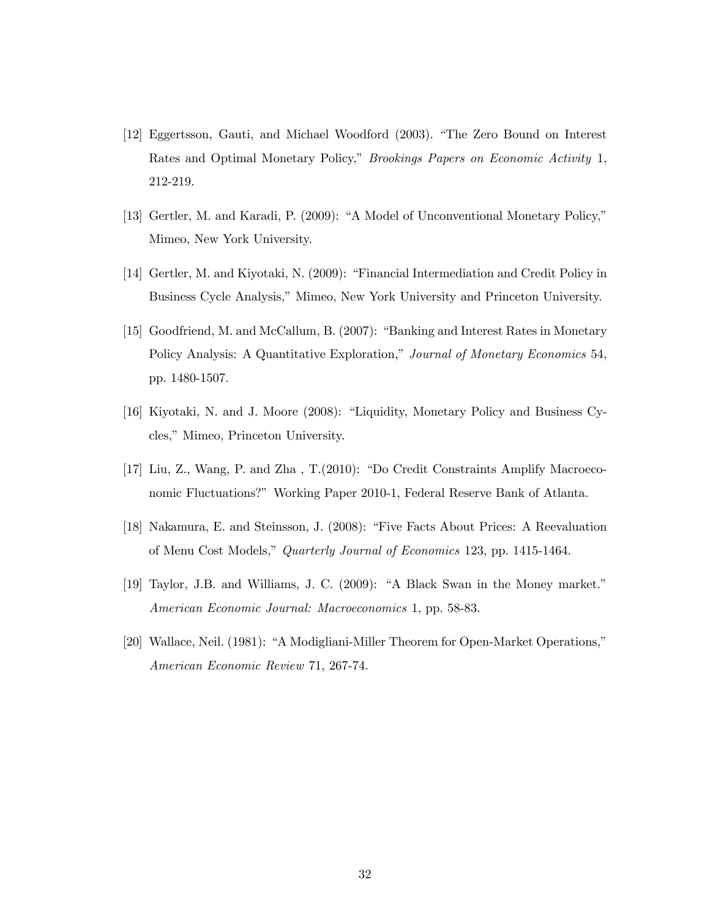[12] Eggertsson, Gauti, and Michael Woodford (2003). "The Zero Bound on Interest Rates and Optimal Monetary Policy," *Brookings Papers on Economic Activity* 1, 212-219.

[13] Gertler, M. and Karadi, P. (2009): "A Model of Unconventional Monetary Policy," Mimeo, New York University.

[14] Gertler, M. and Kiyotaki, N. (2009): "Financial Intermediation and Credit Policy in Business Cycle Analysis," Mimeo, New York University and Princeton University.

[15] Goodfriend, M. and McCallum, B. (2007): "Banking and Interest Rates in Monetary Policy Analysis: A Quantitative Exploration," *Journal of Monetary Economics* 54, pp. 1480-1507.

[16] Kiyotaki, N. and J. Moore (2008): "Liquidity, Monetary Policy and Business Cycles," Mimeo, Princeton University.

[17] Liu, Z., Wang, P. and Zha , T.(2010): "Do Credit Constraints Amplify Macroeconomic Fluctuations?" Working Paper 2010-1, Federal Reserve Bank of Atlanta.

[18] Nakamura, E. and Steinsson, J. (2008): "Five Facts About Prices: A Reevaluation of Menu Cost Models," *Quarterly Journal of Economics* 123, pp. 1415-1464.

[19] Taylor, J.B. and Williams, J. C. (2009): "A Black Swan in the Money market." *American Economic Journal: Macroeconomics* 1, pp. 58-83.

[20] Wallace, Neil. (1981): "A Modigliani-Miller Theorem for Open-Market Operations," *American Economic Review* 71, 267-74.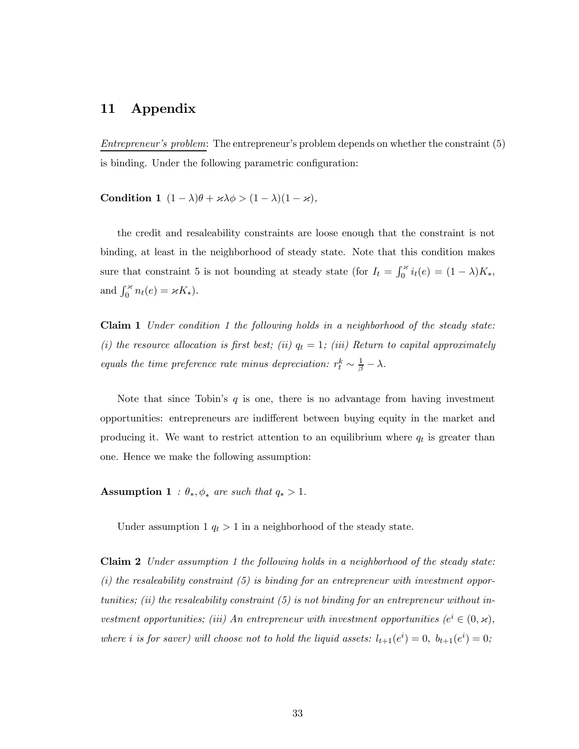## 11 Appendix

Entrepreneur's problem: The entrepreneur's problem depends on whether the constraint (5) is binding. Under the following parametric configuration:

**Condition 1** $(1-\lambda)\theta + \varkappa\lambda\phi > (1-\lambda)(1-\varkappa)$,

the credit and resaleability constraints are loose enough that the constraint is not binding, at least in the neighborhood of steady state. Note that this condition makes sure that constraint 5 is not bounding at steady state (for $I_t = \int_0^{\varkappa} i_t(e) = (1-\lambda)K_*$, and $\int_0^{\varkappa} n_t(e) = \varkappa K_*$).

**Claim 1** *Under condition 1 the following holds in a neighborhood of the steady state: (i) the resource allocation is first best; (ii) $q_t = 1$; (iii) Return to capital approximately equals the time preference rate minus depreciation: $r_t^k \sim \frac{1}{\beta} - \lambda$.*

Note that since Tobin's $q$ is one, there is no advantage from having investment opportunities: entrepreneurs are indifferent between buying equity in the market and producing it. We want to restrict attention to an equilibrium where $q_t$ is greater than one. Hence we make the following assumption:

**Assumption 1** *: $\theta_*, \phi_*$ are such that $q_* > 1$.*

Under assumption 1 $q_t > 1$ in a neighborhood of the steady state.

**Claim 2** *Under assumption 1 the following holds in a neighborhood of the steady state: (i) the resaleability constraint (5) is binding for an entrepreneur with investment opportunities; (ii) the resaleability constraint (5) is not binding for an entrepreneur without investment opportunities; (iii) An entrepreneur with investment opportunities ($e^i \in (0, \varkappa)$, where $i$ is for saver) will choose not to hold the liquid assets: $l_{t+1}(e^i) = 0,\ b_{t+1}(e^i) = 0$;*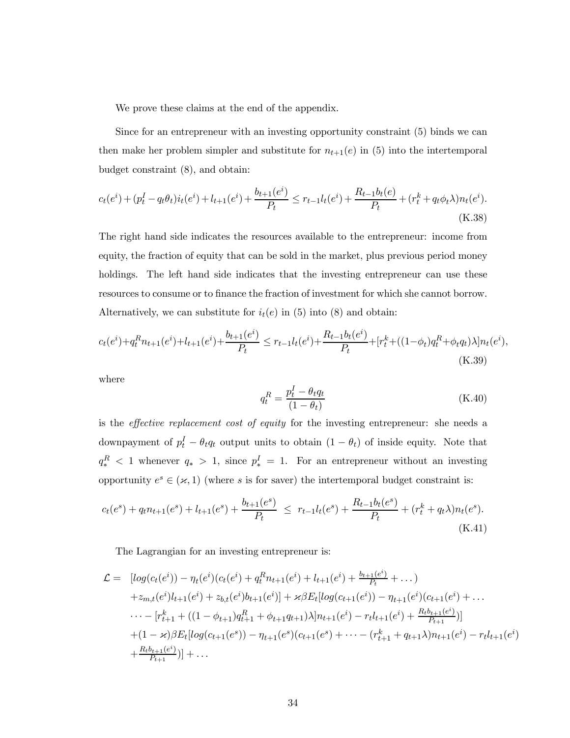We prove these claims at the end of the appendix.

Since for an entrepreneur with an investing opportunity constraint (5) binds we can then make her problem simpler and substitute for $n_{t+1}(e)$ in (5) into the intertemporal budget constraint (8), and obtain:

$$c_t(e^i) + (p_t^I - q_t\theta_t)i_t(e^i) + l_{t+1}(e^i) + \frac{b_{t+1}(e^i)}{P_t} \leq r_{t-1}l_t(e^i) + \frac{R_{t-1}b_t(e)}{P_t} + (r_t^k + q_t\phi_t\lambda)n_t(e^i). \tag{K.38}$$

The right hand side indicates the resources available to the entrepreneur: income from equity, the fraction of equity that can be sold in the market, plus previous period money holdings. The left hand side indicates that the investing entrepreneur can use these resources to consume or to finance the fraction of investment for which she cannot borrow. Alternatively, we can substitute for $i_t(e)$ in (5) into (8) and obtain:

$$c_t(e^i) + q_t^R n_{t+1}(e^i) + l_{t+1}(e^i) + \frac{b_{t+1}(e^i)}{P_t} \leq r_{t-1}l_t(e^i) + \frac{R_{t-1}b_t(e^i)}{P_t} + [r_t^k + ((1-\phi_t)q_t^R + \phi_t q_t)\lambda]n_t(e^i), \tag{K.39}$$

where

$$q_t^R = \frac{p_t^I - \theta_t q_t}{(1-\theta_t)} \tag{K.40}$$

is the *effective replacement cost of equity* for the investing entrepreneur: she needs a downpayment of $p_t^I - \theta_t q_t$ output units to obtain $(1-\theta_t)$ of inside equity. Note that $q_*^R < 1$ whenever $q_* > 1$, since $p_*^I = 1$. For an entrepreneur without an investing opportunity $e^s \in (\varkappa, 1)$ (where $s$ is for saver) the intertemporal budget constraint is:

$$c_t(e^s) + q_t n_{t+1}(e^s) + l_{t+1}(e^s) + \frac{b_{t+1}(e^s)}{P_t} \leq r_{t-1}l_t(e^s) + \frac{R_{t-1}b_t(e^s)}{P_t} + (r_t^k + q_t\lambda)n_t(e^s). \tag{K.41}$$

The Lagrangian for an investing entrepreneur is:

$$\begin{aligned}
\mathcal{L} = \ & [log(c_t(e^i)) - \eta_t(e^i)(c_t(e^i) + q_t^R n_{t+1}(e^i) + l_{t+1}(e^i) + \tfrac{b_{t+1}(e^i)}{P_t} + \dots) \\
& + z_{m,t}(e^i)l_{t+1}(e^i) + z_{b,t}(e^i)b_{t+1}(e^i)] + \varkappa\beta E_t[log(c_{t+1}(e^i)) - \eta_{t+1}(e^i)(c_{t+1}(e^i) + \dots \\
& \dots - [r_{t+1}^k + ((1-\phi_{t+1})q_{t+1}^R + \phi_{t+1}q_{t+1})\lambda]n_{t+1}(e^i) - r_t l_{t+1}(e^i) + \tfrac{R_t b_{t+1}(e^i)}{P_{t+1}})] \\
& + (1-\varkappa)\beta E_t[log(c_{t+1}(e^s)) - \eta_{t+1}(e^s)(c_{t+1}(e^s) + \dots - (r_{t+1}^k + q_{t+1}\lambda)n_{t+1}(e^i) - r_t l_{t+1}(e^i) \\
& + \tfrac{R_t b_{t+1}(e^i)}{P_{t+1}})] + \dots
\end{aligned}$$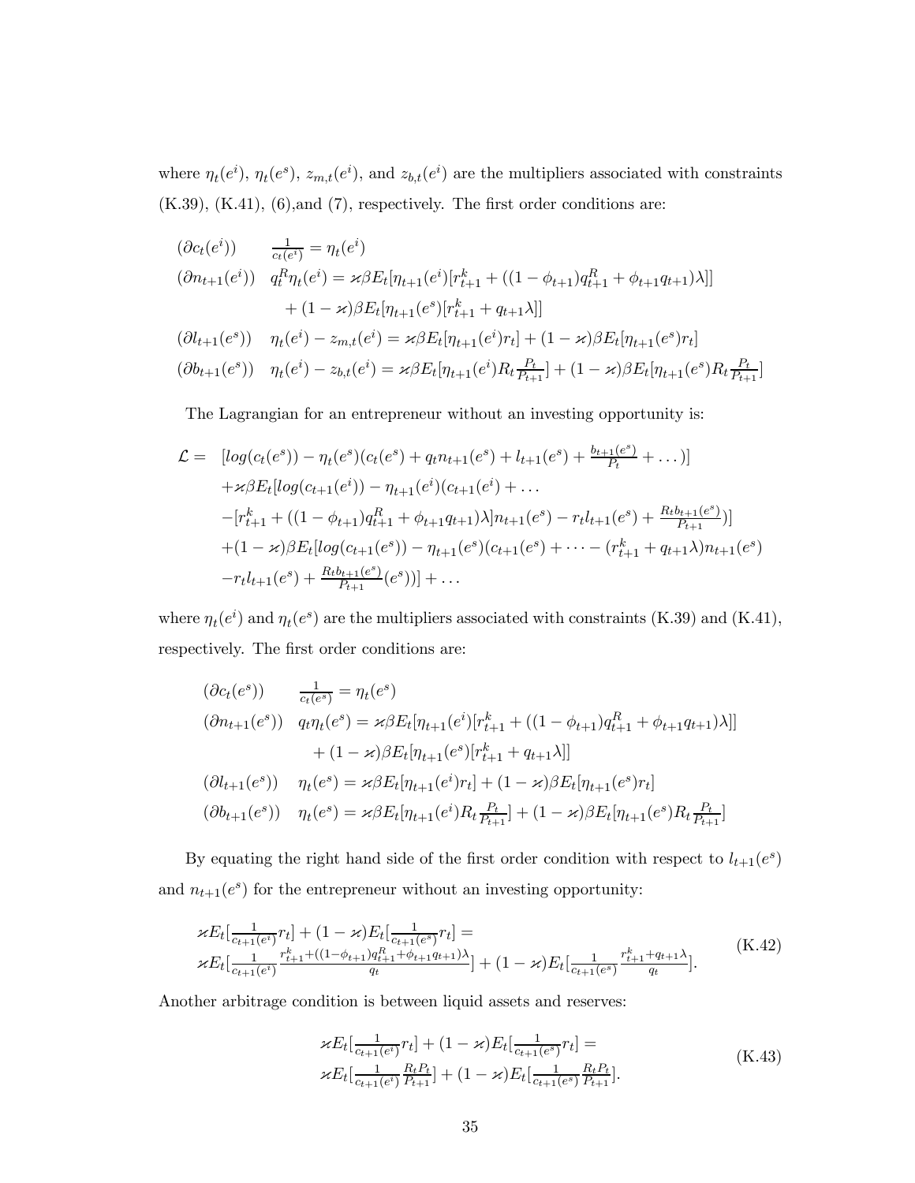where $\eta_t(e^i)$, $\eta_t(e^s)$, $z_{m,t}(e^i)$, and $z_{b,t}(e^i)$ are the multipliers associated with constraints (K.39), (K.41), (6),and (7), respectively. The first order conditions are:

$$
\begin{aligned}
&(\partial c_t(e^i)) \qquad \tfrac{1}{c_t(e^i)} = \eta_t(e^i) \\
&(\partial n_{t+1}(e^i)) \quad q_t^R \eta_t(e^i) = \varkappa\beta E_t[\eta_{t+1}(e^i)[r_{t+1}^k + ((1-\phi_{t+1})q_{t+1}^R + \phi_{t+1}q_{t+1})\lambda]] \\
&\qquad\qquad + (1-\varkappa)\beta E_t[\eta_{t+1}(e^s)[r_{t+1}^k + q_{t+1}\lambda]] \\
&(\partial l_{t+1}(e^s)) \quad \eta_t(e^i) - z_{m,t}(e^i) = \varkappa\beta E_t[\eta_{t+1}(e^i) r_t] + (1-\varkappa)\beta E_t[\eta_{t+1}(e^s) r_t] \\
&(\partial b_{t+1}(e^s)) \quad \eta_t(e^i) - z_{b,t}(e^i) = \varkappa\beta E_t[\eta_{t+1}(e^i) R_t \tfrac{P_t}{P_{t+1}}] + (1-\varkappa)\beta E_t[\eta_{t+1}(e^s) R_t \tfrac{P_t}{P_{t+1}}]
\end{aligned}
$$

The Lagrangian for an entrepreneur without an investing opportunity is:

$$
\begin{aligned}
\mathcal{L} = \; & [log(c_t(e^s)) - \eta_t(e^s)(c_t(e^s) + q_t n_{t+1}(e^s) + l_{t+1}(e^s) + \tfrac{b_{t+1}(e^s)}{P_t} + \dots)] \\
& + \varkappa\beta E_t[log(c_{t+1}(e^i)) - \eta_{t+1}(e^i)(c_{t+1}(e^i) + \dots \\
& - [r_{t+1}^k + ((1-\phi_{t+1})q_{t+1}^R + \phi_{t+1}q_{t+1})\lambda] n_{t+1}(e^s) - r_t l_{t+1}(e^s) + \tfrac{R_t b_{t+1}(e^s)}{P_{t+1}})] \\
& + (1-\varkappa)\beta E_t[log(c_{t+1}(e^s)) - \eta_{t+1}(e^s)(c_{t+1}(e^s) + \dots - (r_{t+1}^k + q_{t+1}\lambda) n_{t+1}(e^s) \\
& - r_t l_{t+1}(e^s) + \tfrac{R_t b_{t+1}(e^s)}{P_{t+1}}(e^s))] + \dots
\end{aligned}
$$

where $\eta_t(e^i)$ and $\eta_t(e^s)$ are the multipliers associated with constraints (K.39) and (K.41), respectively. The first order conditions are:

$$
\begin{aligned}
&(\partial c_t(e^s)) \qquad \tfrac{1}{c_t(e^s)} = \eta_t(e^s) \\
&(\partial n_{t+1}(e^s)) \quad q_t \eta_t(e^s) = \varkappa\beta E_t[\eta_{t+1}(e^i)[r_{t+1}^k + ((1-\phi_{t+1})q_{t+1}^R + \phi_{t+1}q_{t+1})\lambda]] \\
&\qquad\qquad + (1-\varkappa)\beta E_t[\eta_{t+1}(e^s)[r_{t+1}^k + q_{t+1}\lambda]] \\
&(\partial l_{t+1}(e^s)) \quad \eta_t(e^s) = \varkappa\beta E_t[\eta_{t+1}(e^i) r_t] + (1-\varkappa)\beta E_t[\eta_{t+1}(e^s) r_t] \\
&(\partial b_{t+1}(e^s)) \quad \eta_t(e^s) = \varkappa\beta E_t[\eta_{t+1}(e^i) R_t \tfrac{P_t}{P_{t+1}}] + (1-\varkappa)\beta E_t[\eta_{t+1}(e^s) R_t \tfrac{P_t}{P_{t+1}}]
\end{aligned}
$$

By equating the right hand side of the first order condition with respect to $l_{t+1}(e^s)$ and $n_{t+1}(e^s)$ for the entrepreneur without an investing opportunity:

$$
\begin{aligned}
&\varkappa E_t[\tfrac{1}{c_{t+1}(e^i)} r_t] + (1-\varkappa) E_t[\tfrac{1}{c_{t+1}(e^s)} r_t] = \\
&\varkappa E_t[\tfrac{1}{c_{t+1}(e^i)} \tfrac{r_{t+1}^k + ((1-\phi_{t+1})q_{t+1}^R + \phi_{t+1}q_{t+1})\lambda}{q_t}] + (1-\varkappa) E_t[\tfrac{1}{c_{t+1}(e^s)} \tfrac{r_{t+1}^k + q_{t+1}\lambda}{q_t}].
\end{aligned} \tag{K.42}
$$

Another arbitrage condition is between liquid assets and reserves:

$$
\begin{aligned}
&\varkappa E_t[\tfrac{1}{c_{t+1}(e^i)} r_t] + (1-\varkappa) E_t[\tfrac{1}{c_{t+1}(e^s)} r_t] = \\
&\varkappa E_t[\tfrac{1}{c_{t+1}(e^i)} \tfrac{R_t P_t}{P_{t+1}}] + (1-\varkappa) E_t[\tfrac{1}{c_{t+1}(e^s)} \tfrac{R_t P_t}{P_{t+1}}].
\end{aligned} \tag{K.43}
$$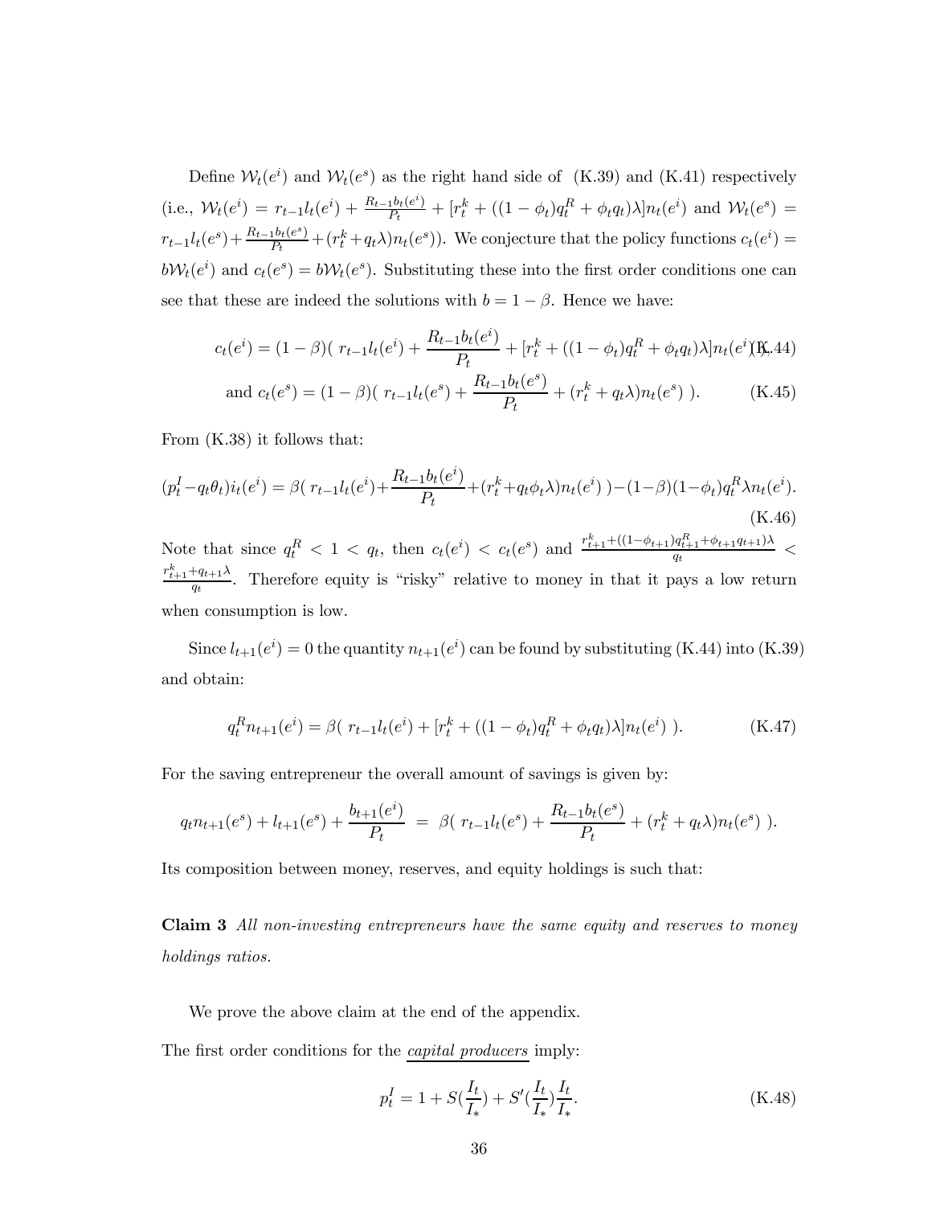Define $\mathcal{W}_t(e^i)$ and $\mathcal{W}_t(e^s)$ as the right hand side of (K.39) and (K.41) respectively (i.e., $\mathcal{W}_t(e^i) = r_{t-1}l_t(e^i) + \frac{R_{t-1}b_t(e^i)}{P_t} + [r_t^k + ((1-\phi_t)q_t^R + \phi_t q_t)\lambda]n_t(e^i)$ and $\mathcal{W}_t(e^s) = r_{t-1}l_t(e^s) + \frac{R_{t-1}b_t(e^s)}{P_t} + (r_t^k + q_t\lambda)n_t(e^s)$). We conjecture that the policy functions $c_t(e^i) = b\mathcal{W}_t(e^i)$ and $c_t(e^s) = b\mathcal{W}_t(e^s)$. Substituting these into the first order conditions one can see that these are indeed the solutions with $b = 1-\beta$. Hence we have:

$$c_t(e^i) = (1-\beta)(\ r_{t-1}l_t(e^i) + \frac{R_{t-1}b_t(e^i)}{P_t} + [r_t^k + ((1-\phi_t)q_t^R + \phi_t q_t)\lambda]n_t(e^i)\ ), \tag{K.44}$$

$$\text{and } c_t(e^s) = (1-\beta)(\ r_{t-1}l_t(e^s) + \frac{R_{t-1}b_t(e^s)}{P_t} + (r_t^k + q_t\lambda)n_t(e^s)\ ). \tag{K.45}$$

From (K.38) it follows that:

$$(p_t^I - q_t\theta_t)i_t(e^i) = \beta(\ r_{t-1}l_t(e^i) + \frac{R_{t-1}b_t(e^i)}{P_t} + (r_t^k + q_t\phi_t\lambda)n_t(e^i)\ ) - (1-\beta)(1-\phi_t)q_t^R\lambda n_t(e^i). \tag{K.46}$$

Note that since $q_t^R < 1 < q_t$, then $c_t(e^i) < c_t(e^s)$ and $\frac{r_{t+1}^k + ((1-\phi_{t+1})q_{t+1}^R + \phi_{t+1}q_{t+1})\lambda}{q_t} < \frac{r_{t+1}^k + q_{t+1}\lambda}{q_t}$. Therefore equity is "risky" relative to money in that it pays a low return when consumption is low.

Since $l_{t+1}(e^i) = 0$ the quantity $n_{t+1}(e^i)$ can be found by substituting (K.44) into (K.39) and obtain:

$$q_t^R n_{t+1}(e^i) = \beta(\ r_{t-1}l_t(e^i) + [r_t^k + ((1-\phi_t)q_t^R + \phi_t q_t)\lambda]n_t(e^i)\ ). \tag{K.47}$$

For the saving entrepreneur the overall amount of savings is given by:

$$q_t n_{t+1}(e^s) + l_{t+1}(e^s) + \frac{b_{t+1}(e^i)}{P_t} \ = \ \beta(\ r_{t-1}l_t(e^s) + \frac{R_{t-1}b_t(e^s)}{P_t} + (r_t^k + q_t\lambda)n_t(e^s)\ ).$$

Its composition between money, reserves, and equity holdings is such that:

**Claim 3** *All non-investing entrepreneurs have the same equity and reserves to money holdings ratios.*

We prove the above claim at the end of the appendix.

The first order conditions for the <u>capital producers</u> imply:

$$p_t^I = 1 + S(\frac{I_t}{I_*}) + S'(\frac{I_t}{I_*})\frac{I_t}{I_*}. \tag{K.48}$$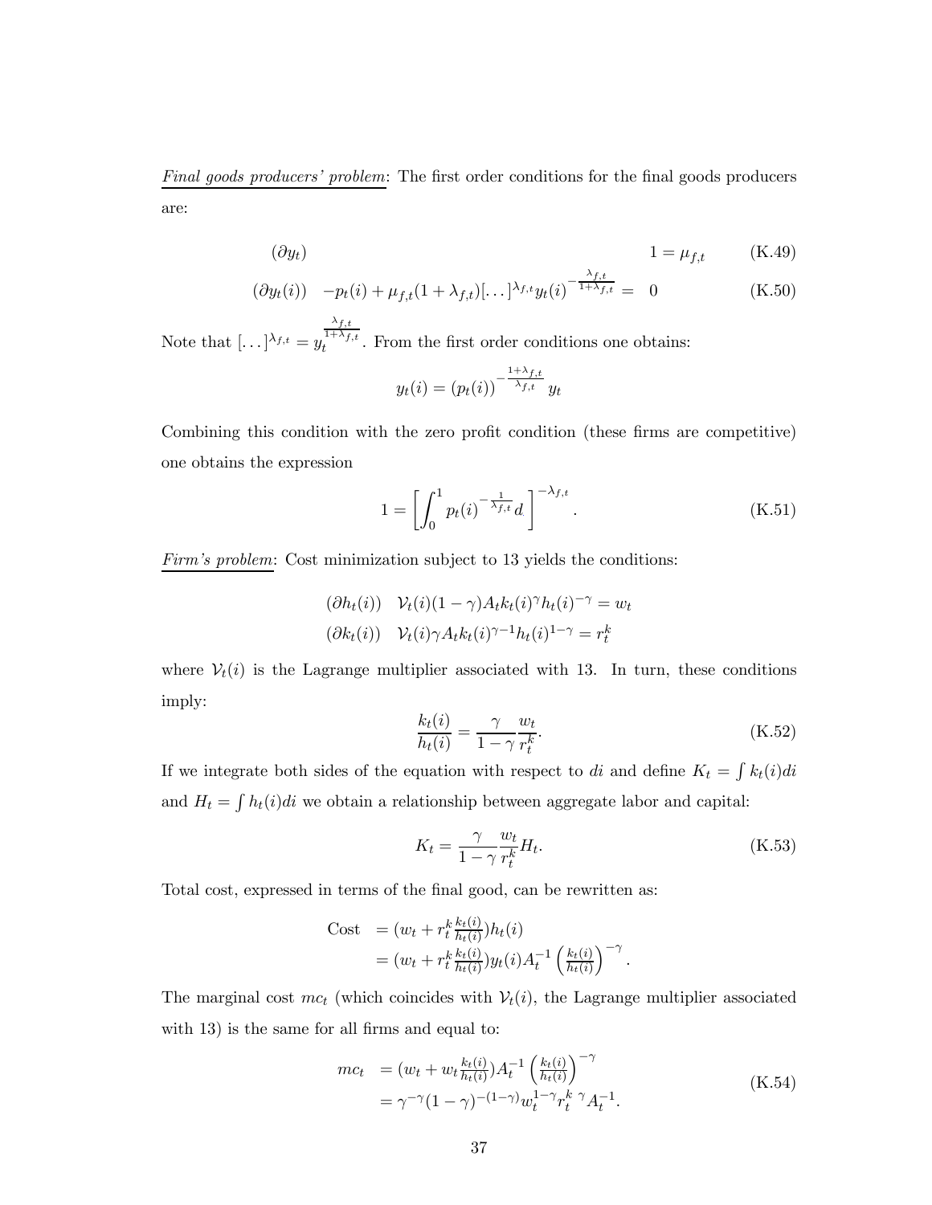<u>*Final goods producers' problem*</u>: The first order conditions for the final goods producers are:

$$(\partial y_t) \qquad\qquad 1 = \mu_{f,t} \tag{K.49}$$

$$(\partial y_t(i)) \quad -p_t(i) + \mu_{f,t}(1+\lambda_{f,t})[\dots]^{\lambda_{f,t}} y_t(i)^{-\frac{\lambda_{f,t}}{1+\lambda_{f,t}}} = 0 \tag{K.50}$$

Note that $[\dots]^{\lambda_{f,t}} = y_t^{\frac{\lambda_{f,t}}{1+\lambda_{f,t}}}$. From the first order conditions one obtains:

$$y_t(i) = (p_t(i))^{-\frac{1+\lambda_{f,t}}{\lambda_{f,t}}} y_t$$

Combining this condition with the zero profit condition (these firms are competitive) one obtains the expression

$$1 = \left[\int_0^1 p_t(i)^{-\frac{1}{\lambda_{f,t}}} d\right]^{-\lambda_{f,t}}. \tag{K.51}$$

<u>*Firm's problem*</u>: Cost minimization subject to 13 yields the conditions:

$$(\partial h_t(i)) \quad \mathcal{V}_t(i)(1-\gamma)A_t k_t(i)^{\gamma} h_t(i)^{-\gamma} = w_t$$
$$(\partial k_t(i)) \quad \mathcal{V}_t(i)\gamma A_t k_t(i)^{\gamma-1} h_t(i)^{1-\gamma} = r_t^k$$

where $\mathcal{V}_t(i)$ is the Lagrange multiplier associated with 13. In turn, these conditions imply:

$$\frac{k_t(i)}{h_t(i)} = \frac{\gamma}{1-\gamma}\frac{w_t}{r_t^k}. \tag{K.52}$$

If we integrate both sides of the equation with respect to $di$ and define $K_t = \int k_t(i)di$ and $H_t = \int h_t(i)di$ we obtain a relationship between aggregate labor and capital:

$$K_t = \frac{\gamma}{1-\gamma}\frac{w_t}{r_t^k}H_t. \tag{K.53}$$

Total cost, expressed in terms of the final good, can be rewritten as:

$$\begin{aligned} \text{Cost} &= (w_t + r_t^k \tfrac{k_t(i)}{h_t(i)})h_t(i) \\ &= (w_t + r_t^k \tfrac{k_t(i)}{h_t(i)})y_t(i)A_t^{-1}\left(\tfrac{k_t(i)}{h_t(i)}\right)^{-\gamma}. \end{aligned}$$

The marginal cost $mc_t$ (which coincides with $\mathcal{V}_t(i)$, the Lagrange multiplier associated with 13) is the same for all firms and equal to:

$$\begin{aligned} mc_t &= (w_t + w_t \tfrac{k_t(i)}{h_t(i)})A_t^{-1}\left(\tfrac{k_t(i)}{h_t(i)}\right)^{-\gamma} \\ &= \gamma^{-\gamma}(1-\gamma)^{-(1-\gamma)} w_t^{1-\gamma} r_t^{k\ \gamma} A_t^{-1}. \end{aligned} \tag{K.54}$$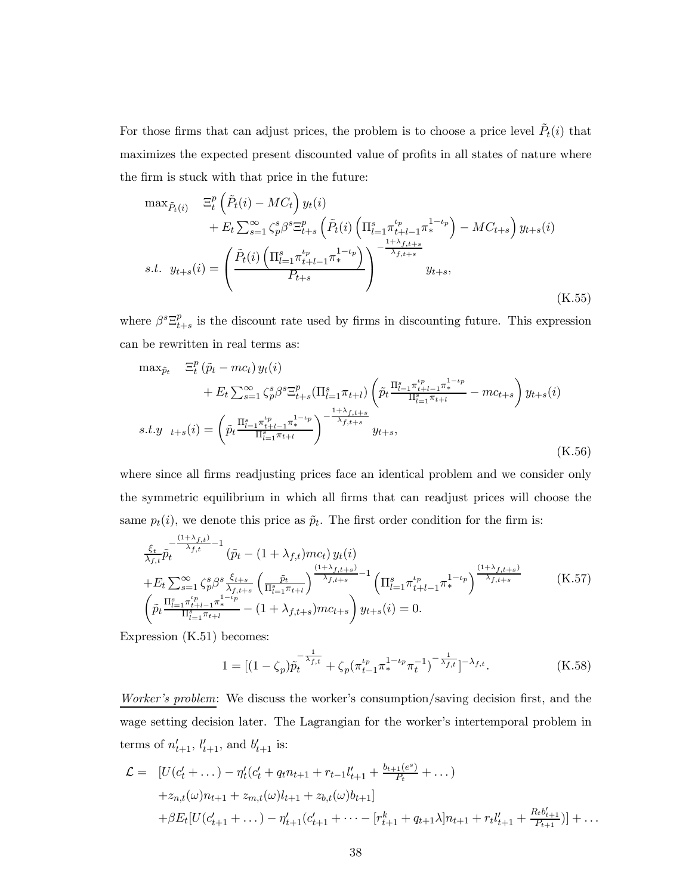For those firms that can adjust prices, the problem is to choose a price level $\tilde{P}_t(i)$ that maximizes the expected present discounted value of profits in all states of nature where the firm is stuck with that price in the future:

$$
\begin{aligned}
\max_{\tilde{P}_t(i)} \quad & \Xi_t^p \left(\tilde{P}_t(i) - MC_t\right) y_t(i) \\
& + E_t \sum_{s=1}^{\infty} \zeta_p^s \beta^s \Xi_{t+s}^p \left(\tilde{P}_t(i) \left(\Pi_{l=1}^s \pi_{t+l-1}^{\iota_p} \pi_*^{1-\iota_p}\right) - MC_{t+s}\right) y_{t+s}(i) \\
s.t. \;\; y_{t+s}(i) = & \left(\frac{\tilde{P}_t(i) \left(\Pi_{l=1}^s \pi_{t+l-1}^{\iota_p} \pi_*^{1-\iota_p}\right)}{P_{t+s}}\right)^{-\frac{1+\lambda_{f,t+s}}{\lambda_{f,t+s}}} y_{t+s},
\end{aligned}
\tag{K.55}
$$

where $\beta^s \Xi_{t+s}^p$ is the discount rate used by firms in discounting future. This expression can be rewritten in real terms as:

$$
\begin{aligned}
\max_{\tilde{p}_t} \quad & \Xi_t^p \left(\tilde{p}_t - mc_t\right) y_t(i) \\
& + E_t \sum_{s=1}^{\infty} \zeta_p^s \beta^s \Xi_{t+s}^p (\Pi_{l=1}^s \pi_{t+l}) \left(\tilde{p}_t \frac{\Pi_{l=1}^s \pi_{t+l-1}^{\iota_p} \pi_*^{1-\iota_p}}{\Pi_{l=1}^s \pi_{t+l}} - mc_{t+s}\right) y_{t+s}(i) \\
s.t. y \;\; {}_{t+s}(i) = & \left(\tilde{p}_t \frac{\Pi_{l=1}^s \pi_{t+l-1}^{\iota_p} \pi_*^{1-\iota_p}}{\Pi_{l=1}^s \pi_{t+l}}\right)^{-\frac{1+\lambda_{f,t+s}}{\lambda_{f,t+s}}} y_{t+s},
\end{aligned}
\tag{K.56}
$$

where since all firms readjusting prices face an identical problem and we consider only the symmetric equilibrium in which all firms that can readjust prices will choose the same $p_t(i)$, we denote this price as $\tilde{p}_t$. The first order condition for the firm is:

$$
\begin{aligned}
& \frac{\xi_t}{\lambda_{f,t}} \tilde{p}_t^{-\frac{(1+\lambda_{f,t})}{\lambda_{f,t}}-1} \left(\tilde{p}_t - (1+\lambda_{f,t}) mc_t\right) y_t(i) \\
& + E_t \sum_{s=1}^{\infty} \zeta_p^s \beta^s \frac{\xi_{t+s}}{\lambda_{f,t+s}} \left(\frac{\tilde{p}_t}{\Pi_{l=1}^s \pi_{t+l}}\right)^{\frac{(1+\lambda_{f,t+s})}{\lambda_{f,t+s}}-1} \left(\Pi_{l=1}^s \pi_{t+l-1}^{\iota_p} \pi_*^{1-\iota_p}\right)^{\frac{(1+\lambda_{f,t+s})}{\lambda_{f,t+s}}} \\
& \left(\tilde{p}_t \frac{\Pi_{l=1}^s \pi_{t+l-1}^{\iota_p} \pi_*^{1-\iota_p}}{\Pi_{l=1}^s \pi_{t+l}} - (1+\lambda_{f,t+s}) mc_{t+s}\right) y_{t+s}(i) = 0.
\end{aligned}
\tag{K.57}
$$

Expression (K.51) becomes:

$$
1 = [(1-\zeta_p) \tilde{p}_t^{-\frac{1}{\lambda_{f,t}}} + \zeta_p (\pi_{t-1}^{\iota_p} \pi_*^{1-\iota_p} \pi_t^{-1})^{-\frac{1}{\lambda_{f,t}}}]^{-\lambda_{f,t}}. \tag{K.58}
$$

*Worker's problem*: We discuss the worker's consumption/saving decision first, and the wage setting decision later. The Lagrangian for the worker's intertemporal problem in terms of $n'_{t+1}$, $l'_{t+1}$, and $b'_{t+1}$ is:

$$
\begin{aligned}
\mathcal{L} = \;\; & [U(c'_t + \dots) - \eta'_t (c'_t + q_t n_{t+1} + r_{t-1} l'_{t+1} + \tfrac{b_{t+1}(e^s)}{P_t} + \dots) \\
& + z_{n,t}(\omega) n_{t+1} + z_{m,t}(\omega) l_{t+1} + z_{b,t}(\omega) b_{t+1}] \\
& + \beta E_t [U(c'_{t+1} + \dots) - \eta'_{t+1}(c'_{t+1} + \dots - [r_{t+1}^k + q_{t+1}\lambda] n_{t+1} + r_t l'_{t+1} + \tfrac{R_t b'_{t+1}}{P_{t+1}})] + \dots
\end{aligned}
$$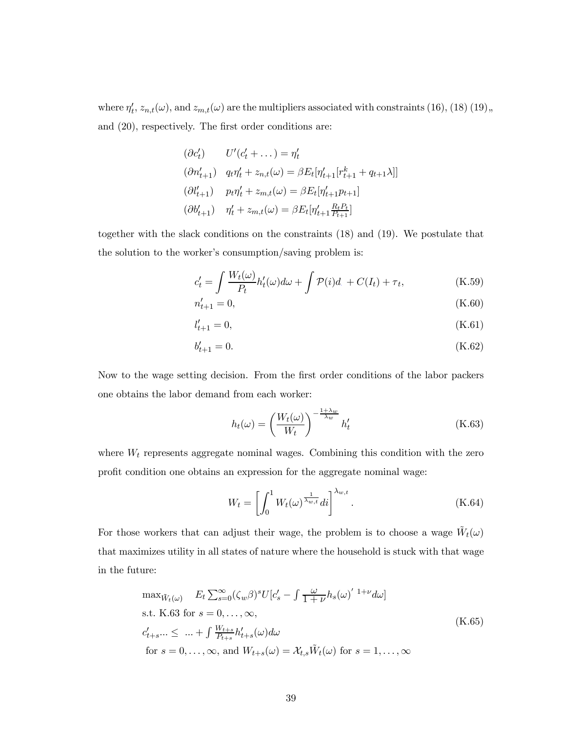where $\eta'_t$, $z_{n,t}(\omega)$, and $z_{m,t}(\omega)$ are the multipliers associated with constraints (16), (18) (19),, and (20), respectively. The first order conditions are:

$$
\begin{aligned}
&(\partial c'_t) \qquad U'(c'_t + \dots) = \eta'_t \\
&(\partial n'_{t+1}) \quad q_t \eta'_t + z_{n,t}(\omega) = \beta E_t[\eta'_{t+1}[r^k_{t+1} + q_{t+1}\lambda]] \\
&(\partial l'_{t+1}) \quad p_t \eta'_t + z_{m,t}(\omega) = \beta E_t[\eta'_{t+1} p_{t+1}] \\
&(\partial b'_{t+1}) \quad \eta'_t + z_{m,t}(\omega) = \beta E_t[\eta'_{t+1} \tfrac{R_t P_t}{P_{t+1}}]
\end{aligned}
$$

together with the slack conditions on the constraints (18) and (19). We postulate that the solution to the worker's consumption/saving problem is:

$$
c'_t = \int \frac{W_t(\omega)}{P_t} h'_t(\omega) d\omega + \int \mathcal{P}(i)d \; + C(I_t) + \tau_t, \tag{K.59}
$$

$$
n'_{t+1} = 0, \tag{K.60}
$$

$$
l'_{t+1} = 0, \tag{K.61}
$$

$$
b'_{t+1} = 0. \tag{K.62}
$$

Now to the wage setting decision. From the first order conditions of the labor packers one obtains the labor demand from each worker:

$$
h_t(\omega) = \left(\frac{W_t(\omega)}{W_t}\right)^{-\frac{1+\lambda_w}{\lambda_w}} h'_t \tag{K.63}
$$

where $W_t$ represents aggregate nominal wages. Combining this condition with the zero profit condition one obtains an expression for the aggregate nominal wage:

$$
W_t = \left[\int_0^1 W_t(\omega)^{\frac{1}{\lambda_{w,t}}} di\right]^{\lambda_{w,t}}. \tag{K.64}
$$

For those workers that can adjust their wage, the problem is to choose a wage $\tilde{W}_t(\omega)$ that maximizes utility in all states of nature where the household is stuck with that wage in the future:

$$
\begin{aligned}
&\max_{\tilde{W}_t(\omega)} \quad E_t \textstyle\sum_{s=0}^{\infty} (\zeta_w \beta)^s U[c'_s - \int \frac{\omega}{1+\nu} h_s(\omega)'^{\;1+\nu} d\omega] \\
&\text{s.t. K.63 for } s = 0, \dots, \infty, \\
&c'_{t+s} \dots \leq \; \dots + \textstyle\int \frac{W_{t+s}}{P_{t+s}} h'_{t+s}(\omega) d\omega \\
&\text{ for } s = 0, \dots, \infty, \text{ and } W_{t+s}(\omega) = \mathcal{X}_{t,s} \tilde{W}_t(\omega) \text{ for } s = 1, \dots, \infty
\end{aligned} \tag{K.65}
$$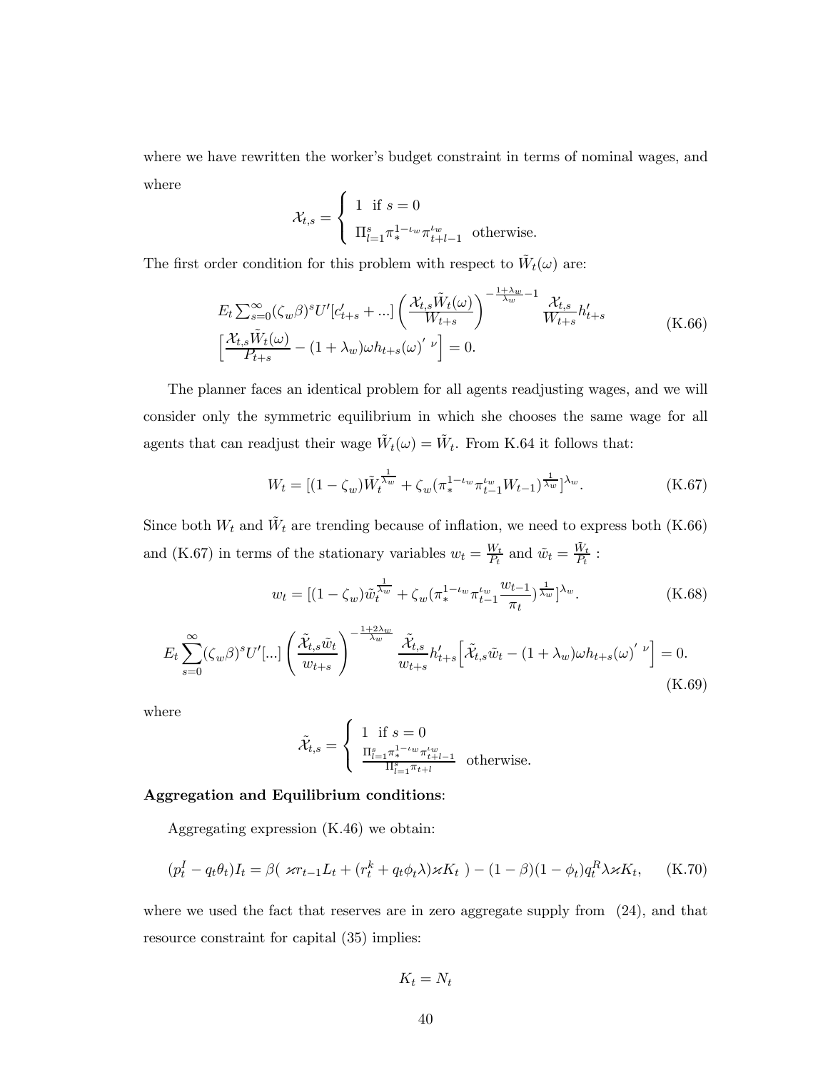where we have rewritten the worker's budget constraint in terms of nominal wages, and where

$$\mathcal{X}_{t,s} = \begin{cases} 1 \text{ if } s = 0 \\ \Pi_{l=1}^{s} \pi_*^{1-\iota_w} \pi_{t+l-1}^{\iota_w} \text{ otherwise.} \end{cases}$$

The first order condition for this problem with respect to $\tilde{W}_t(\omega)$ are:

$$E_t \sum_{s=0}^{\infty} (\zeta_w \beta)^s U'[c'_{t+s} + ...] \left( \frac{\mathcal{X}_{t,s} \tilde{W}_t(\omega)}{W_{t+s}} \right)^{-\frac{1+\lambda_w}{\lambda_w} - 1} \frac{\mathcal{X}_{t,s}}{W_{t+s}} h'_{t+s} \left[ \frac{\mathcal{X}_{t,s} \tilde{W}_t(\omega)}{P_{t+s}} - (1+\lambda_w) \omega h_{t+s}(\omega)^{'\ \nu} \right] = 0. \tag{K.66}$$

The planner faces an identical problem for all agents readjusting wages, and we will consider only the symmetric equilibrium in which she chooses the same wage for all agents that can readjust their wage $\tilde{W}_t(\omega) = \tilde{W}_t$. From K.64 it follows that:

$$W_t = [(1-\zeta_w) \tilde{W}_t^{\frac{1}{\lambda_w}} + \zeta_w (\pi_*^{1-\iota_w} \pi_{t-1}^{\iota_w} W_{t-1})^{\frac{1}{\lambda_w}}]^{\lambda_w}. \tag{K.67}$$

Since both $W_t$ and $\tilde{W}_t$ are trending because of inflation, we need to express both (K.66) and (K.67) in terms of the stationary variables $w_t = \frac{W_t}{P_t}$ and $\tilde{w}_t = \frac{\tilde{W}_t}{P_t}$ :

$$w_t = [(1-\zeta_w) \tilde{w}_t^{\frac{1}{\lambda_w}} + \zeta_w (\pi_*^{1-\iota_w} \pi_{t-1}^{\iota_w} \frac{w_{t-1}}{\pi_t})^{\frac{1}{\lambda_w}}]^{\lambda_w}. \tag{K.68}$$

$$E_t \sum_{s=0}^{\infty} (\zeta_w \beta)^s U'[...] \left( \frac{\tilde{\mathcal{X}}_{t,s} \tilde{w}_t}{w_{t+s}} \right)^{-\frac{1+2\lambda_w}{\lambda_w}} \frac{\tilde{\mathcal{X}}_{t,s}}{w_{t+s}} h'_{t+s} \Big[ \tilde{\mathcal{X}}_{t,s} \tilde{w}_t - (1+\lambda_w) \omega h_{t+s}(\omega)^{'\ \nu} \Big] = 0. \tag{K.69}$$

where

$$\tilde{\mathcal{X}}_{t,s} = \begin{cases} 1 \text{ if } s = 0 \\ \frac{\Pi_{l=1}^{s} \pi_*^{1-\iota_w} \pi_{t+l-1}^{\iota_w}}{\Pi_{l=1}^{s} \pi_{t+l}} \text{ otherwise.} \end{cases}$$

**Aggregation and Equilibrium conditions**:

Aggregating expression (K.46) we obtain:

$$(p_t^I - q_t \theta_t) I_t = \beta( \varkappa r_{t-1} L_t + (r_t^k + q_t \phi_t \lambda) \varkappa K_t ) - (1-\beta)(1-\phi_t) q_t^R \lambda \varkappa K_t, \tag{K.70}$$

where we used the fact that reserves are in zero aggregate supply from (24), and that resource constraint for capital (35) implies:

$$K_t = N_t$$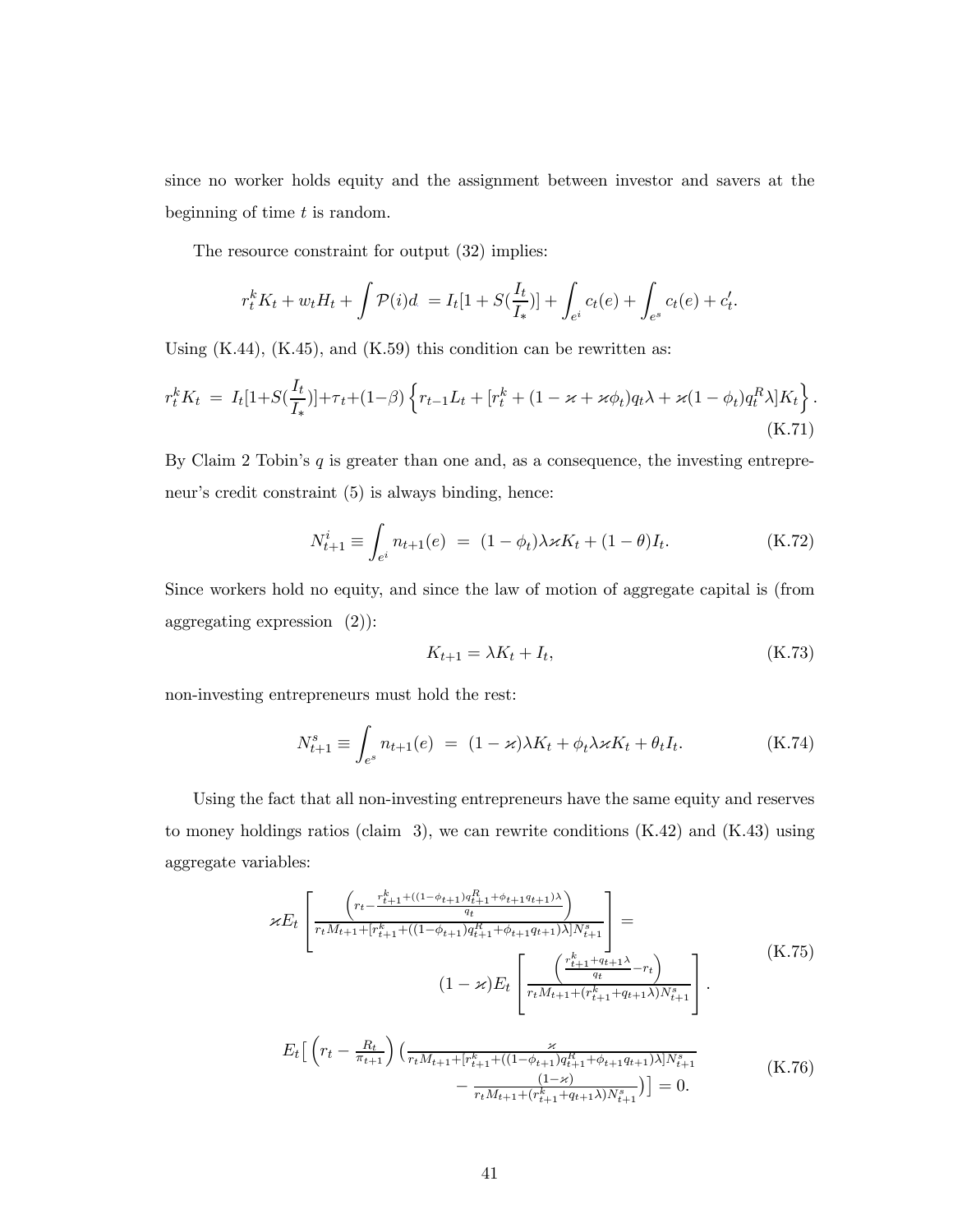since no worker holds equity and the assignment between investor and savers at the beginning of time $t$ is random.

The resource constraint for output (32) implies:

$$r_t^k K_t + w_t H_t + \int \mathcal{P}(i)d. = I_t[1 + S(\frac{I_t}{I_*})] + \int_{e^i} c_t(e) + \int_{e^s} c_t(e) + c_t'.$$

Using (K.44), (K.45), and (K.59) this condition can be rewritten as:

$$r_t^k K_t = I_t[1+S(\frac{I_t}{I_*})]+\tau_t+(1-\beta)\left\{r_{t-1}L_t + [r_t^k + (1-\varkappa+\varkappa\phi_t)q_t\lambda + \varkappa(1-\phi_t)q_t^R\lambda]K_t\right\}. \tag{K.71}$$

By Claim 2 Tobin's $q$ is greater than one and, as a consequence, the investing entrepreneur's credit constraint (5) is always binding, hence:

$$N_{t+1}^i \equiv \int_{e^i} n_{t+1}(e) = (1-\phi_t)\lambda\varkappa K_t + (1-\theta)I_t. \tag{K.72}$$

Since workers hold no equity, and since the law of motion of aggregate capital is (from aggregating expression (2)):

$$K_{t+1} = \lambda K_t + I_t, \tag{K.73}$$

non-investing entrepreneurs must hold the rest:

$$N_{t+1}^s \equiv \int_{e^s} n_{t+1}(e) = (1-\varkappa)\lambda K_t + \phi_t\lambda\varkappa K_t + \theta_t I_t. \tag{K.74}$$

Using the fact that all non-investing entrepreneurs have the same equity and reserves to money holdings ratios (claim 3), we can rewrite conditions (K.42) and (K.43) using aggregate variables:

$$\varkappa E_t\left[\frac{\left(r_t - \frac{r_{t+1}^k + ((1-\phi_{t+1})q_{t+1}^R + \phi_{t+1}q_{t+1})\lambda}{q_t}\right)}{r_t M_{t+1} + [r_{t+1}^k + ((1-\phi_{t+1})q_{t+1}^R + \phi_{t+1}q_{t+1})\lambda]N_{t+1}^s}\right] = (1-\varkappa)E_t\left[\frac{\left(\frac{r_{t+1}^k + q_{t+1}\lambda}{q_t} - r_t\right)}{r_t M_{t+1} + (r_{t+1}^k + q_{t+1}\lambda)N_{t+1}^s}\right]. \tag{K.75}$$

$$E_t\Big[\left(r_t - \frac{R_t}{\pi_{t+1}}\right)\Big(\frac{\varkappa}{r_t M_{t+1} + [r_{t+1}^k + ((1-\phi_{t+1})q_{t+1}^R + \phi_{t+1}q_{t+1})\lambda]N_{t+1}^s} - \frac{(1-\varkappa)}{r_t M_{t+1} + (r_{t+1}^k + q_{t+1}\lambda)N_{t+1}^s}\Big)\Big] = 0. \tag{K.76}$$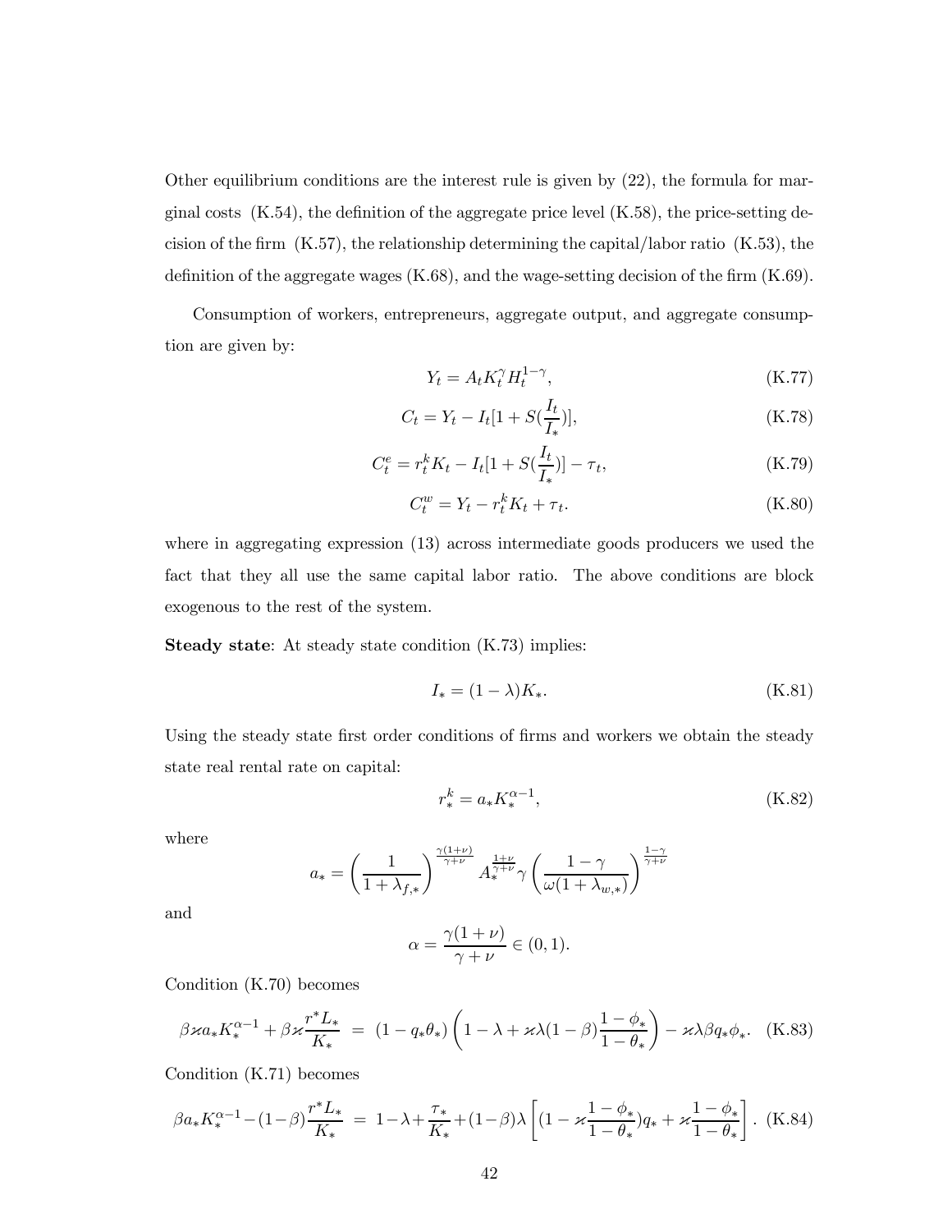Other equilibrium conditions are the interest rule is given by (22), the formula for marginal costs (K.54), the definition of the aggregate price level (K.58), the price-setting decision of the firm (K.57), the relationship determining the capital/labor ratio (K.53), the definition of the aggregate wages (K.68), and the wage-setting decision of the firm (K.69).

Consumption of workers, entrepreneurs, aggregate output, and aggregate consumption are given by:

$$Y_t = A_t K_t^{\gamma} H_t^{1-\gamma}, \tag{K.77}$$

$$C_t = Y_t - I_t[1 + S(\frac{I_t}{I_*})], \tag{K.78}$$

$$C_t^e = r_t^k K_t - I_t[1 + S(\frac{I_t}{I_*})] - \tau_t, \tag{K.79}$$

$$C_t^w = Y_t - r_t^k K_t + \tau_t. \tag{K.80}$$

where in aggregating expression (13) across intermediate goods producers we used the fact that they all use the same capital labor ratio. The above conditions are block exogenous to the rest of the system.

**Steady state**: At steady state condition (K.73) implies:

$$I_* = (1-\lambda)K_*. \tag{K.81}$$

Using the steady state first order conditions of firms and workers we obtain the steady state real rental rate on capital:

$$r_*^k = a_* K_*^{\alpha-1}, \tag{K.82}$$

where

$$a_* = \left(\frac{1}{1+\lambda_{f,*}}\right)^{\frac{\gamma(1+\nu)}{\gamma+\nu}} A_*^{\frac{1+\nu}{\gamma+\nu}} \gamma \left(\frac{1-\gamma}{\omega(1+\lambda_{w,*})}\right)^{\frac{1-\gamma}{\gamma+\nu}}$$

and

$$\alpha = \frac{\gamma(1+\nu)}{\gamma+\nu} \in (0,1).$$

Condition (K.70) becomes

$$\beta\varkappa a_* K_*^{\alpha-1} + \beta\varkappa\frac{r^* L_*}{K_*} \;=\; (1-q_*\theta_*)\left(1-\lambda+\varkappa\lambda(1-\beta)\frac{1-\phi_*}{1-\theta_*}\right) - \varkappa\lambda\beta q_*\phi_*. \tag{K.83}$$

Condition (K.71) becomes

$$\beta a_* K_*^{\alpha-1} - (1-\beta)\frac{r^* L_*}{K_*} \;=\; 1-\lambda+\frac{\tau_*}{K_*}+(1-\beta)\lambda\left[(1-\varkappa\frac{1-\phi_*}{1-\theta_*})q_* + \varkappa\frac{1-\phi_*}{1-\theta_*}\right]. \tag{K.84}$$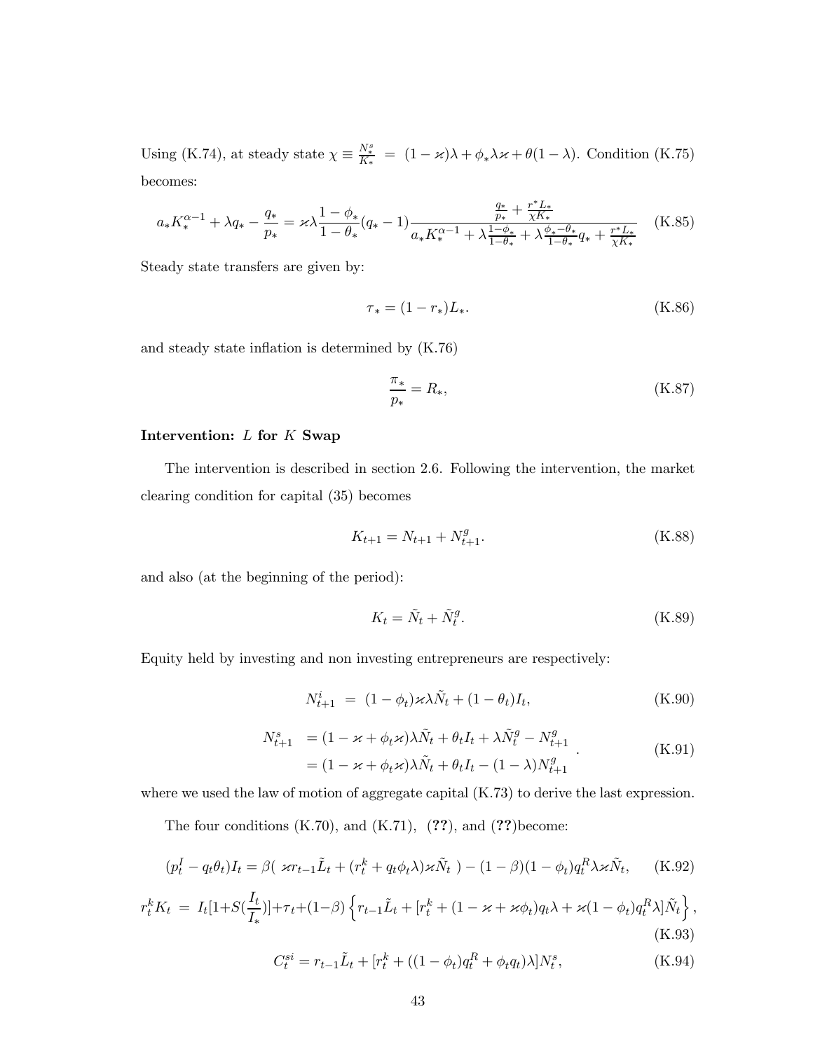Using (K.74), at steady state $\chi \equiv \frac{N^s_*}{K_*} = (1-\varkappa)\lambda + \phi_*\lambda\varkappa + \theta(1-\lambda)$. Condition (K.75) becomes:

$$a_* K_*^{\alpha-1} + \lambda q_* - \frac{q_*}{p_*} = \varkappa\lambda\frac{1-\phi_*}{1-\theta_*}(q_*-1)\frac{\frac{q_*}{p_*} + \frac{r^* L_*}{\chi K_*}}{a_* K_*^{\alpha-1} + \lambda\frac{1-\phi_*}{1-\theta_*} + \lambda\frac{\phi_* - \theta_*}{1-\theta_*}q_* + \frac{r^* L_*}{\chi K_*}} \tag{K.85}$$

Steady state transfers are given by:

$$\tau_* = (1-r_*)L_*. \tag{K.86}$$

and steady state inflation is determined by (K.76)

$$\frac{\pi_*}{p_*} = R_*, \tag{K.87}$$

**Intervention: $L$ for $K$ Swap**

The intervention is described in section 2.6. Following the intervention, the market clearing condition for capital (35) becomes

$$K_{t+1} = N_{t+1} + N^g_{t+1}. \tag{K.88}$$

and also (at the beginning of the period):

$$K_t = \tilde{N}_t + \tilde{N}^g_t. \tag{K.89}$$

Equity held by investing and non investing entrepreneurs are respectively:

$$N^i_{t+1} = (1-\phi_t)\varkappa\lambda\tilde{N}_t + (1-\theta_t)I_t, \tag{K.90}$$

$$\begin{aligned} N^s_{t+1} &= (1-\varkappa+\phi_t\varkappa)\lambda\tilde{N}_t + \theta_t I_t + \lambda\tilde{N}^g_t - N^g_{t+1} \\ &= (1-\varkappa+\phi_t\varkappa)\lambda\tilde{N}_t + \theta_t I_t - (1-\lambda)N^g_{t+1} \end{aligned}. \tag{K.91}$$

where we used the law of motion of aggregate capital (K.73) to derive the last expression.

The four conditions (K.70), and (K.71), (**??**), and (**??**)become:

$$(p^I_t - q_t\theta_t)I_t = \beta(\ \varkappa r_{t-1}\tilde{L}_t + (r^k_t + q_t\phi_t\lambda)\varkappa\tilde{N}_t\ ) - (1-\beta)(1-\phi_t)q^R_t\lambda\varkappa\tilde{N}_t, \tag{K.92}$$

$$r^k_t K_t = I_t[1+S(\frac{I_t}{I_*})] + \tau_t + (1-\beta)\left\{r_{t-1}\tilde{L}_t + [r^k_t + (1-\varkappa+\varkappa\phi_t)q_t\lambda + \varkappa(1-\phi_t)q^R_t\lambda]\tilde{N}_t\right\}, \tag{K.93}$$

$$C^{si}_t = r_{t-1}\tilde{L}_t + [r^k_t + ((1-\phi_t)q^R_t + \phi_t q_t)\lambda]N^s_t, \tag{K.94}$$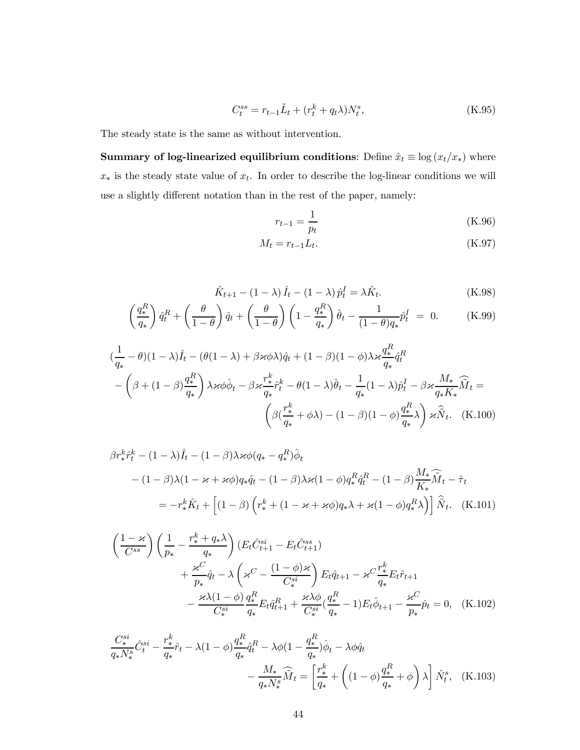$$C_t^{ss} = r_{t-1}\tilde{L}_t + (r_t^k + q_t\lambda)N_t^s, \tag{K.95}$$

The steady state is the same as without intervention.

**Summary of log-linearized equilibrium conditions**: Define $\hat{x}_t \equiv \log(x_t/x_*)$ where $x_*$ is the steady state value of $x_t$. In order to describe the log-linear conditions we will use a slightly different notation than in the rest of the paper, namely:

$$r_{t-1} = \frac{1}{p_t} \tag{K.96}$$

$$M_t = r_{t-1}L_t. \tag{K.97}$$

$$\hat{K}_{t+1} - (1-\lambda)\hat{I}_t - (1-\lambda)\hat{p}_t^I = \lambda\hat{K}_t. \tag{K.98}$$

$$\left(\frac{q_*^R}{q_*}\right)\hat{q}_t^R + \left(\frac{\theta}{1-\theta}\right)\hat{q}_t + \left(\frac{\theta}{1-\theta}\right)\left(1-\frac{q_*^R}{q_*}\right)\hat{\theta}_t - \frac{1}{(1-\theta)q_*}\hat{p}_t^I = 0. \tag{K.99}$$

$$\begin{aligned}
&(\frac{1}{q_*}-\theta)(1-\lambda)\hat{I}_t - (\theta(1-\lambda)+\beta\varkappa\phi\lambda)\hat{q}_t + (1-\beta)(1-\phi)\lambda\varkappa\frac{q_*^R}{q_*}\hat{q}_t^R \\
&- \left(\beta+(1-\beta)\frac{q_*^R}{q_*}\right)\lambda\varkappa\phi\hat{\phi}_t - \beta\varkappa\frac{r_*^k}{q_*}\hat{r}_t^k - \theta(1-\lambda)\hat{\theta}_t - \frac{1}{q_*}(1-\lambda)\hat{p}_t^I - \beta\varkappa\frac{M_*}{q_*K_*}\widehat{\widetilde{M}}_t = \\
&\qquad \left(\beta(\frac{r_*^k}{q_*}+\phi\lambda)-(1-\beta)(1-\phi)\frac{q_*^R}{q_*}\lambda\right)\varkappa\widehat{\widetilde{N}}_t.
\end{aligned} \tag{K.100}$$

$$\begin{aligned}
&\beta r_*^k\hat{r}_t^k - (1-\lambda)\hat{I}_t - (1-\beta)\lambda\varkappa\phi(q_*-q_*^R)\hat{\phi}_t \\
&- (1-\beta)\lambda(1-\varkappa+\varkappa\phi)q_*\hat{q}_t - (1-\beta)\lambda\varkappa(1-\phi)q_*^R\hat{q}_t^R - (1-\beta)\frac{M_*}{K_*}\widehat{\widetilde{M}}_t - \hat{\tau}_t \\
&= -r_*^k\hat{K}_t + \left[(1-\beta)\left(r_*^k+(1-\varkappa+\varkappa\phi)q_*\lambda+\varkappa(1-\phi)q_*^R\lambda\right)\right]\widehat{\widetilde{N}}_t.
\end{aligned} \tag{K.101}$$

$$\begin{aligned}
&\left(\frac{1-\varkappa}{C^{ss}}\right)\left(\frac{1}{p_*}-\frac{r_*^k+q_*\lambda}{q_*}\right)(E_t\hat{C}_{t+1}^{si}-E_t\hat{C}_{t+1}^{ss}) \\
&+ \frac{\varkappa^C}{p_*}\hat{q}_t - \lambda\left(\varkappa^C - \frac{(1-\phi)\varkappa}{C_*^{si}}\right)E_t\hat{q}_{t+1} - \varkappa^C\frac{r_*^k}{q_*}E_t\hat{r}_{t+1} \\
&- \frac{\varkappa\lambda(1-\phi)}{C_*^{si}}\frac{q_*^R}{q_*}E_t\hat{q}_{t+1}^R + \frac{\varkappa\lambda\phi}{C_*^{si}}(\frac{q_*^R}{q_*}-1)E_t\hat{\phi}_{t+1} - \frac{\varkappa^C}{p_*}\hat{p}_t = 0,
\end{aligned} \tag{K.102}$$

$$\begin{aligned}
&\frac{C_*^{si}}{q_*N_*^s}\hat{C}_t^{si} - \frac{r_*^k}{q_*}\hat{r}_t - \lambda(1-\phi)\frac{q_*^R}{q_*}\hat{q}_t^R - \lambda\phi(1-\frac{q_*^R}{q_*})\hat{\phi}_t - \lambda\phi\hat{q}_t \\
&- \frac{M_*}{q_*N_*^s}\widehat{\widetilde{M}}_t = \left[\frac{r_*^k}{q_*}+\left((1-\phi)\frac{q_*^R}{q_*}+\phi\right)\lambda\right]\hat{N}_t^s,
\end{aligned} \tag{K.103}$$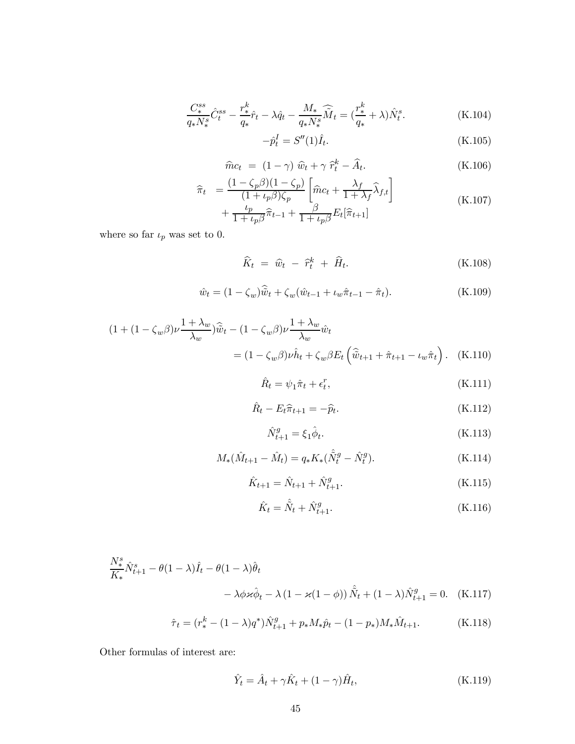$$\frac{C_*^{ss}}{q_* N_*^s}\hat{C}_t^{ss} - \frac{r_*^k}{q_*}\hat{r}_t - \lambda \hat{q}_t - \frac{M_*}{q_* N_*^s}\widehat{\widetilde{M}}_t = (\frac{r_*^k}{q_*} + \lambda)\hat{N}_t^s. \tag{K.104}$$

$$-\hat{p}_t^I = S''(1)\hat{I}_t. \tag{K.105}$$

$$\widehat{m}c_t \ = \ (1-\gamma)\ \widehat{w}_t + \gamma\ \widehat{r}_t^k - \widehat{A}_t. \tag{K.106}$$

$$\begin{aligned}\widehat{\pi}_t \ &= \frac{(1-\zeta_p\beta)(1-\zeta_p)}{(1+\iota_p\beta)\zeta_p}\left[\widehat{m}c_t + \frac{\lambda_f}{1+\lambda_f}\widehat{\lambda}_{f,t}\right] \\ &+ \frac{\iota_p}{1+\iota_p\beta}\widehat{\pi}_{t-1} + \frac{\beta}{1+\iota_p\beta}E_t[\widehat{\pi}_{t+1}]\end{aligned} \tag{K.107}$$

where so far $\iota_p$ was set to 0.

$$\widehat{K}_t \ = \ \widehat{w}_t \ - \ \widehat{r}_t^k \ + \ \widehat{H}_t. \tag{K.108}$$

$$\hat{w}_t = (1-\zeta_w)\widehat{\widetilde{w}}_t + \zeta_w(\hat{w}_{t-1} + \iota_w\hat{\pi}_{t-1} - \hat{\pi}_t). \tag{K.109}$$

$$\begin{aligned}(1+(1-\zeta_w\beta)\nu\frac{1+\lambda_w}{\lambda_w})\widehat{\widetilde{w}}_t - (1-\zeta_w\beta)\nu\frac{1+\lambda_w}{\lambda_w}\hat{w}_t \\ = (1-\zeta_w\beta)\nu\hat{h}_t + \zeta_w\beta E_t\left(\widehat{\widetilde{w}}_{t+1} + \hat{\pi}_{t+1} - \iota_w\hat{\pi}_t\right).\end{aligned} \tag{K.110}$$

$$\hat{R}_t = \psi_1\hat{\pi}_t + \epsilon_t^r, \tag{K.111}$$

$$\hat{R}_t - E_t\widehat{\pi}_{t+1} = -\widehat{p}_t. \tag{K.112}$$

$$\hat{N}_{t+1}^g = \xi_1\hat{\phi}_t. \tag{K.113}$$

$$M_*(\hat{M}_{t+1} - \hat{M}_t) = q_* K_*(\hat{\tilde{N}}_t^g - \hat{N}_t^g). \tag{K.114}$$

$$\hat{K}_{t+1} = \hat{N}_{t+1} + \hat{N}_{t+1}^g. \tag{K.115}$$

$$\hat{K}_t = \hat{\tilde{N}}_t + \hat{N}_{t+1}^g. \tag{K.116}$$

$$\begin{aligned}\frac{N_*^s}{K_*}\hat{N}_{t+1}^s - \theta(1-\lambda)\hat{I}_t - \theta(1-\lambda)\hat{\theta}_t \\ - \lambda\phi\varkappa\hat{\phi}_t - \lambda\left(1-\varkappa(1-\phi)\right)\hat{\tilde{N}}_t + (1-\lambda)\hat{N}_{t+1}^g = 0.\end{aligned} \tag{K.117}$$

$$\hat{\tau}_t = (r_*^k - (1-\lambda)q^*)\hat{N}_{t+1}^g + p_* M_*\hat{p}_t - (1-p_*)M_*\hat{M}_{t+1}. \tag{K.118}$$

Other formulas of interest are:

$$\hat{Y}_t = \hat{A}_t + \gamma\hat{K}_t + (1-\gamma)\hat{H}_t, \tag{K.119}$$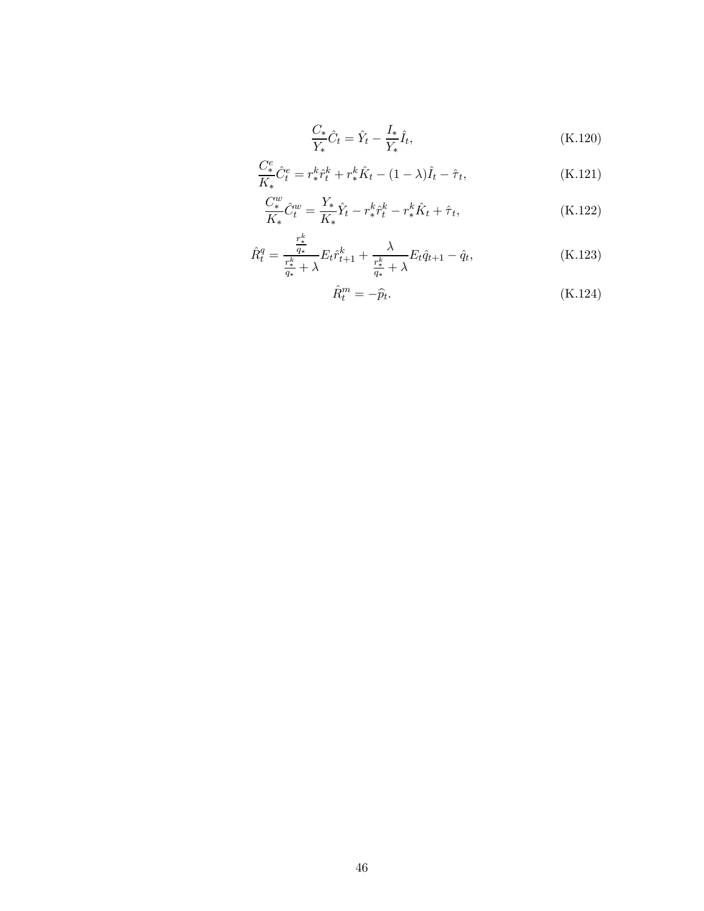$$\frac{C_*}{Y_*}\hat{C}_t = \hat{Y}_t - \frac{I_*}{Y_*}\hat{I}_t, \tag{K.120}$$

$$\frac{C^e_*}{K_*}\hat{C}^e_t = r^k_*\hat{r}^k_t + r^k_*\hat{K}_t - (1-\lambda)\hat{I}_t - \hat{\tau}_t, \tag{K.121}$$

$$\frac{C^w_*}{K_*}\hat{C}^w_t = \frac{Y_*}{K_*}\hat{Y}_t - r^k_*\hat{r}^k_t - r^k_*\hat{K}_t + \hat{\tau}_t, \tag{K.122}$$

$$\hat{R}^q_t = \frac{\frac{r^k_*}{q_*}}{\frac{r^k_*}{q_*} + \lambda} E_t\hat{r}^k_{t+1} + \frac{\lambda}{\frac{r^k_*}{q_*} + \lambda} E_t\hat{q}_{t+1} - \hat{q}_t, \tag{K.123}$$

$$\hat{R}^m_t = -\widehat{p}_t. \tag{K.124}$$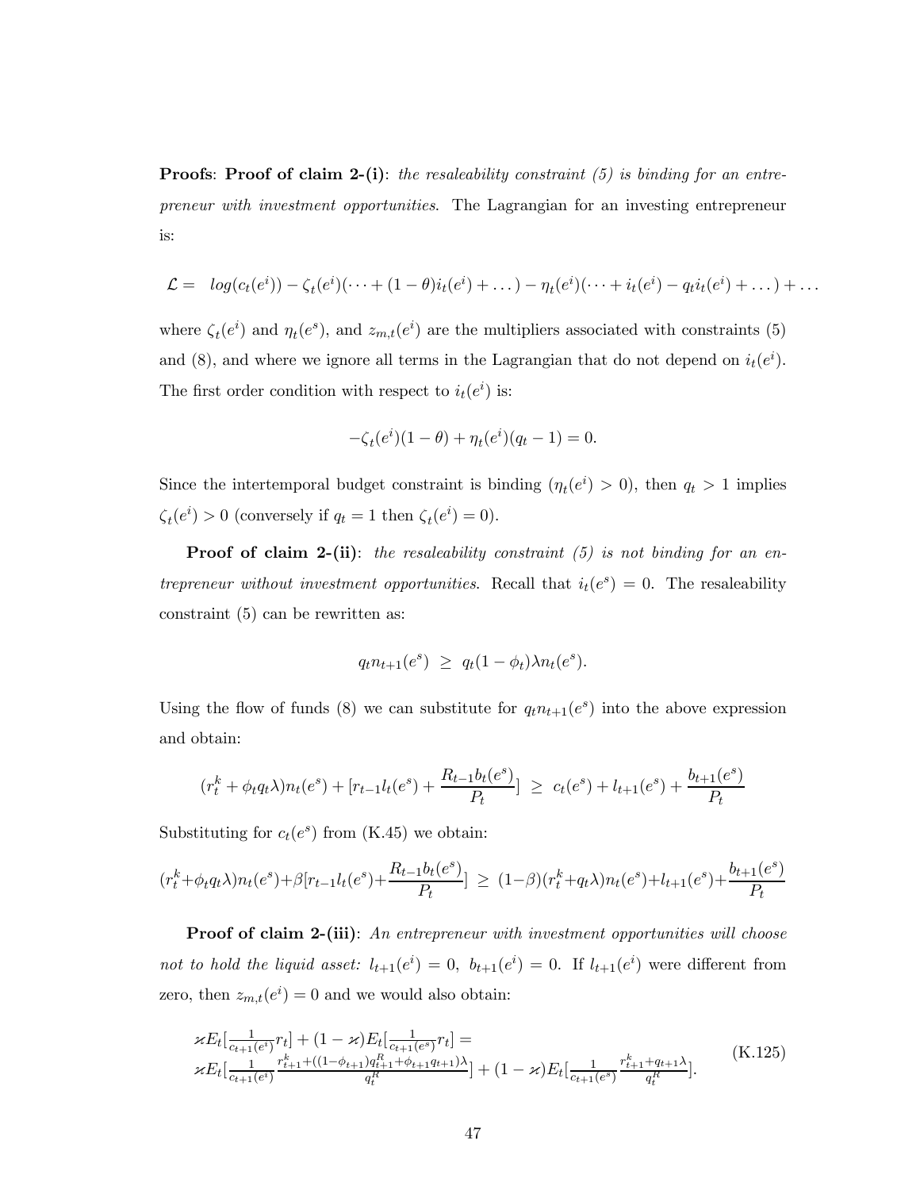**Proofs**: **Proof of claim 2-(i)**: *the resaleability constraint (5) is binding for an entrepreneur with investment opportunities*. The Lagrangian for an investing entrepreneur is:

$$\mathcal{L} = \ log(c_t(e^i)) - \zeta_t(e^i)(\dots + (1-\theta)i_t(e^i) + \dots) - \eta_t(e^i)(\dots + i_t(e^i) - q_t i_t(e^i) + \dots) + \dots$$

where $\zeta_t(e^i)$ and $\eta_t(e^s)$, and $z_{m,t}(e^i)$ are the multipliers associated with constraints (5) and (8), and where we ignore all terms in the Lagrangian that do not depend on $i_t(e^i)$. The first order condition with respect to $i_t(e^i)$ is:

$$-\zeta_t(e^i)(1-\theta) + \eta_t(e^i)(q_t - 1) = 0.$$

Since the intertemporal budget constraint is binding ($\eta_t(e^i) > 0$), then $q_t > 1$ implies $\zeta_t(e^i) > 0$ (conversely if $q_t = 1$ then $\zeta_t(e^i) = 0$).

**Proof of claim 2-(ii)**: *the resaleability constraint (5) is not binding for an entrepreneur without investment opportunities*. Recall that $i_t(e^s) = 0$. The resaleability constraint (5) can be rewritten as:

$$q_t n_{t+1}(e^s) \ \geq \ q_t(1-\phi_t)\lambda n_t(e^s).$$

Using the flow of funds (8) we can substitute for $q_t n_{t+1}(e^s)$ into the above expression and obtain:

$$(r_t^k + \phi_t q_t \lambda) n_t(e^s) + [r_{t-1} l_t(e^s) + \frac{R_{t-1} b_t(e^s)}{P_t}] \ \geq \ c_t(e^s) + l_{t+1}(e^s) + \frac{b_{t+1}(e^s)}{P_t}$$

Substituting for $c_t(e^s)$ from (K.45) we obtain:

$$(r_t^k + \phi_t q_t \lambda) n_t(e^s) + \beta[r_{t-1} l_t(e^s) + \frac{R_{t-1} b_t(e^s)}{P_t}] \ \geq \ (1-\beta)(r_t^k + q_t\lambda) n_t(e^s) + l_{t+1}(e^s) + \frac{b_{t+1}(e^s)}{P_t}$$

**Proof of claim 2-(iii)**: *An entrepreneur with investment opportunities will choose not to hold the liquid asset: $l_{t+1}(e^i) = 0$, $b_{t+1}(e^i) = 0$.* If $l_{t+1}(e^i)$ were different from zero, then $z_{m,t}(e^i) = 0$ and we would also obtain:

$$\begin{aligned} &\varkappa E_t[\tfrac{1}{c_{t+1}(e^i)} r_t] + (1-\varkappa) E_t[\tfrac{1}{c_{t+1}(e^s)} r_t] = \\ &\varkappa E_t[\tfrac{1}{c_{t+1}(e^i)} \tfrac{r_{t+1}^k + ((1-\phi_{t+1}) q_{t+1}^R + \phi_{t+1} q_{t+1})\lambda}{q_t^R}] + (1-\varkappa) E_t[\tfrac{1}{c_{t+1}(e^s)} \tfrac{r_{t+1}^k + q_{t+1}\lambda}{q_t^R}]. \end{aligned} \tag{K.125}$$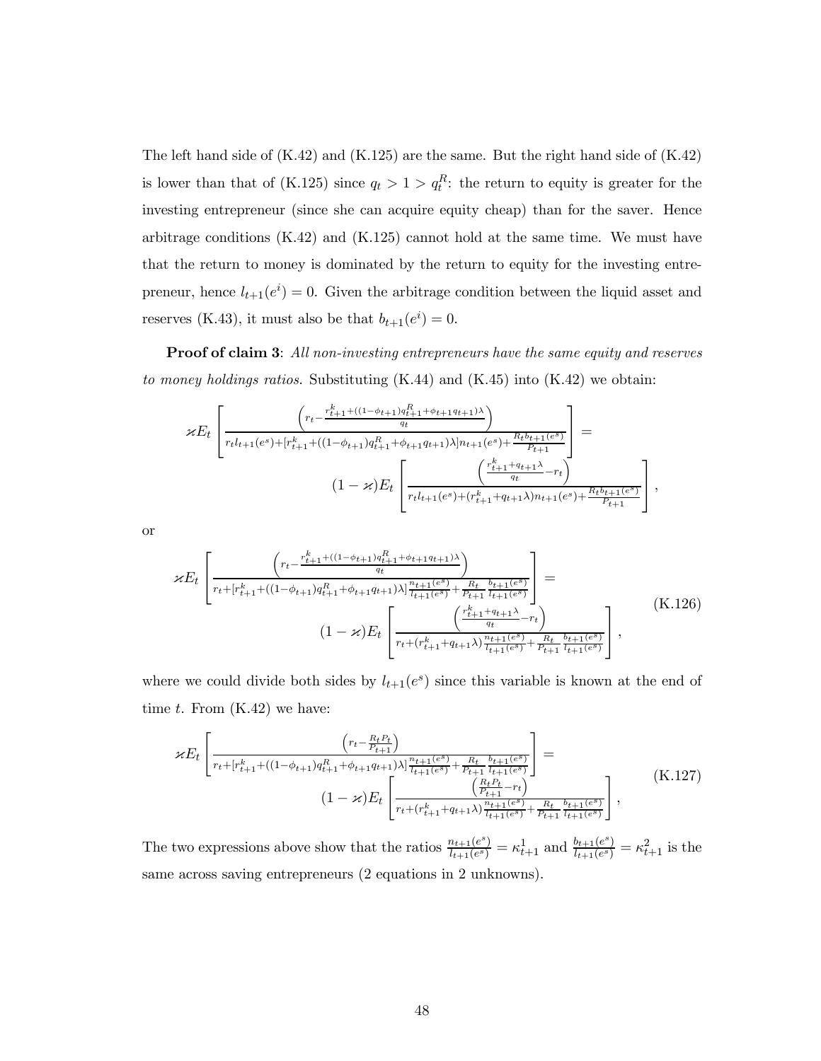The left hand side of (K.42) and (K.125) are the same. But the right hand side of (K.42) is lower than that of (K.125) since $q_t > 1 > q_t^R$: the return to equity is greater for the investing entrepreneur (since she can acquire equity cheap) than for the saver. Hence arbitrage conditions (K.42) and (K.125) cannot hold at the same time. We must have that the return to money is dominated by the return to equity for the investing entrepreneur, hence $l_{t+1}(e^i) = 0$. Given the arbitrage condition between the liquid asset and reserves (K.43), it must also be that $b_{t+1}(e^i) = 0$.

**Proof of claim 3**: *All non-investing entrepreneurs have the same equity and reserves to money holdings ratios.* Substituting (K.44) and (K.45) into (K.42) we obtain:

$$
\varkappa E_t \left[ \frac{\left( r_t - \frac{r_{t+1}^k + ((1-\phi_{t+1})q_{t+1}^R + \phi_{t+1} q_{t+1})\lambda}{q_t} \right)}{r_t l_{t+1}(e^s) + [r_{t+1}^k + ((1-\phi_{t+1})q_{t+1}^R + \phi_{t+1} q_{t+1})\lambda] n_{t+1}(e^s) + \frac{R_t b_{t+1}(e^s)}{P_{t+1}}} \right] =
$$
$$
(1-\varkappa) E_t \left[ \frac{\left( \frac{r_{t+1}^k + q_{t+1}\lambda}{q_t} - r_t \right)}{r_t l_{t+1}(e^s) + (r_{t+1}^k + q_{t+1}\lambda) n_{t+1}(e^s) + \frac{R_t b_{t+1}(e^s)}{P_{t+1}}} \right],
$$

or

$$
\varkappa E_t \left[ \frac{\left( r_t - \frac{r_{t+1}^k + ((1-\phi_{t+1})q_{t+1}^R + \phi_{t+1} q_{t+1})\lambda}{q_t} \right)}{r_t + [r_{t+1}^k + ((1-\phi_{t+1})q_{t+1}^R + \phi_{t+1} q_{t+1})\lambda] \frac{n_{t+1}(e^s)}{l_{t+1}(e^s)} + \frac{R_t}{P_{t+1}} \frac{b_{t+1}(e^s)}{l_{t+1}(e^s)}} \right] =
$$
$$
(1-\varkappa) E_t \left[ \frac{\left( \frac{r_{t+1}^k + q_{t+1}\lambda}{q_t} - r_t \right)}{r_t + (r_{t+1}^k + q_{t+1}\lambda) \frac{n_{t+1}(e^s)}{l_{t+1}(e^s)} + \frac{R_t}{P_{t+1}} \frac{b_{t+1}(e^s)}{l_{t+1}(e^s)}} \right], \tag{K.126}
$$

where we could divide both sides by $l_{t+1}(e^s)$ since this variable is known at the end of time $t$. From (K.42) we have:

$$
\varkappa E_t \left[ \frac{\left( r_t - \frac{R_t P_t}{P_{t+1}} \right)}{r_t + [r_{t+1}^k + ((1-\phi_{t+1})q_{t+1}^R + \phi_{t+1} q_{t+1})\lambda] \frac{n_{t+1}(e^s)}{l_{t+1}(e^s)} + \frac{R_t}{P_{t+1}} \frac{b_{t+1}(e^s)}{l_{t+1}(e^s)}} \right] =
$$
$$
(1-\varkappa) E_t \left[ \frac{\left( \frac{R_t P_t}{P_{t+1}} - r_t \right)}{r_t + (r_{t+1}^k + q_{t+1}\lambda) \frac{n_{t+1}(e^s)}{l_{t+1}(e^s)} + \frac{R_t}{P_{t+1}} \frac{b_{t+1}(e^s)}{l_{t+1}(e^s)}} \right], \tag{K.127}
$$

The two expressions above show that the ratios $\frac{n_{t+1}(e^s)}{l_{t+1}(e^s)} = \kappa_{t+1}^1$ and $\frac{b_{t+1}(e^s)}{l_{t+1}(e^s)} = \kappa_{t+1}^2$ is the same across saving entrepreneurs (2 equations in 2 unknowns).